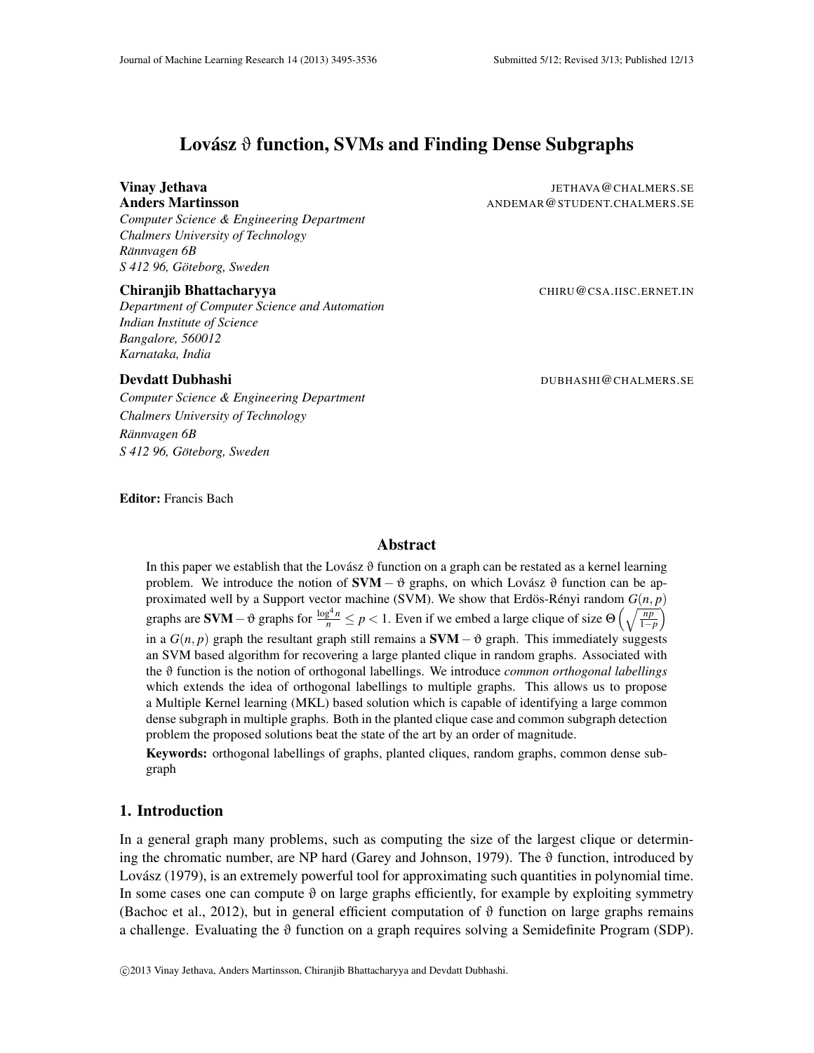# Lovász $\vartheta$ function, SVMs and Finding Dense Subgraphs

**Vinay Jethava** JETHAVA@CHALMERS.SE
**Anders Martinsson** ANDEMAR@STUDENT.CHALMERS.SE
*Computer Science & Engineering Department*
*Chalmers University of Technology*
*Rännvagen 6B*
*S 412 96, Göteborg, Sweden*

**Chiranjib Bhattacharyya** CHIRU@CSA.IISC.ERNET.IN
*Department of Computer Science and Automation*
*Indian Institute of Science*
*Bangalore, 560012*
*Karnataka, India*

**Devdatt Dubhashi** DUBHASHI@CHALMERS.SE
*Computer Science & Engineering Department*
*Chalmers University of Technology*
*Rännvagen 6B*
*S 412 96, Göteborg, Sweden*

**Editor:** Francis Bach

## Abstract

In this paper we establish that the Lovász $\vartheta$ function on a graph can be restated as a kernel learning problem. We introduce the notion of $\mathbf{SVM}-\vartheta$ graphs, on which Lovász $\vartheta$ function can be approximated well by a Support vector machine (SVM). We show that Erdös-Rényi random $G(n,p)$ graphs are $\mathbf{SVM}-\vartheta$ graphs for $\frac{\log^4 n}{n} \leq p < 1$. Even if we embed a large clique of size $\Theta\left(\sqrt{\frac{np}{1-p}}\right)$ in a $G(n,p)$ graph the resultant graph still remains a $\mathbf{SVM}-\vartheta$ graph. This immediately suggests an SVM based algorithm for recovering a large planted clique in random graphs. Associated with the $\vartheta$ function is the notion of orthogonal labellings. We introduce *common orthogonal labellings* which extends the idea of orthogonal labellings to multiple graphs. This allows us to propose a Multiple Kernel learning (MKL) based solution which is capable of identifying a large common dense subgraph in multiple graphs. Both in the planted clique case and common subgraph detection problem the proposed solutions beat the state of the art by an order of magnitude.

**Keywords:** orthogonal labellings of graphs, planted cliques, random graphs, common dense subgraph

## 1. Introduction

In a general graph many problems, such as computing the size of the largest clique or determining the chromatic number, are NP hard (Garey and Johnson, 1979). The $\vartheta$ function, introduced by Lovász (1979), is an extremely powerful tool for approximating such quantities in polynomial time. In some cases one can compute $\vartheta$ on large graphs efficiently, for example by exploiting symmetry (Bachoc et al., 2012), but in general efficient computation of $\vartheta$ function on large graphs remains a challenge. Evaluating the $\vartheta$ function on a graph requires solving a Semidefinite Program (SDP).

©2013 Vinay Jethava, Anders Martinsson, Chiranjib Bhattacharyya and Devdatt Dubhashi.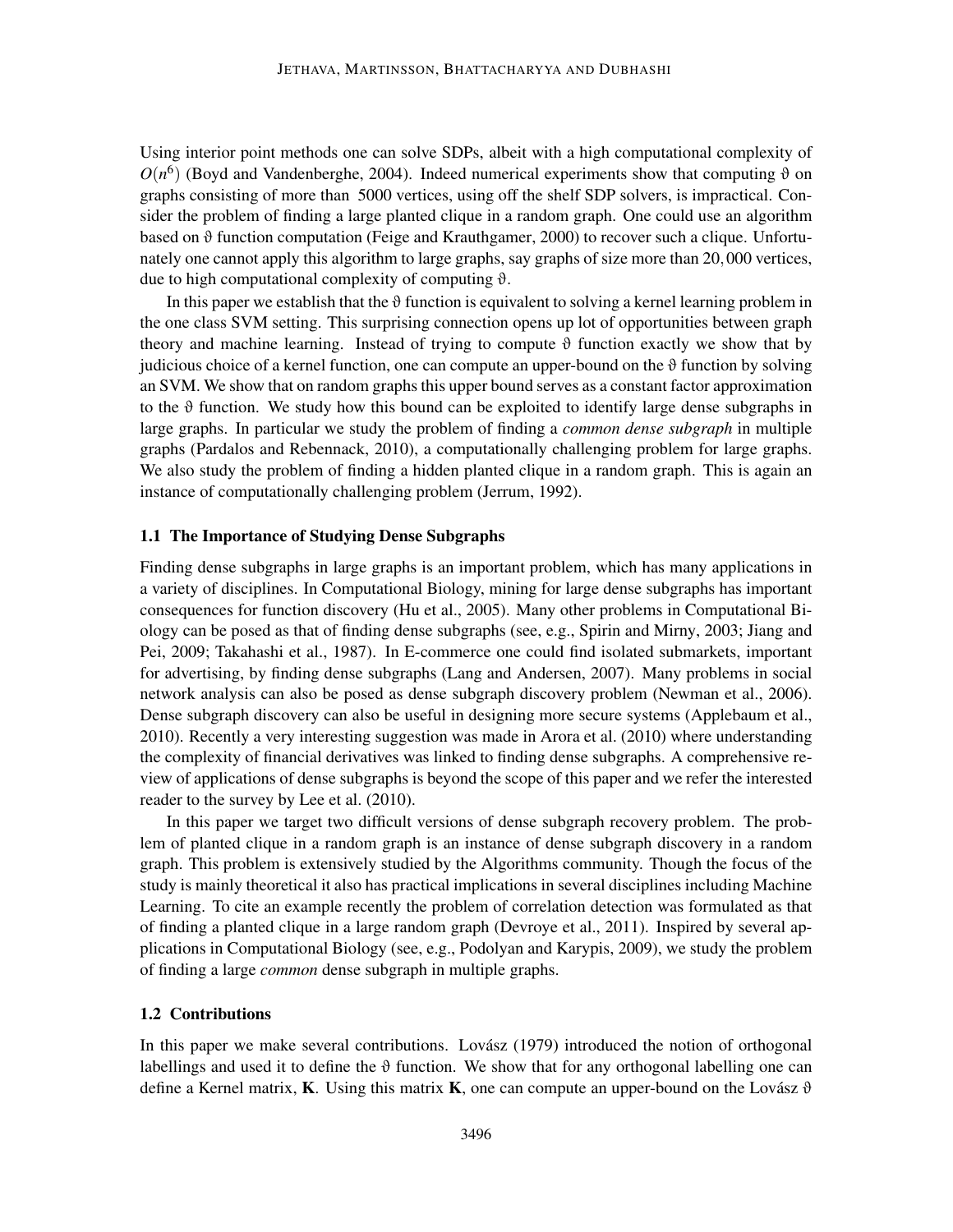Using interior point methods one can solve SDPs, albeit with a high computational complexity of $O(n^6)$ (Boyd and Vandenberghe, 2004). Indeed numerical experiments show that computing $\vartheta$ on graphs consisting of more than 5000 vertices, using off the shelf SDP solvers, is impractical. Consider the problem of finding a large planted clique in a random graph. One could use an algorithm based on $\vartheta$ function computation (Feige and Krauthgamer, 2000) to recover such a clique. Unfortunately one cannot apply this algorithm to large graphs, say graphs of size more than $20,000$ vertices, due to high computational complexity of computing $\vartheta$.

In this paper we establish that the $\vartheta$ function is equivalent to solving a kernel learning problem in the one class SVM setting. This surprising connection opens up lot of opportunities between graph theory and machine learning. Instead of trying to compute $\vartheta$ function exactly we show that by judicious choice of a kernel function, one can compute an upper-bound on the $\vartheta$ function by solving an SVM. We show that on random graphs this upper bound serves as a constant factor approximation to the $\vartheta$ function. We study how this bound can be exploited to identify large dense subgraphs in large graphs. In particular we study the problem of finding a *common dense subgraph* in multiple graphs (Pardalos and Rebennack, 2010), a computationally challenging problem for large graphs. We also study the problem of finding a hidden planted clique in a random graph. This is again an instance of computationally challenging problem (Jerrum, 1992).

### 1.1 The Importance of Studying Dense Subgraphs

Finding dense subgraphs in large graphs is an important problem, which has many applications in a variety of disciplines. In Computational Biology, mining for large dense subgraphs has important consequences for function discovery (Hu et al., 2005). Many other problems in Computational Biology can be posed as that of finding dense subgraphs (see, e.g., Spirin and Mirny, 2003; Jiang and Pei, 2009; Takahashi et al., 1987). In E-commerce one could find isolated submarkets, important for advertising, by finding dense subgraphs (Lang and Andersen, 2007). Many problems in social network analysis can also be posed as dense subgraph discovery problem (Newman et al., 2006). Dense subgraph discovery can also be useful in designing more secure systems (Applebaum et al., 2010). Recently a very interesting suggestion was made in Arora et al. (2010) where understanding the complexity of financial derivatives was linked to finding dense subgraphs. A comprehensive review of applications of dense subgraphs is beyond the scope of this paper and we refer the interested reader to the survey by Lee et al. (2010).

In this paper we target two difficult versions of dense subgraph recovery problem. The problem of planted clique in a random graph is an instance of dense subgraph discovery in a random graph. This problem is extensively studied by the Algorithms community. Though the focus of the study is mainly theoretical it also has practical implications in several disciplines including Machine Learning. To cite an example recently the problem of correlation detection was formulated as that of finding a planted clique in a large random graph (Devroye et al., 2011). Inspired by several applications in Computational Biology (see, e.g., Podolyan and Karypis, 2009), we study the problem of finding a large *common* dense subgraph in multiple graphs.

### 1.2 Contributions

In this paper we make several contributions. Lovász (1979) introduced the notion of orthogonal labellings and used it to define the $\vartheta$ function. We show that for any orthogonal labelling one can define a Kernel matrix, $\mathbf{K}$. Using this matrix $\mathbf{K}$, one can compute an upper-bound on the Lovász $\vartheta$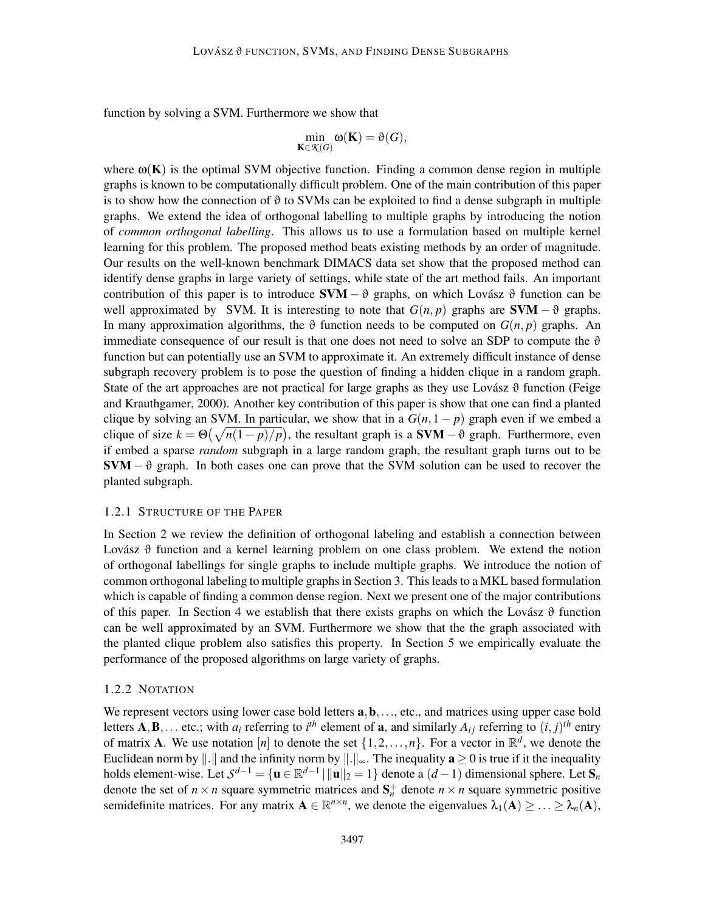function by solving a SVM. Furthermore we show that

$$\min_{\mathbf{K}\in\mathcal{K}(G)} \omega(\mathbf{K}) = \vartheta(G),$$

where $\omega(\mathbf{K})$ is the optimal SVM objective function. Finding a common dense region in multiple graphs is known to be computationally difficult problem. One of the main contribution of this paper is to show how the connection of $\vartheta$ to SVMs can be exploited to find a dense subgraph in multiple graphs. We extend the idea of orthogonal labelling to multiple graphs by introducing the notion of *common orthogonal labelling*. This allows us to use a formulation based on multiple kernel learning for this problem. The proposed method beats existing methods by an order of magnitude. Our results on the well-known benchmark DIMACS data set show that the proposed method can identify dense graphs in large variety of settings, while state of the art method fails. An important contribution of this paper is to introduce $\mathbf{SVM}-\vartheta$ graphs, on which Lovász $\vartheta$ function can be well approximated by SVM. It is interesting to note that $G(n, p)$ graphs are $\mathbf{SVM}-\vartheta$ graphs. In many approximation algorithms, the $\vartheta$ function needs to be computed on $G(n, p)$ graphs. An immediate consequence of our result is that one does not need to solve an SDP to compute the $\vartheta$ function but can potentially use an SVM to approximate it. An extremely difficult instance of dense subgraph recovery problem is to pose the question of finding a hidden clique in a random graph. State of the art approaches are not practical for large graphs as they use Lovász $\vartheta$ function (Feige and Krauthgamer, 2000). Another key contribution of this paper is show that one can find a planted clique by solving an SVM. In particular, we show that in a $G(n, 1-p)$ graph even if we embed a clique of size $k = \Theta\big(\sqrt{n(1-p)/p}\big)$, the resultant graph is a $\mathbf{SVM}-\vartheta$ graph. Furthermore, even if embed a sparse *random* subgraph in a large random graph, the resultant graph turns out to be $\mathbf{SVM}-\vartheta$ graph. In both cases one can prove that the SVM solution can be used to recover the planted subgraph.

#### 1.2.1 Structure of the Paper

In Section 2 we review the definition of orthogonal labeling and establish a connection between Lovász $\vartheta$ function and a kernel learning problem on one class problem. We extend the notion of orthogonal labellings for single graphs to include multiple graphs. We introduce the notion of common orthogonal labeling to multiple graphs in Section 3. This leads to a MKL based formulation which is capable of finding a common dense region. Next we present one of the major contributions of this paper. In Section 4 we establish that there exists graphs on which the Lovász $\vartheta$ function can be well approximated by an SVM. Furthermore we show that the the graph associated with the planted clique problem also satisfies this property. In Section 5 we empirically evaluate the performance of the proposed algorithms on large variety of graphs.

#### 1.2.2 Notation

We represent vectors using lower case bold letters $\mathbf{a}, \mathbf{b}, \ldots$, etc., and matrices using upper case bold letters $\mathbf{A}, \mathbf{B}, \ldots$ etc.; with $a_i$ referring to $i^{th}$ element of $\mathbf{a}$, and similarly $A_{ij}$ referring to $(i, j)^{th}$ entry of matrix $\mathbf{A}$. We use notation $[n]$ to denote the set $\{1, 2, \ldots, n\}$. For a vector in $\mathbb{R}^d$, we denote the Euclidean norm by $\|.\|$ and the infinity norm by $\|.\|_\infty$. The inequality $\mathbf{a} \geq 0$ is true if it the inequality holds element-wise. Let $\mathcal{S}^{d-1} = \{\mathbf{u} \in \mathbb{R}^{d-1} \,|\, \|\mathbf{u}\|_2 = 1\}$ denote a $(d-1)$ dimensional sphere. Let $\mathbf{S}_n$ denote the set of $n \times n$ square symmetric matrices and $\mathbf{S}_n^+$ denote $n \times n$ square symmetric positive semidefinite matrices. For any matrix $\mathbf{A} \in \mathbb{R}^{n\times n}$, we denote the eigenvalues $\lambda_1(\mathbf{A}) \geq \ldots \geq \lambda_n(\mathbf{A})$,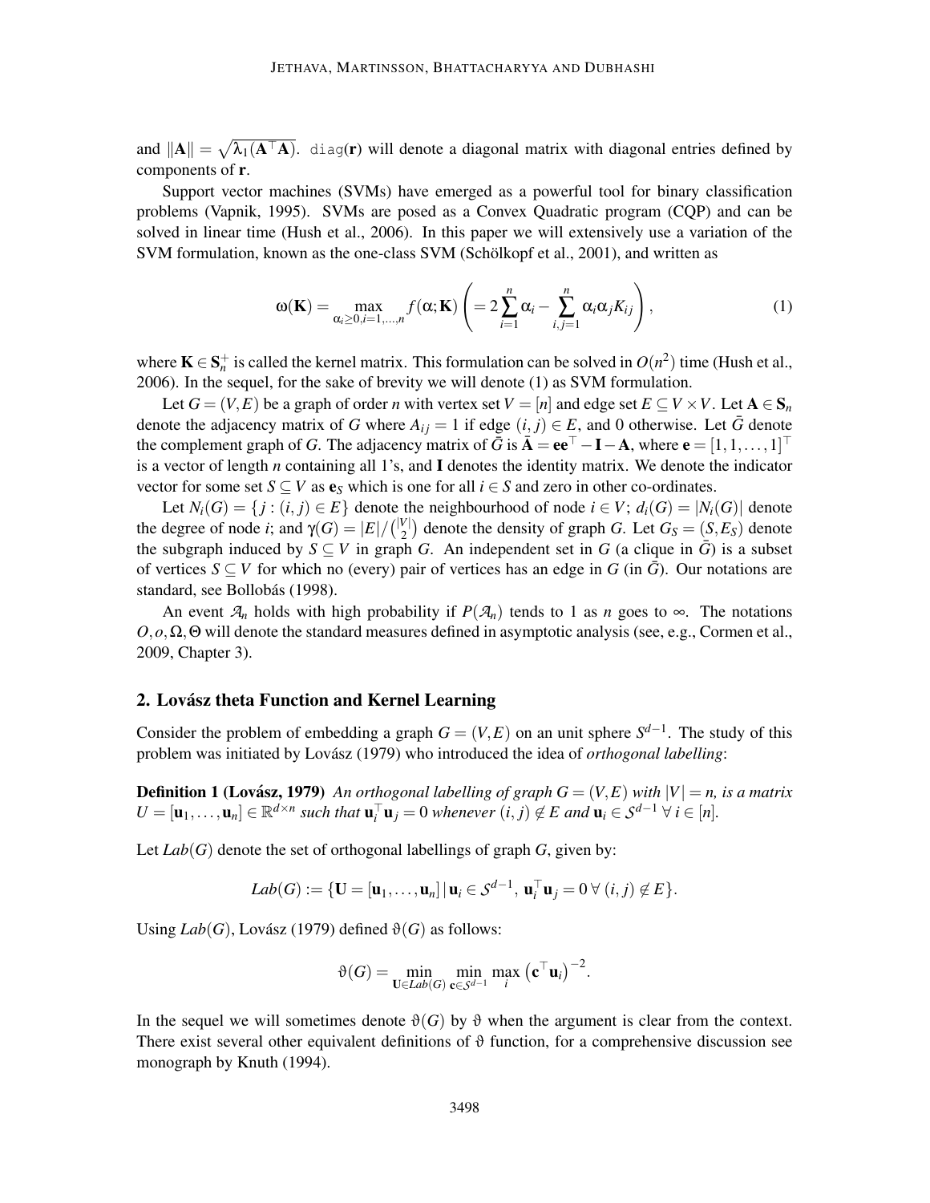and $\|\mathbf{A}\| = \sqrt{\lambda_1(\mathbf{A}^\top\mathbf{A})}$. diag($\mathbf{r}$) will denote a diagonal matrix with diagonal entries defined by components of $\mathbf{r}$.

Support vector machines (SVMs) have emerged as a powerful tool for binary classification problems (Vapnik, 1995). SVMs are posed as a Convex Quadratic program (CQP) and can be solved in linear time (Hush et al., 2006). In this paper we will extensively use a variation of the SVM formulation, known as the one-class SVM (Schölkopf et al., 2001), and written as

$$\omega(\mathbf{K}) = \max_{\alpha_i \geq 0, i=1,\ldots,n} f(\alpha;\mathbf{K}) \left( = 2\sum_{i=1}^{n} \alpha_i - \sum_{i,j=1}^{n} \alpha_i\alpha_j K_{ij} \right), \tag{1}$$

where $\mathbf{K} \in \mathbf{S}_n^+$ is called the kernel matrix. This formulation can be solved in $O(n^2)$ time (Hush et al., 2006). In the sequel, for the sake of brevity we will denote (1) as SVM formulation.

Let $G = (V,E)$ be a graph of order $n$ with vertex set $V = [n]$ and edge set $E \subseteq V \times V$. Let $\mathbf{A} \in \mathbf{S}_n$ denote the adjacency matrix of $G$ where $A_{ij} = 1$ if edge $(i,j) \in E$, and 0 otherwise. Let $\bar{G}$ denote the complement graph of $G$. The adjacency matrix of $\bar{G}$ is $\bar{\mathbf{A}} = \mathbf{e}\mathbf{e}^\top - \mathbf{I} - \mathbf{A}$, where $\mathbf{e} = [1,1,\ldots,1]^\top$ is a vector of length $n$ containing all 1's, and $\mathbf{I}$ denotes the identity matrix. We denote the indicator vector for some set $S \subseteq V$ as $\mathbf{e}_S$ which is one for all $i \in S$ and zero in other co-ordinates.

Let $N_i(G) = \{j : (i,j) \in E\}$ denote the neighbourhood of node $i \in V$; $d_i(G) = |N_i(G)|$ denote the degree of node $i$; and $\gamma(G) = |E|/\binom{|V|}{2}$ denote the density of graph $G$. Let $G_S = (S, E_S)$ denote the subgraph induced by $S \subseteq V$ in graph $G$. An independent set in $G$ (a clique in $\bar{G}$) is a subset of vertices $S \subseteq V$ for which no (every) pair of vertices has an edge in $G$ (in $\bar{G}$). Our notations are standard, see Bollobás (1998).

An event $\mathcal{A}_n$ holds with high probability if $P(\mathcal{A}_n)$ tends to 1 as $n$ goes to $\infty$. The notations $O, o, \Omega, \Theta$ will denote the standard measures defined in asymptotic analysis (see, e.g., Cormen et al., 2009, Chapter 3).

## 2. Lovász theta Function and Kernel Learning

Consider the problem of embedding a graph $G = (V,E)$ on an unit sphere $S^{d-1}$. The study of this problem was initiated by Lovász (1979) who introduced the idea of *orthogonal labelling*:

**Definition 1 (Lovász, 1979)** *An orthogonal labelling of graph $G = (V,E)$ with $|V| = n$, is a matrix $U = [\mathbf{u}_1,\ldots,\mathbf{u}_n] \in \mathbb{R}^{d\times n}$ such that $\mathbf{u}_i^\top \mathbf{u}_j = 0$ whenever $(i,j) \notin E$ and $\mathbf{u}_i \in \mathcal{S}^{d-1}\ \forall\, i \in [n]$.*

Let $Lab(G)$ denote the set of orthogonal labellings of graph $G$, given by:

$$Lab(G) := \{\mathbf{U} = [\mathbf{u}_1,\ldots,\mathbf{u}_n] \,|\, \mathbf{u}_i \in \mathcal{S}^{d-1},\ \mathbf{u}_i^\top \mathbf{u}_j = 0\ \forall\, (i,j) \notin E\}.$$

Using $Lab(G)$, Lovász (1979) defined $\vartheta(G)$ as follows:

$$\vartheta(G) = \min_{\mathbf{U}\in Lab(G)} \min_{\mathbf{c}\in\mathcal{S}^{d-1}} \max_i \left(\mathbf{c}^\top \mathbf{u}_i\right)^{-2}.$$

In the sequel we will sometimes denote $\vartheta(G)$ by $\vartheta$ when the argument is clear from the context. There exist several other equivalent definitions of $\vartheta$ function, for a comprehensive discussion see monograph by Knuth (1994).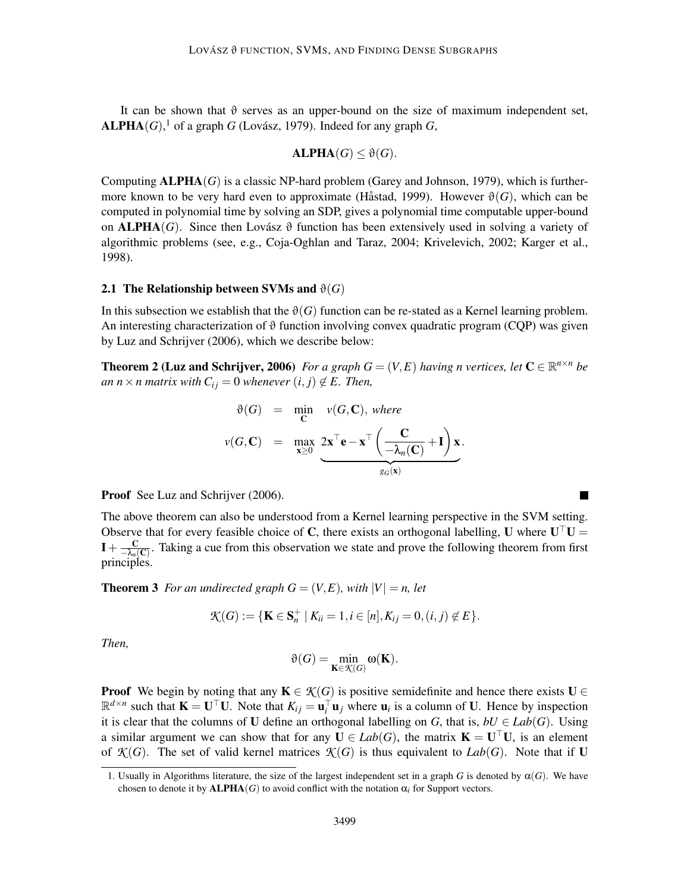It can be shown that $\vartheta$ serves as an upper-bound on the size of maximum independent set, $\mathbf{ALPHA}(G)$,[1] of a graph $G$ (Lovász, 1979). Indeed for any graph $G$,

$$\mathbf{ALPHA}(G) \leq \vartheta(G).$$

Computing $\mathbf{ALPHA}(G)$ is a classic NP-hard problem (Garey and Johnson, 1979), which is furthermore known to be very hard even to approximate (Håstad, 1999). However $\vartheta(G)$, which can be computed in polynomial time by solving an SDP, gives a polynomial time computable upper-bound on $\mathbf{ALPHA}(G)$. Since then Lovász $\vartheta$ function has been extensively used in solving a variety of algorithmic problems (see, e.g., Coja-Oghlan and Taraz, 2004; Krivelevich, 2002; Karger et al., 1998).

### 2.1 The Relationship between SVMs and $\vartheta(G)$

In this subsection we establish that the $\vartheta(G)$ function can be re-stated as a Kernel learning problem. An interesting characterization of $\vartheta$ function involving convex quadratic program (CQP) was given by Luz and Schrijver (2006), which we describe below:

**Theorem 2 (Luz and Schrijver, 2006)** *For a graph $G = (V, E)$ having $n$ vertices, let $\mathbf{C} \in \mathbb{R}^{n\times n}$ be an $n \times n$ matrix with $C_{ij} = 0$ whenever $(i, j) \notin E$. Then,*

$$\begin{aligned} \vartheta(G) &= \min_{\mathbf{C}} \quad v(G, \mathbf{C}), \text{ where} \\ v(G, \mathbf{C}) &= \max_{\mathbf{x}\geq 0} \underbrace{2\mathbf{x}^\top \mathbf{e} - \mathbf{x}^\top \left(\frac{\mathbf{C}}{-\lambda_n(\mathbf{C})} + \mathbf{I}\right)\mathbf{x}}_{g_G(\mathbf{x})}. \end{aligned}$$

**Proof** See Luz and Schrijver (2006). ∎

The above theorem can also be understood from a Kernel learning perspective in the SVM setting. Observe that for every feasible choice of $\mathbf{C}$, there exists an orthogonal labelling, $\mathbf{U}$ where $\mathbf{U}^\top\mathbf{U} = \mathbf{I} + \frac{\mathbf{C}}{-\lambda_n(\mathbf{C})}$. Taking a cue from this observation we state and prove the following theorem from first principles.

**Theorem 3** *For an undirected graph $G = (V, E)$, with $|V| = n$, let*

$$\mathcal{K}(G) := \{\mathbf{K} \in \mathbf{S}_n^+ \mid K_{ii} = 1, i \in [n], K_{ij} = 0, (i, j) \notin E\}.$$

*Then,*

$$\vartheta(G) = \min_{\mathbf{K}\in\mathcal{K}(G)} \omega(\mathbf{K}).$$

**Proof** We begin by noting that any $\mathbf{K} \in \mathcal{K}(G)$ is positive semidefinite and hence there exists $\mathbf{U} \in \mathbb{R}^{d\times n}$ such that $\mathbf{K} = \mathbf{U}^\top\mathbf{U}$. Note that $K_{ij} = \mathbf{u}_i^\top \mathbf{u}_j$ where $\mathbf{u}_i$ is a column of $\mathbf{U}$. Hence by inspection it is clear that the columns of $\mathbf{U}$ define an orthogonal labelling on $G$, that is, $bU \in Lab(G)$. Using a similar argument we can show that for any $\mathbf{U} \in Lab(G)$, the matrix $\mathbf{K} = \mathbf{U}^\top\mathbf{U}$, is an element of $\mathcal{K}(G)$. The set of valid kernel matrices $\mathcal{K}(G)$ is thus equivalent to $Lab(G)$. Note that if $\mathbf{U}$

[1] Usually in Algorithms literature, the size of the largest independent set in a graph $G$ is denoted by $\alpha(G)$. We have chosen to denote it by $\mathbf{ALPHA}(G)$ to avoid conflict with the notation $\alpha_i$ for Support vectors.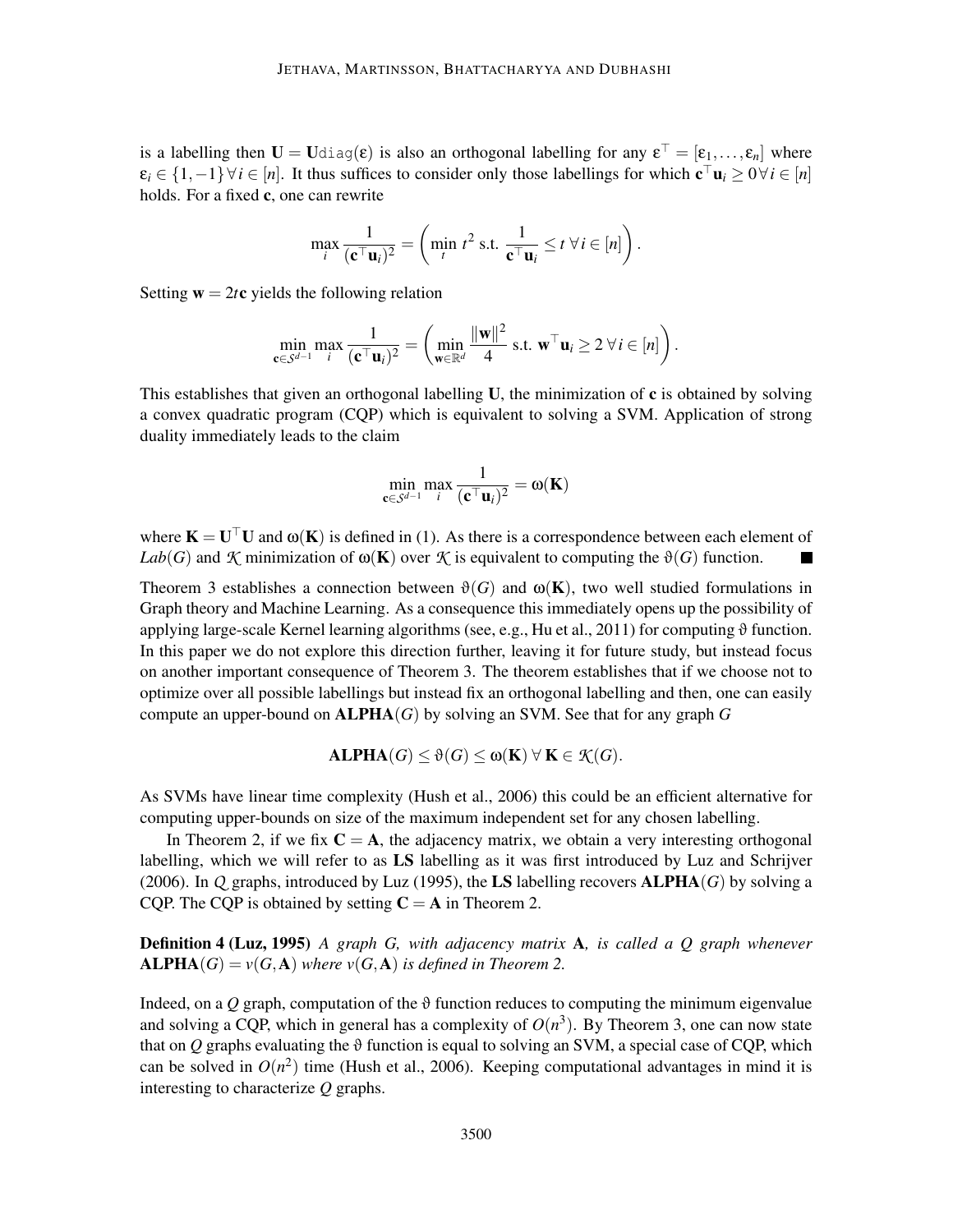is a labelling then $\mathbf{U} = \mathbf{U}\mathtt{diag}(\varepsilon)$ is also an orthogonal labelling for any $\varepsilon^\top = [\varepsilon_1, \ldots, \varepsilon_n]$ where $\varepsilon_i \in \{1, -1\} \forall i \in [n]$. It thus suffices to consider only those labellings for which $\mathbf{c}^\top \mathbf{u}_i \geq 0 \forall i \in [n]$ holds. For a fixed $\mathbf{c}$, one can rewrite

$$\max_i \frac{1}{(\mathbf{c}^\top \mathbf{u}_i)^2} = \left( \min_t t^2 \text{ s.t. } \frac{1}{\mathbf{c}^\top \mathbf{u}_i} \leq t \; \forall i \in [n] \right).$$

Setting $\mathbf{w} = 2t\mathbf{c}$ yields the following relation

$$\min_{\mathbf{c} \in \mathcal{S}^{d-1}} \max_i \frac{1}{(\mathbf{c}^\top \mathbf{u}_i)^2} = \left( \min_{\mathbf{w} \in \mathbb{R}^d} \frac{\|\mathbf{w}\|^2}{4} \text{ s.t. } \mathbf{w}^\top \mathbf{u}_i \geq 2 \; \forall i \in [n] \right).$$

This establishes that given an orthogonal labelling $\mathbf{U}$, the minimization of $\mathbf{c}$ is obtained by solving a convex quadratic program (CQP) which is equivalent to solving a SVM. Application of strong duality immediately leads to the claim

$$\min_{\mathbf{c} \in \mathcal{S}^{d-1}} \max_i \frac{1}{(\mathbf{c}^\top \mathbf{u}_i)^2} = \omega(\mathbf{K})$$

where $\mathbf{K} = \mathbf{U}^\top \mathbf{U}$ and $\omega(\mathbf{K})$ is defined in (1). As there is a correspondence between each element of $Lab(G)$ and $\mathcal{K}$ minimization of $\omega(\mathbf{K})$ over $\mathcal{K}$ is equivalent to computing the $\vartheta(G)$ function. ■

Theorem 3 establishes a connection between $\vartheta(G)$ and $\omega(\mathbf{K})$, two well studied formulations in Graph theory and Machine Learning. As a consequence this immediately opens up the possibility of applying large-scale Kernel learning algorithms (see, e.g., Hu et al., 2011) for computing $\vartheta$ function. In this paper we do not explore this direction further, leaving it for future study, but instead focus on another important consequence of Theorem 3. The theorem establishes that if we choose not to optimize over all possible labellings but instead fix an orthogonal labelling and then, one can easily compute an upper-bound on $\mathbf{ALPHA}(G)$ by solving an SVM. See that for any graph $G$

$$\mathbf{ALPHA}(G) \leq \vartheta(G) \leq \omega(\mathbf{K}) \; \forall \, \mathbf{K} \in \mathcal{K}(G).$$

As SVMs have linear time complexity (Hush et al., 2006) this could be an efficient alternative for computing upper-bounds on size of the maximum independent set for any chosen labelling.

In Theorem 2, if we fix $\mathbf{C} = \mathbf{A}$, the adjacency matrix, we obtain a very interesting orthogonal labelling, which we will refer to as **LS** labelling as it was first introduced by Luz and Schrijver (2006). In $Q$ graphs, introduced by Luz (1995), the **LS** labelling recovers $\mathbf{ALPHA}(G)$ by solving a CQP. The CQP is obtained by setting $\mathbf{C} = \mathbf{A}$ in Theorem 2.

**Definition 4 (Luz, 1995)** *A graph $G$, with adjacency matrix $\mathbf{A}$, is called a $Q$ graph whenever $\mathbf{ALPHA}(G) = v(G, \mathbf{A})$ where $v(G, \mathbf{A})$ is defined in Theorem 2.*

Indeed, on a $Q$ graph, computation of the $\vartheta$ function reduces to computing the minimum eigenvalue and solving a CQP, which in general has a complexity of $O(n^3)$. By Theorem 3, one can now state that on $Q$ graphs evaluating the $\vartheta$ function is equal to solving an SVM, a special case of CQP, which can be solved in $O(n^2)$ time (Hush et al., 2006). Keeping computational advantages in mind it is interesting to characterize $Q$ graphs.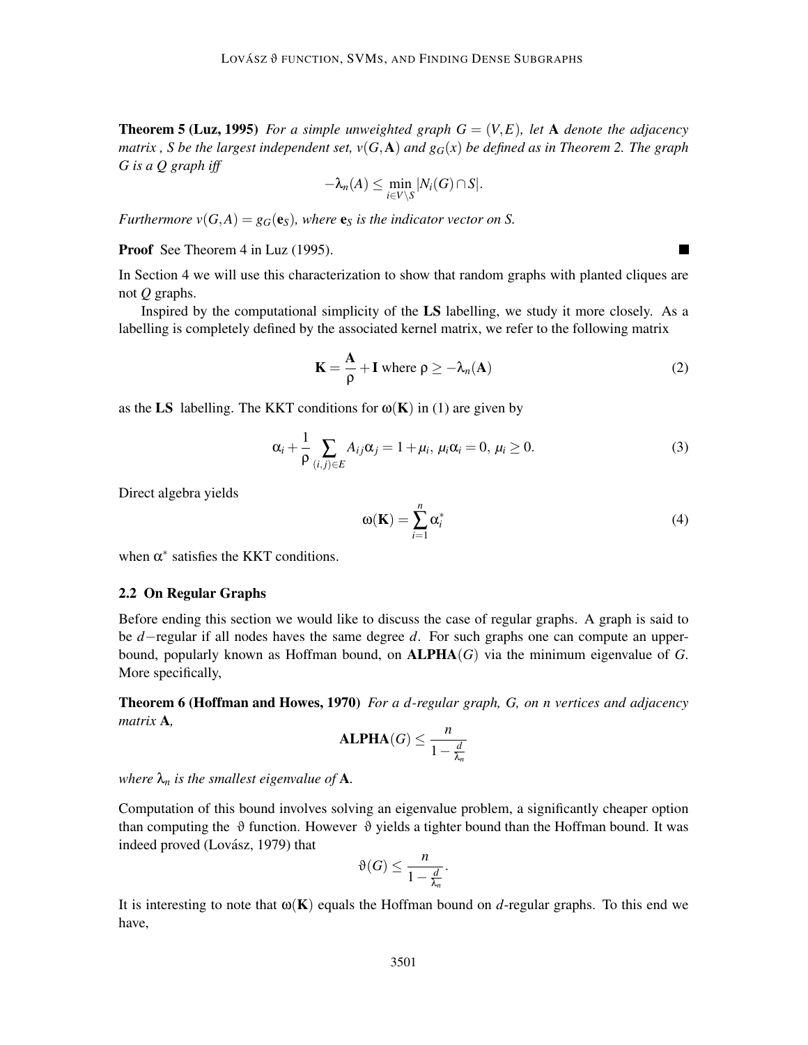**Theorem 5 (Luz, 1995)** *For a simple unweighted graph $G = (V, E)$, let $\mathbf{A}$ denote the adjacency matrix , $S$ be the largest independent set, $v(G, \mathbf{A})$ and $g_G(x)$ be defined as in Theorem 2. The graph $G$ is a $Q$ graph iff*

$$-\lambda_n(A) \leq \min_{i \in V \setminus S} |N_i(G) \cap S|.$$

*Furthermore $v(G, A) = g_G(\mathbf{e}_S)$, where $\mathbf{e}_S$ is the indicator vector on $S$.*

**Proof** See Theorem 4 in Luz (1995). ∎

In Section 4 we will use this characterization to show that random graphs with planted cliques are not $Q$ graphs.

Inspired by the computational simplicity of the **LS** labelling, we study it more closely. As a labelling is completely defined by the associated kernel matrix, we refer to the following matrix

$$\mathbf{K} = \frac{\mathbf{A}}{\rho} + \mathbf{I} \text{ where } \rho \geq -\lambda_n(\mathbf{A}) \tag{2}$$

as the **LS** labelling. The KKT conditions for $\omega(\mathbf{K})$ in (1) are given by

$$\alpha_i + \frac{1}{\rho} \sum_{(i,j) \in E} A_{ij} \alpha_j = 1 + \mu_i, \; \mu_i \alpha_i = 0, \; \mu_i \geq 0. \tag{3}$$

Direct algebra yields

$$\omega(\mathbf{K}) = \sum_{i=1}^{n} \alpha_i^* \tag{4}$$

when $\alpha^*$ satisfies the KKT conditions.

### 2.2 On Regular Graphs

Before ending this section we would like to discuss the case of regular graphs. A graph is said to be $d-$regular if all nodes haves the same degree $d$. For such graphs one can compute an upper-bound, popularly known as Hoffman bound, on $\mathbf{ALPHA}(G)$ via the minimum eigenvalue of $G$. More specifically,

**Theorem 6 (Hoffman and Howes, 1970)** *For a $d$-regular graph, $G$, on $n$ vertices and adjacency matrix $\mathbf{A}$,*

$$\mathbf{ALPHA}(G) \leq \frac{n}{1 - \frac{d}{\lambda_n}}$$

*where $\lambda_n$ is the smallest eigenvalue of $\mathbf{A}$.*

Computation of this bound involves solving an eigenvalue problem, a significantly cheaper option than computing the $\vartheta$ function. However $\vartheta$ yields a tighter bound than the Hoffman bound. It was indeed proved (Lovász, 1979) that

$$\vartheta(G) \leq \frac{n}{1 - \frac{d}{\lambda_n}}.$$

It is interesting to note that $\omega(\mathbf{K})$ equals the Hoffman bound on $d$-regular graphs. To this end we have,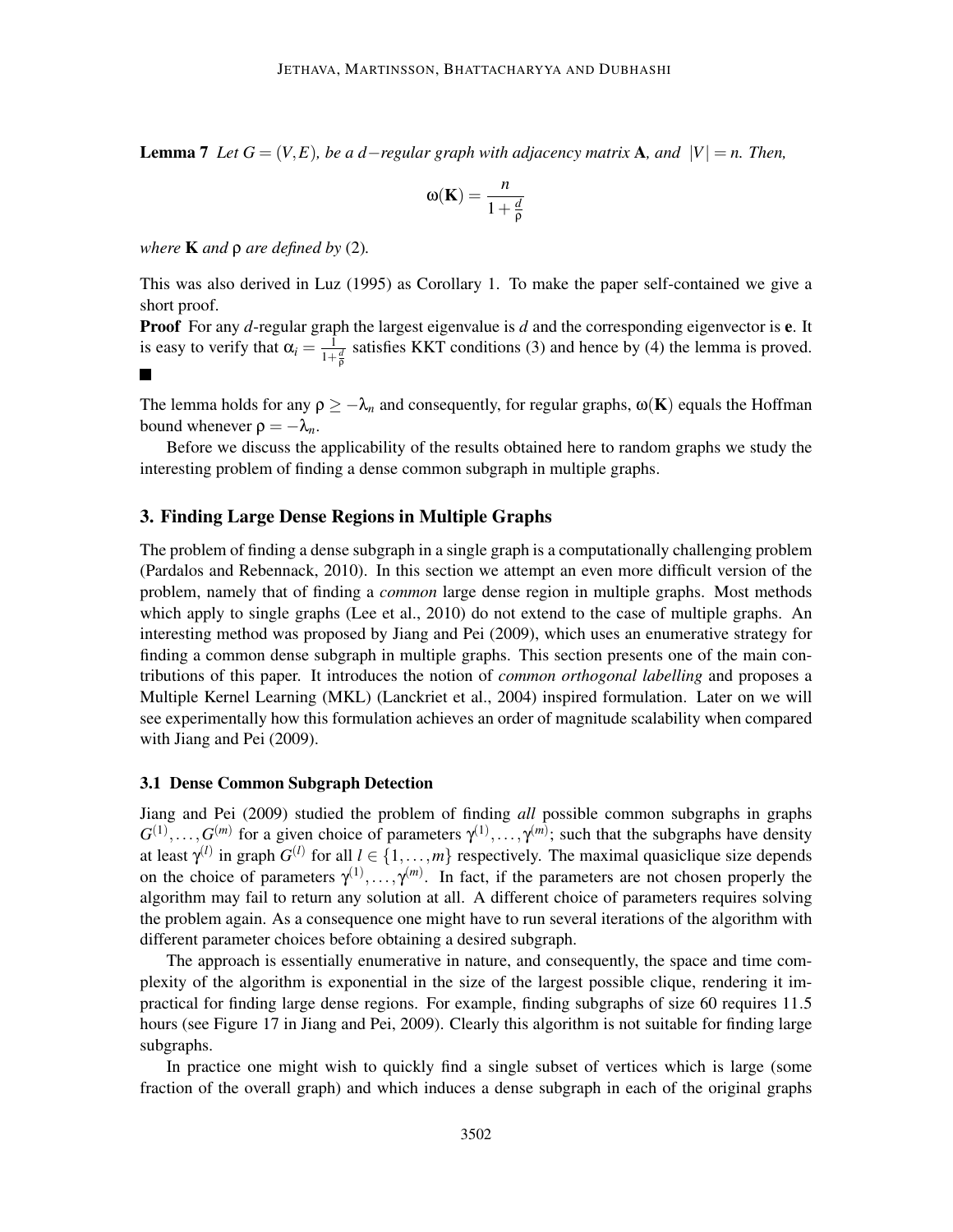**Lemma 7** *Let $G = (V, E)$, be a $d-$regular graph with adjacency matrix* $\mathbf{A}$*, and* $|V| = n$*. Then,*

$$\omega(\mathbf{K}) = \frac{n}{1 + \frac{d}{\rho}}$$

*where* $\mathbf{K}$ *and* $\rho$ *are defined by* (2)*.*

This was also derived in Luz (1995) as Corollary 1. To make the paper self-contained we give a short proof.

**Proof** For any $d$-regular graph the largest eigenvalue is $d$ and the corresponding eigenvector is $\mathbf{e}$. It is easy to verify that $\alpha_i = \frac{1}{1+\frac{d}{\rho}}$ satisfies KKT conditions (3) and hence by (4) the lemma is proved. ■

The lemma holds for any $\rho \geq -\lambda_n$ and consequently, for regular graphs, $\omega(\mathbf{K})$ equals the Hoffman bound whenever $\rho = -\lambda_n$.

Before we discuss the applicability of the results obtained here to random graphs we study the interesting problem of finding a dense common subgraph in multiple graphs.

## 3. Finding Large Dense Regions in Multiple Graphs

The problem of finding a dense subgraph in a single graph is a computationally challenging problem (Pardalos and Rebennack, 2010). In this section we attempt an even more difficult version of the problem, namely that of finding a *common* large dense region in multiple graphs. Most methods which apply to single graphs (Lee et al., 2010) do not extend to the case of multiple graphs. An interesting method was proposed by Jiang and Pei (2009), which uses an enumerative strategy for finding a common dense subgraph in multiple graphs. This section presents one of the main contributions of this paper. It introduces the notion of *common orthogonal labelling* and proposes a Multiple Kernel Learning (MKL) (Lanckriet et al., 2004) inspired formulation. Later on we will see experimentally how this formulation achieves an order of magnitude scalability when compared with Jiang and Pei (2009).

### 3.1 Dense Common Subgraph Detection

Jiang and Pei (2009) studied the problem of finding *all* possible common subgraphs in graphs $G^{(1)}, \ldots, G^{(m)}$ for a given choice of parameters $\gamma^{(1)}, \ldots, \gamma^{(m)}$; such that the subgraphs have density at least $\gamma^{(l)}$ in graph $G^{(l)}$ for all $l \in \{1, \ldots, m\}$ respectively. The maximal quasiclique size depends on the choice of parameters $\gamma^{(1)}, \ldots, \gamma^{(m)}$. In fact, if the parameters are not chosen properly the algorithm may fail to return any solution at all. A different choice of parameters requires solving the problem again. As a consequence one might have to run several iterations of the algorithm with different parameter choices before obtaining a desired subgraph.

The approach is essentially enumerative in nature, and consequently, the space and time complexity of the algorithm is exponential in the size of the largest possible clique, rendering it impractical for finding large dense regions. For example, finding subgraphs of size 60 requires 11.5 hours (see Figure 17 in Jiang and Pei, 2009). Clearly this algorithm is not suitable for finding large subgraphs.

In practice one might wish to quickly find a single subset of vertices which is large (some fraction of the overall graph) and which induces a dense subgraph in each of the original graphs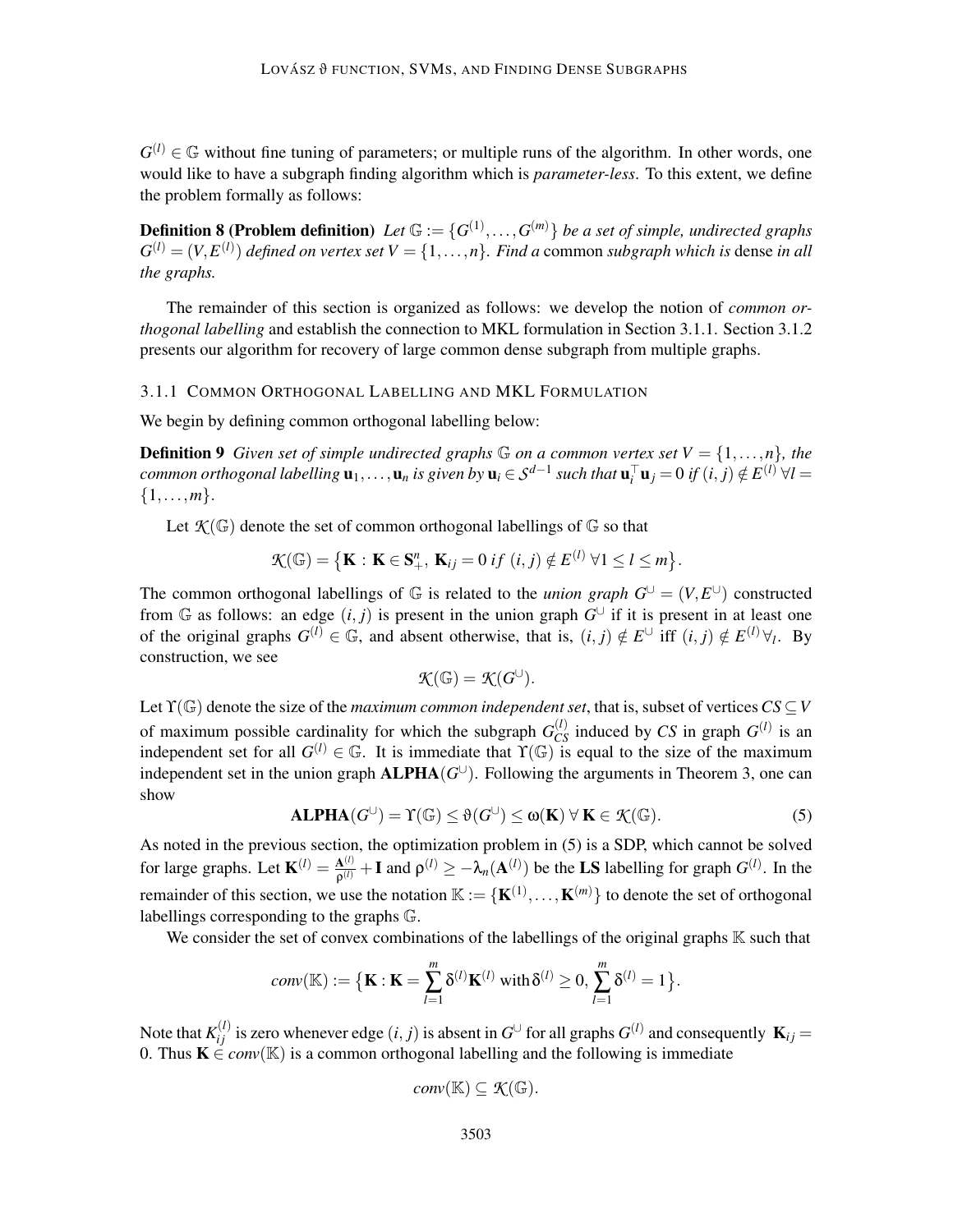$G^{(l)} \in \mathbb{G}$ without fine tuning of parameters; or multiple runs of the algorithm. In other words, one would like to have a subgraph finding algorithm which is *parameter-less*. To this extent, we define the problem formally as follows:

**Definition 8 (Problem definition)** *Let $\mathbb{G} := \{G^{(1)}, \ldots, G^{(m)}\}$ be a set of simple, undirected graphs $G^{(l)} = (V, E^{(l)})$ defined on vertex set $V = \{1, \ldots, n\}$. Find a* common *subgraph which is* dense *in all the graphs.*

The remainder of this section is organized as follows: we develop the notion of *common orthogonal labelling* and establish the connection to MKL formulation in Section 3.1.1. Section 3.1.2 presents our algorithm for recovery of large common dense subgraph from multiple graphs.

### 3.1.1 Common Orthogonal Labelling and MKL Formulation

We begin by defining common orthogonal labelling below:

**Definition 9** *Given set of simple undirected graphs $\mathbb{G}$ on a common vertex set $V = \{1, \ldots, n\}$, the common orthogonal labelling $\mathbf{u}_1, \ldots, \mathbf{u}_n$ is given by $\mathbf{u}_i \in \mathcal{S}^{d-1}$ such that $\mathbf{u}_i^\top \mathbf{u}_j = 0$ if $(i, j) \notin E^{(l)} \; \forall l = \{1, \ldots, m\}$.*

Let $\mathcal{K}(\mathbb{G})$ denote the set of common orthogonal labellings of $\mathbb{G}$ so that

$$\mathcal{K}(\mathbb{G}) = \left\{ \mathbf{K} : \mathbf{K} \in \mathbf{S}_+^n, \; \mathbf{K}_{ij} = 0 \; if \; (i, j) \notin E^{(l)} \; \forall 1 \leq l \leq m \right\}.$$

The common orthogonal labellings of $\mathbb{G}$ is related to the *union graph* $G^{\cup} = (V, E^{\cup})$ constructed from $\mathbb{G}$ as follows: an edge $(i, j)$ is present in the union graph $G^{\cup}$ if it is present in at least one of the original graphs $G^{(l)} \in \mathbb{G}$, and absent otherwise, that is, $(i, j) \notin E^{\cup}$ iff $(i, j) \notin E^{(l)} \forall_l$. By construction, we see

$$\mathcal{K}(\mathbb{G}) = \mathcal{K}(G^{\cup}).$$

Let $\Upsilon(\mathbb{G})$ denote the size of the *maximum common independent set*, that is, subset of vertices $CS \subseteq V$ of maximum possible cardinality for which the subgraph $G_{CS}^{(l)}$ induced by $CS$ in graph $G^{(l)}$ is an independent set for all $G^{(l)} \in \mathbb{G}$. It is immediate that $\Upsilon(\mathbb{G})$ is equal to the size of the maximum independent set in the union graph $\mathbf{ALPHA}(G^{\cup})$. Following the arguments in Theorem 3, one can show

$$\mathbf{ALPHA}(G^{\cup}) = \Upsilon(\mathbb{G}) \leq \vartheta(G^{\cup}) \leq \omega(\mathbf{K}) \; \forall \, \mathbf{K} \in \mathcal{K}(\mathbb{G}). \tag{5}$$

As noted in the previous section, the optimization problem in (5) is a SDP, which cannot be solved for large graphs. Let $\mathbf{K}^{(l)} = \frac{\mathbf{A}^{(l)}}{\rho^{(l)}} + \mathbf{I}$ and $\rho^{(l)} \geq -\lambda_n(\mathbf{A}^{(l)})$ be the **LS** labelling for graph $G^{(l)}$. In the remainder of this section, we use the notation $\mathbb{K} := \{\mathbf{K}^{(1)}, \ldots, \mathbf{K}^{(m)}\}$ to denote the set of orthogonal labellings corresponding to the graphs $\mathbb{G}$.

We consider the set of convex combinations of the labellings of the original graphs $\mathbb{K}$ such that

$$conv(\mathbb{K}) := \left\{ \mathbf{K} : \mathbf{K} = \sum_{l=1}^{m} \delta^{(l)} \mathbf{K}^{(l)} \text{ with } \delta^{(l)} \geq 0, \sum_{l=1}^{m} \delta^{(l)} = 1 \right\}.$$

Note that $K_{ij}^{(l)}$ is zero whenever edge $(i, j)$ is absent in $G^{\cup}$ for all graphs $G^{(l)}$ and consequently $\mathbf{K}_{ij} = 0$. Thus $\mathbf{K} \in conv(\mathbb{K})$ is a common orthogonal labelling and the following is immediate

$$conv(\mathbb{K}) \subseteq \mathcal{K}(\mathbb{G}).$$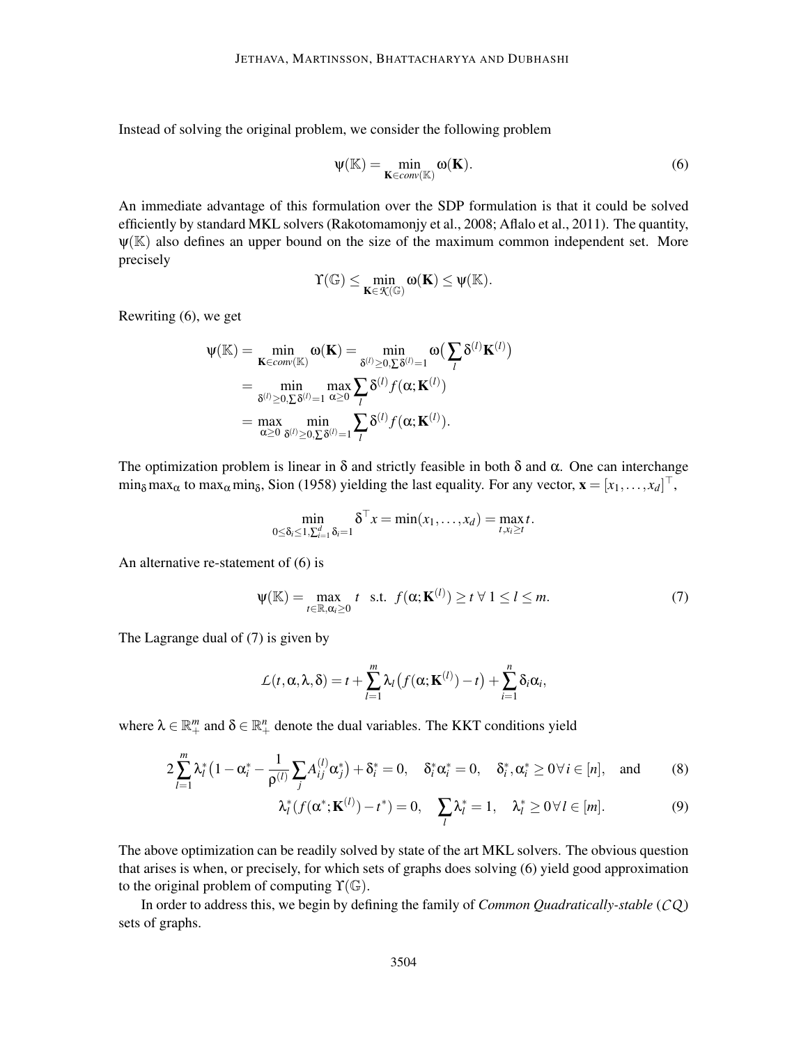Instead of solving the original problem, we consider the following problem

$$\psi(\mathbb{K}) = \min_{\mathbf{K} \in conv(\mathbb{K})} \omega(\mathbf{K}). \tag{6}$$

An immediate advantage of this formulation over the SDP formulation is that it could be solved efficiently by standard MKL solvers (Rakotomamonjy et al., 2008; Aflalo et al., 2011). The quantity, $\psi(\mathbb{K})$ also defines an upper bound on the size of the maximum common independent set. More precisely

$$\Upsilon(\mathbb{G}) \leq \min_{\mathbf{K} \in \mathcal{K}(\mathbb{G})} \omega(\mathbf{K}) \leq \psi(\mathbb{K}).$$

Rewriting (6), we get

$$\begin{aligned}
\psi(\mathbb{K}) &= \min_{\mathbf{K} \in conv(\mathbb{K})} \omega(\mathbf{K}) = \min_{\delta^{(l)} \geq 0, \sum \delta^{(l)} = 1} \omega\big(\sum_l \delta^{(l)} \mathbf{K}^{(l)}\big) \\
&= \min_{\delta^{(l)} \geq 0, \sum \delta^{(l)} = 1} \max_{\alpha \geq 0} \sum_l \delta^{(l)} f(\alpha; \mathbf{K}^{(l)}) \\
&= \max_{\alpha \geq 0} \min_{\delta^{(l)} \geq 0, \sum \delta^{(l)} = 1} \sum_l \delta^{(l)} f(\alpha; \mathbf{K}^{(l)}).
\end{aligned}$$

The optimization problem is linear in $\delta$ and strictly feasible in both $\delta$ and $\alpha$. One can interchange $\min_\delta \max_\alpha$ to $\max_\alpha \min_\delta$, Sion (1958) yielding the last equality. For any vector, $\mathbf{x} = [x_1, \ldots, x_d]^\top$,

$$\min_{0 \leq \delta_i \leq 1, \sum_{i=1}^d \delta_i = 1} \delta^\top x = \min(x_1, \ldots, x_d) = \max_{t, x_i \geq t} t.$$

An alternative re-statement of (6) is

$$\psi(\mathbb{K}) = \max_{t \in \mathbb{R}, \alpha_i \geq 0} t \quad \text{s.t.} \quad f(\alpha; \mathbf{K}^{(l)}) \geq t \;\forall\; 1 \leq l \leq m. \tag{7}$$

The Lagrange dual of (7) is given by

$$\mathcal{L}(t, \alpha, \lambda, \delta) = t + \sum_{l=1}^m \lambda_l \big(f(\alpha; \mathbf{K}^{(l)}) - t\big) + \sum_{i=1}^n \delta_i \alpha_i,$$

where $\lambda \in \mathbb{R}_+^m$ and $\delta \in \mathbb{R}_+^n$ denote the dual variables. The KKT conditions yield

$$2 \sum_{l=1}^m \lambda_l^* \big(1 - \alpha_i^* - \frac{1}{\rho^{(l)}} \sum_j A_{ij}^{(l)} \alpha_j^*\big) + \delta_i^* = 0, \quad \delta_i^* \alpha_i^* = 0, \quad \delta_i^*, \alpha_i^* \geq 0 \,\forall i \in [n], \quad \text{and} \tag{8}$$

$$\lambda_l^* (f(\alpha^*; \mathbf{K}^{(l)}) - t^*) = 0, \quad \sum_l \lambda_l^* = 1, \quad \lambda_l^* \geq 0 \,\forall l \in [m]. \tag{9}$$

The above optimization can be readily solved by state of the art MKL solvers. The obvious question that arises is when, or precisely, for which sets of graphs does solving (6) yield good approximation to the original problem of computing $\Upsilon(\mathbb{G})$.

In order to address this, we begin by defining the family of *Common Quadratically-stable* ($\mathcal{CQ}$) sets of graphs.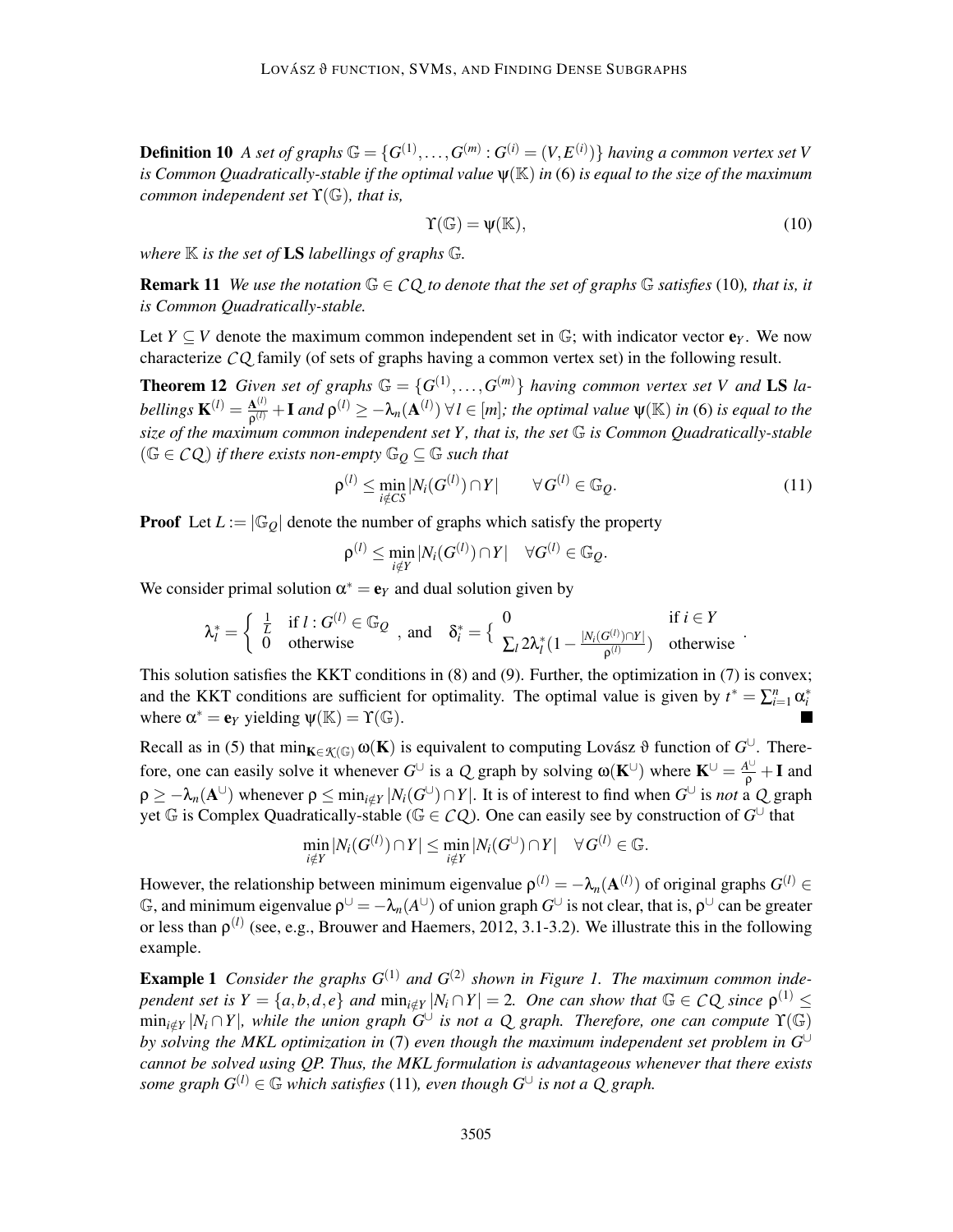**Definition 10** *A set of graphs $\mathbb{G} = \{G^{(1)}, \ldots, G^{(m)} : G^{(i)} = (V, E^{(i)})\}$ having a common vertex set $V$ is Common Quadratically-stable if the optimal value $\psi(\mathbb{K})$ in* (6) *is equal to the size of the maximum common independent set $\Upsilon(\mathbb{G})$, that is,*

$$\Upsilon(\mathbb{G}) = \psi(\mathbb{K}), \tag{10}$$

*where $\mathbb{K}$ is the set of* **LS** *labellings of graphs $\mathbb{G}$.*

**Remark 11** *We use the notation $\mathbb{G} \in \mathcal{CQ}$ to denote that the set of graphs $\mathbb{G}$ satisfies* (10)*, that is, it is Common Quadratically-stable.*

Let $Y \subseteq V$ denote the maximum common independent set in $\mathbb{G}$; with indicator vector $\mathbf{e}_Y$. We now characterize $\mathcal{CQ}$ family (of sets of graphs having a common vertex set) in the following result.

**Theorem 12** *Given set of graphs $\mathbb{G} = \{G^{(1)}, \ldots, G^{(m)}\}$ having common vertex set $V$ and* **LS** *labellings $\mathbf{K}^{(l)} = \frac{\mathbf{A}^{(l)}}{\rho^{(l)}} + \mathbf{I}$ and $\rho^{(l)} \geq -\lambda_n(\mathbf{A}^{(l)})\ \forall l \in [m]$; the optimal value $\psi(\mathbb{K})$ in* (6) *is equal to the size of the maximum common independent set $Y$, that is, the set $\mathbb{G}$ is Common Quadratically-stable ($\mathbb{G} \in \mathcal{CQ}$) if there exists non-empty $\mathbb{G}_Q \subseteq \mathbb{G}$ such that*

$$\rho^{(l)} \leq \min_{i \notin CS} |N_i(G^{(l)}) \cap Y| \qquad \forall G^{(l)} \in \mathbb{G}_Q. \tag{11}$$

**Proof** Let $L := |\mathbb{G}_Q|$ denote the number of graphs which satisfy the property

$$\rho^{(l)} \leq \min_{i \notin Y} |N_i(G^{(l)}) \cap Y| \quad \forall G^{(l)} \in \mathbb{G}_Q.$$

We consider primal solution $\alpha^* = \mathbf{e}_Y$ and dual solution given by

$$\lambda_l^* = \begin{cases} \frac{1}{L} & \text{if } l : G^{(l)} \in \mathbb{G}_Q \\ 0 & \text{otherwise} \end{cases}, \text{ and } \quad \delta_i^* = \begin{cases} 0 & \text{if } i \in Y \\ \sum_l 2\lambda_l^*(1 - \frac{|N_i(G^{(l)}) \cap Y|}{\rho^{(l)}}) & \text{otherwise} \end{cases}.$$

This solution satisfies the KKT conditions in (8) and (9). Further, the optimization in (7) is convex; and the KKT conditions are sufficient for optimality. The optimal value is given by $t^* = \sum_{i=1}^n \alpha_i^*$ where $\alpha^* = \mathbf{e}_Y$ yielding $\psi(\mathbb{K}) = \Upsilon(\mathbb{G})$. ■

Recall as in (5) that $\min_{\mathbf{K} \in \mathcal{K}(\mathbb{G})} \omega(\mathbf{K})$ is equivalent to computing Lovász $\vartheta$ function of $G^{\cup}$. Therefore, one can easily solve it whenever $G^{\cup}$ is a $\mathcal{Q}$ graph by solving $\omega(\mathbf{K}^{\cup})$ where $\mathbf{K}^{\cup} = \frac{A^{\cup}}{\rho} + \mathbf{I}$ and $\rho \geq -\lambda_n(\mathbf{A}^{\cup})$ whenever $\rho \leq \min_{i \notin Y} |N_i(G^{\cup}) \cap Y|$. It is of interest to find when $G^{\cup}$ is *not* a $\mathcal{Q}$ graph yet $\mathbb{G}$ is Complex Quadratically-stable ($\mathbb{G} \in \mathcal{CQ}$). One can easily see by construction of $G^{\cup}$ that

$$\min_{i \notin Y} |N_i(G^{(l)}) \cap Y| \leq \min_{i \notin Y} |N_i(G^{\cup}) \cap Y| \quad \forall G^{(l)} \in \mathbb{G}.$$

However, the relationship between minimum eigenvalue $\rho^{(l)} = -\lambda_n(\mathbf{A}^{(l)})$ of original graphs $G^{(l)} \in \mathbb{G}$, and minimum eigenvalue $\rho^{\cup} = -\lambda_n(A^{\cup})$ of union graph $G^{\cup}$ is not clear, that is, $\rho^{\cup}$ can be greater or less than $\rho^{(l)}$ (see, e.g., Brouwer and Haemers, 2012, 3.1-3.2). We illustrate this in the following example.

**Example 1** *Consider the graphs $G^{(1)}$ and $G^{(2)}$ shown in Figure 1. The maximum common independent set is $Y = \{a, b, d, e\}$ and $\min_{i \notin Y} |N_i \cap Y| = 2$. One can show that $\mathbb{G} \in \mathcal{CQ}$ since $\rho^{(1)} \leq \min_{i \notin Y} |N_i \cap Y|$, while the union graph $G^{\cup}$ is not a $\mathcal{Q}$ graph. Therefore, one can compute $\Upsilon(\mathbb{G})$ by solving the MKL optimization in* (7) *even though the maximum independent set problem in $G^{\cup}$ cannot be solved using QP. Thus, the MKL formulation is advantageous whenever that there exists some graph $G^{(l)} \in \mathbb{G}$ which satisfies* (11)*, even though $G^{\cup}$ is not a $\mathcal{Q}$ graph.*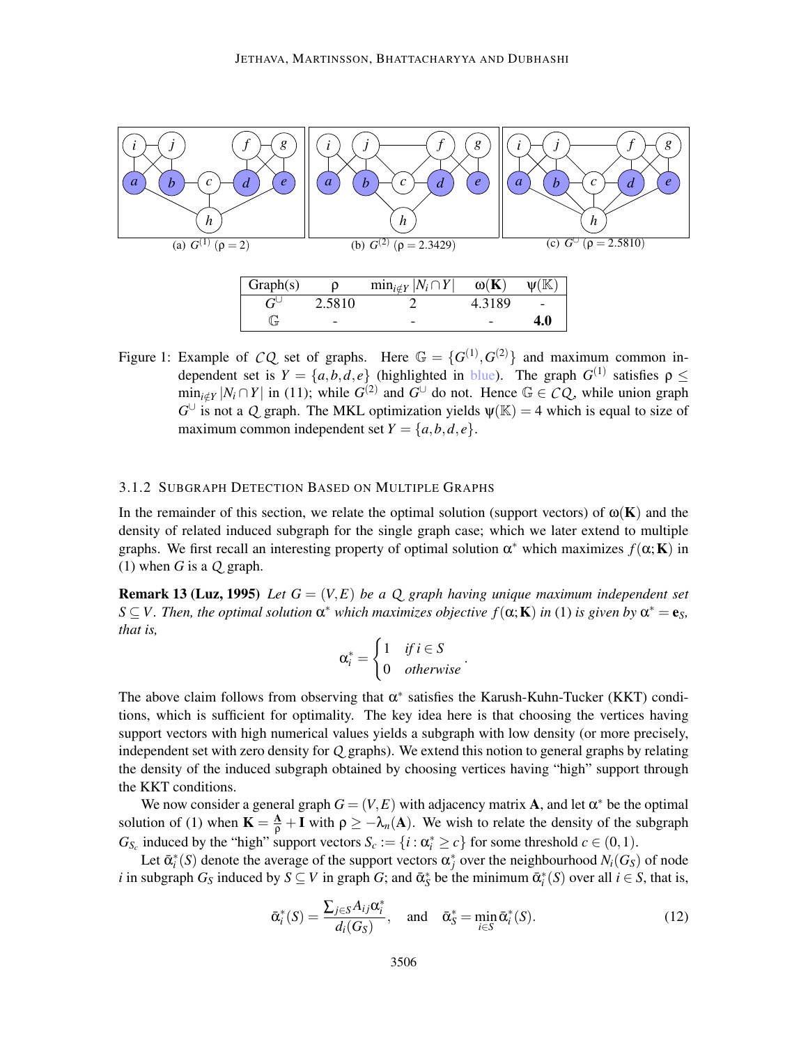(a) $G^{(1)}$ ($\rho = 2$)

(b) $G^{(2)}$ ($\rho = 2.3429$)

(c) $G^{\cup}$ ($\rho = 2.5810$)

| Graph(s) | $\rho$ | $\min_{i \notin Y} \lvert N_i \cap Y \rvert$ | $\omega(\mathbf{K})$ | $\psi(\mathbb{K})$ |
|---|---|---|---|---|
| $G^{\cup}$ | 2.5810 | 2 | 4.3189 | - |
| $\mathbb{G}$ | - | - | - | **4.0** |

Figure 1: Example of $\mathcal{CQ}$ set of graphs. Here $\mathbb{G} = \{G^{(1)}, G^{(2)}\}$ and maximum common independent set is $Y = \{a, b, d, e\}$ (highlighted in blue). The graph $G^{(1)}$ satisfies $\rho \leq \min_{i \notin Y} |N_i \cap Y|$ in (11); while $G^{(2)}$ and $G^{\cup}$ do not. Hence $\mathbb{G} \in \mathcal{CQ}$, while union graph $G^{\cup}$ is not a $\mathcal{Q}$ graph. The MKL optimization yields $\psi(\mathbb{K}) = 4$ which is equal to size of maximum common independent set $Y = \{a, b, d, e\}$.

### 3.1.2 Subgraph Detection Based on Multiple Graphs

In the remainder of this section, we relate the optimal solution (support vectors) of $\omega(\mathbf{K})$ and the density of related induced subgraph for the single graph case; which we later extend to multiple graphs. We first recall an interesting property of optimal solution $\alpha^*$ which maximizes $f(\alpha; \mathbf{K})$ in (1) when $G$ is a $\mathcal{Q}$ graph.

**Remark 13 (Luz, 1995)** *Let $G = (V, E)$ be a $\mathcal{Q}$ graph having unique maximum independent set $S \subseteq V$. Then, the optimal solution $\alpha^*$ which maximizes objective $f(\alpha; \mathbf{K})$ in (1) is given by $\alpha^* = \mathbf{e}_S$, that is,*

$$\alpha_i^* = \begin{cases} 1 & \text{if } i \in S \\ 0 & \text{otherwise} \end{cases}.$$

The above claim follows from observing that $\alpha^*$ satisfies the Karush-Kuhn-Tucker (KKT) conditions, which is sufficient for optimality. The key idea here is that choosing the vertices having support vectors with high numerical values yields a subgraph with low density (or more precisely, independent set with zero density for $\mathcal{Q}$ graphs). We extend this notion to general graphs by relating the density of the induced subgraph obtained by choosing vertices having "high" support through the KKT conditions.

We now consider a general graph $G = (V, E)$ with adjacency matrix $\mathbf{A}$, and let $\alpha^*$ be the optimal solution of (1) when $\mathbf{K} = \frac{\mathbf{A}}{\rho} + \mathbf{I}$ with $\rho \geq -\lambda_n(\mathbf{A})$. We wish to relate the density of the subgraph $G_{S_c}$ induced by the "high" support vectors $S_c := \{i : \alpha_i^* \geq c\}$ for some threshold $c \in (0, 1)$.

Let $\bar{\alpha}_i^*(S)$ denote the average of the support vectors $\alpha_j^*$ over the neighbourhood $N_i(G_S)$ of node $i$ in subgraph $G_S$ induced by $S \subseteq V$ in graph $G$; and $\bar{\alpha}_S^*$ be the minimum $\bar{\alpha}_i^*(S)$ over all $i \in S$, that is,

$$\bar{\alpha}_i^*(S) = \frac{\sum_{j \in S} A_{ij} \alpha_i^*}{d_i(G_S)}, \quad \text{and} \quad \bar{\alpha}_S^* = \min_{i \in S} \bar{\alpha}_i^*(S). \tag{12}$$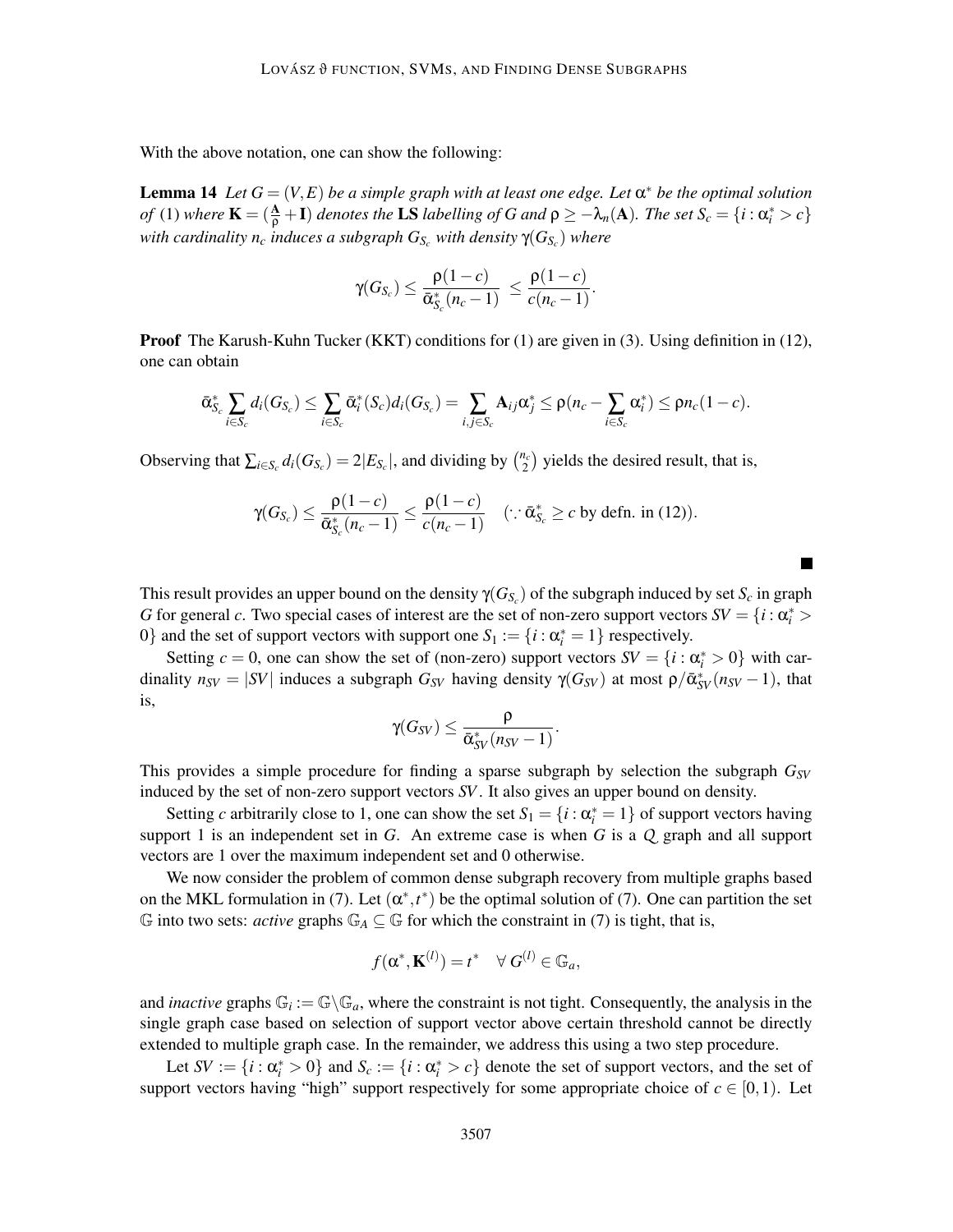With the above notation, one can show the following:

**Lemma 14** *Let $G = (V,E)$ be a simple graph with at least one edge. Let $\alpha^*$ be the optimal solution of* (1) *where $\mathbf{K} = (\frac{\mathbf{A}}{\rho} + \mathbf{I})$ denotes the* **LS** *labelling of $G$ and $\rho \geq -\lambda_n(\mathbf{A})$. The set $S_c = \{i : \alpha_i^* > c\}$ with cardinality $n_c$ induces a subgraph $G_{S_c}$ with density $\gamma(G_{S_c})$ where*

$$\gamma(G_{S_c}) \leq \frac{\rho(1-c)}{\bar{\alpha}^*_{S_c}(n_c - 1)} \leq \frac{\rho(1-c)}{c(n_c-1)}.$$

**Proof** The Karush-Kuhn Tucker (KKT) conditions for (1) are given in (3). Using definition in (12), one can obtain

$$\bar{\alpha}^*_{S_c} \sum_{i \in S_c} d_i(G_{S_c}) \leq \sum_{i \in S_c} \bar{\alpha}^*_i(S_c) d_i(G_{S_c}) = \sum_{i,j \in S_c} \mathbf{A}_{ij}\alpha^*_j \leq \rho(n_c - \sum_{i \in S_c} \alpha^*_i) \leq \rho n_c(1-c).$$

Observing that $\sum_{i \in S_c} d_i(G_{S_c}) = 2|E_{S_c}|$, and dividing by $\binom{n_c}{2}$ yields the desired result, that is,

$$\gamma(G_{S_c}) \leq \frac{\rho(1-c)}{\bar{\alpha}^*_{S_c}(n_c-1)} \leq \frac{\rho(1-c)}{c(n_c-1)} \quad (\because \bar{\alpha}^*_{S_c} \geq c \text{ by defn. in (12)}).$$

■

This result provides an upper bound on the density $\gamma(G_{S_c})$ of the subgraph induced by set $S_c$ in graph $G$ for general $c$. Two special cases of interest are the set of non-zero support vectors $SV = \{i : \alpha_i^* > 0\}$ and the set of support vectors with support one $S_1 := \{i : \alpha_i^* = 1\}$ respectively.

Setting $c = 0$, one can show the set of (non-zero) support vectors $SV = \{i : \alpha^*_i > 0\}$ with cardinality $n_{SV} = |SV|$ induces a subgraph $G_{SV}$ having density $\gamma(G_{SV})$ at most $\rho/\bar{\alpha}^*_{SV}(n_{SV}-1)$, that is,

$$\gamma(G_{SV}) \leq \frac{\rho}{\bar{\alpha}^*_{SV}(n_{SV}-1)}.$$

This provides a simple procedure for finding a sparse subgraph by selection the subgraph $G_{SV}$ induced by the set of non-zero support vectors $SV$. It also gives an upper bound on density.

Setting $c$ arbitrarily close to 1, one can show the set $S_1 = \{i : \alpha^*_i = 1\}$ of support vectors having support 1 is an independent set in $G$. An extreme case is when $G$ is a $Q$ graph and all support vectors are 1 over the maximum independent set and 0 otherwise.

We now consider the problem of common dense subgraph recovery from multiple graphs based on the MKL formulation in (7). Let $(\alpha^*, t^*)$ be the optimal solution of (7). One can partition the set $\mathbb{G}$ into two sets: *active* graphs $\mathbb{G}_A \subseteq \mathbb{G}$ for which the constraint in (7) is tight, that is,

$$f(\alpha^*, \mathbf{K}^{(l)}) = t^* \quad \forall\, G^{(l)} \in \mathbb{G}_a,$$

and *inactive* graphs $\mathbb{G}_i := \mathbb{G} \backslash \mathbb{G}_a$, where the constraint is not tight. Consequently, the analysis in the single graph case based on selection of support vector above certain threshold cannot be directly extended to multiple graph case. In the remainder, we address this using a two step procedure.

Let $SV := \{i : \alpha^*_i > 0\}$ and $S_c := \{i : \alpha^*_i > c\}$ denote the set of support vectors, and the set of support vectors having "high" support respectively for some appropriate choice of $c \in [0,1)$. Let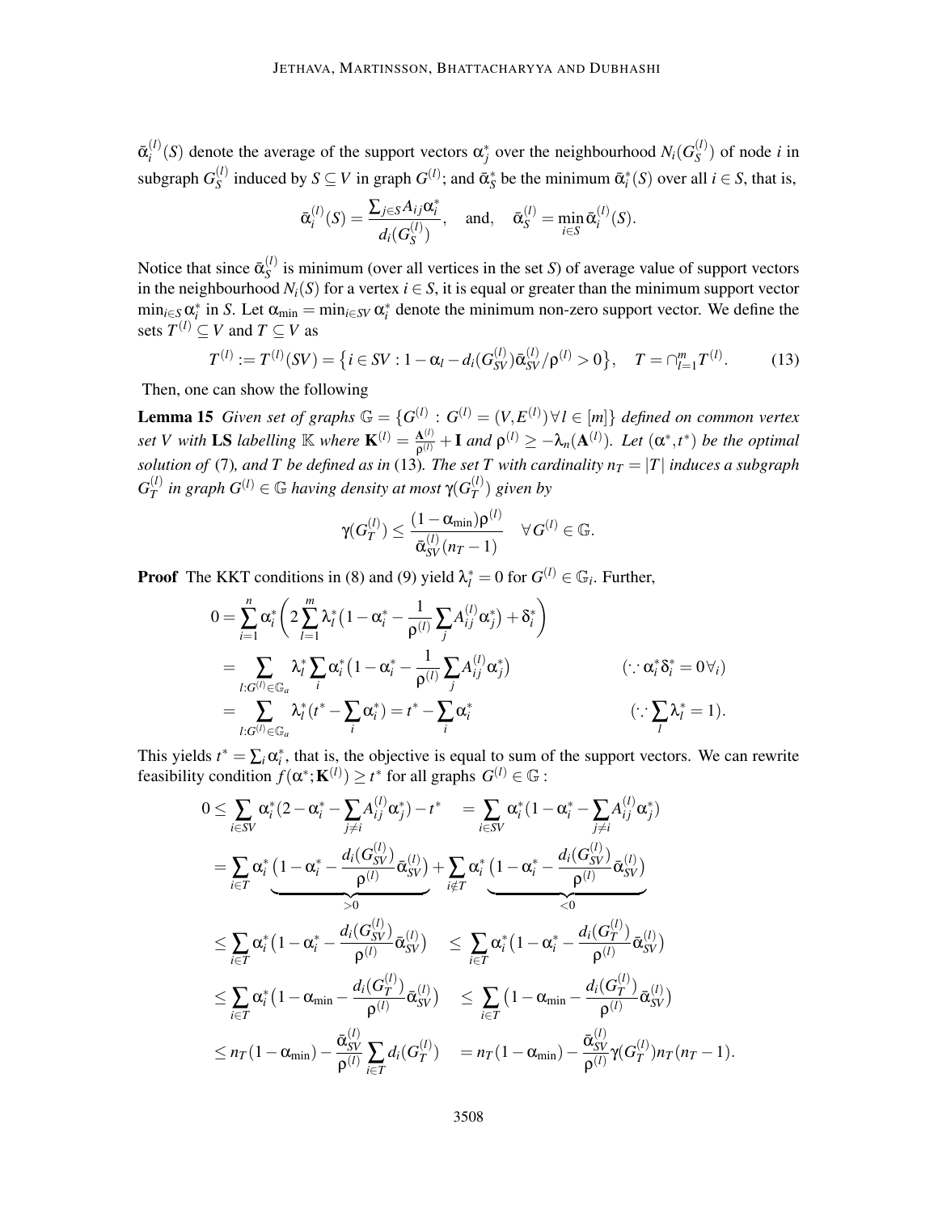$\bar{\alpha}_i^{(l)}(S)$ denote the average of the support vectors $\alpha_j^*$ over the neighbourhood $N_i(G_S^{(l)})$ of node $i$ in subgraph $G_S^{(l)}$ induced by $S \subseteq V$ in graph $G^{(l)}$; and $\bar{\alpha}_S^*$ be the minimum $\bar{\alpha}_i^*(S)$ over all $i \in S$, that is,

$$\bar{\alpha}_i^{(l)}(S) = \frac{\sum_{j \in S} A_{ij} \alpha_i^*}{d_i(G_S^{(l)})}, \quad \text{and,} \quad \bar{\alpha}_S^{(l)} = \min_{i \in S} \bar{\alpha}_i^{(l)}(S).$$

Notice that since $\bar{\alpha}_S^{(l)}$ is minimum (over all vertices in the set $S$) of average value of support vectors in the neighbourhood $N_i(S)$ for a vertex $i \in S$, it is equal or greater than the minimum support vector $\min_{i \in S} \alpha_i^*$ in $S$. Let $\alpha_{\min} = \min_{i \in SV} \alpha_i^*$ denote the minimum non-zero support vector. We define the sets $T^{(l)} \subseteq V$ and $T \subseteq V$ as

$$T^{(l)} := T^{(l)}(SV) = \{ i \in SV : 1 - \alpha_l - d_i(G_{SV}^{(l)}) \bar{\alpha}_{SV}^{(l)} / \rho^{(l)} > 0 \}, \quad T = \cap_{l=1}^m T^{(l)}. \tag{13}$$

Then, one can show the following

**Lemma 15** *Given set of graphs $\mathbb{G} = \{G^{(l)} : G^{(l)} = (V, E^{(l)}) \forall l \in [m]\}$ defined on common vertex set $V$ with* **LS** *labelling $\mathbb{K}$ where $\mathbf{K}^{(l)} = \frac{\mathbf{A}^{(l)}}{\rho^{(l)}} + \mathbf{I}$ and $\rho^{(l)} \geq -\lambda_n(\mathbf{A}^{(l)})$. Let $(\alpha^*, t^*)$ be the optimal solution of* (7)*, and $T$ be defined as in* (13)*. The set $T$ with cardinality $n_T = |T|$ induces a subgraph $G_T^{(l)}$ in graph $G^{(l)} \in \mathbb{G}$ having density at most $\gamma(G_T^{(l)})$ given by*

$$\gamma(G_T^{(l)}) \leq \frac{(1 - \alpha_{\min}) \rho^{(l)}}{\bar{\alpha}_{SV}^{(l)} (n_T - 1)} \quad \forall G^{(l)} \in \mathbb{G}.$$

**Proof** The KKT conditions in (8) and (9) yield $\lambda_l^* = 0$ for $G^{(l)} \in \mathbb{G}_i$. Further,

$$\begin{aligned}
0 &= \sum_{i=1}^n \alpha_i^* \Big( 2 \sum_{l=1}^m \lambda_l^* \big(1 - \alpha_i^* - \frac{1}{\rho^{(l)}} \sum_j A_{ij}^{(l)} \alpha_j^*\big) + \delta_i^* \Big) \\
&= \sum_{l: G^{(l)} \in \mathbb{G}_a} \lambda_l^* \sum_i \alpha_i^* \big(1 - \alpha_i^* - \frac{1}{\rho^{(l)}} \sum_j A_{ij}^{(l)} \alpha_j^*\big) && (\because \alpha_i^* \delta_i^* = 0 \forall_i) \\
&= \sum_{l: G^{(l)} \in \mathbb{G}_a} \lambda_l^* (t^* - \sum_i \alpha_i^*) = t^* - \sum_i \alpha_i^* && (\because \sum_l \lambda_l^* = 1).
\end{aligned}$$

This yields $t^* = \sum_i \alpha_i^*$, that is, the objective is equal to sum of the support vectors. We can rewrite feasibility condition $f(\alpha^*; \mathbf{K}^{(l)}) \geq t^*$ for all graphs $G^{(l)} \in \mathbb{G}$ :

$$\begin{aligned}
0 &\leq \sum_{i \in SV} \alpha_i^* (2 - \alpha_i^* - \sum_{j \neq i} A_{ij}^{(l)} \alpha_j^*) - t^* \quad = \sum_{i \in SV} \alpha_i^* (1 - \alpha_i^* - \sum_{j \neq i} A_{ij}^{(l)} \alpha_j^*) \\
&= \sum_{i \in T} \alpha_i^* \underbrace{\big(1 - \alpha_i^* - \frac{d_i(G_{SV}^{(l)})}{\rho^{(l)}} \bar{\alpha}_{SV}^{(l)}\big)}_{>0} + \sum_{i \notin T} \alpha_i^* \underbrace{\big(1 - \alpha_i^* - \frac{d_i(G_{SV}^{(l)})}{\rho^{(l)}} \bar{\alpha}_{SV}^{(l)}\big)}_{<0} \\
&\leq \sum_{i \in T} \alpha_i^* \big(1 - \alpha_i^* - \frac{d_i(G_{SV}^{(l)})}{\rho^{(l)}} \bar{\alpha}_{SV}^{(l)}\big) \quad \leq \sum_{i \in T} \alpha_i^* \big(1 - \alpha_i^* - \frac{d_i(G_T^{(l)})}{\rho^{(l)}} \bar{\alpha}_{SV}^{(l)}\big) \\
&\leq \sum_{i \in T} \alpha_i^* \big(1 - \alpha_{\min} - \frac{d_i(G_T^{(l)})}{\rho^{(l)}} \bar{\alpha}_{SV}^{(l)}\big) \quad \leq \sum_{i \in T} \big(1 - \alpha_{\min} - \frac{d_i(G_T^{(l)})}{\rho^{(l)}} \bar{\alpha}_{SV}^{(l)}\big) \\
&\leq n_T (1 - \alpha_{\min}) - \frac{\bar{\alpha}_{SV}^{(l)}}{\rho^{(l)}} \sum_{i \in T} d_i(G_T^{(l)}) \quad = n_T (1 - \alpha_{\min}) - \frac{\bar{\alpha}_{SV}^{(l)}}{\rho^{(l)}} \gamma(G_T^{(l)}) n_T (n_T - 1).
\end{aligned}$$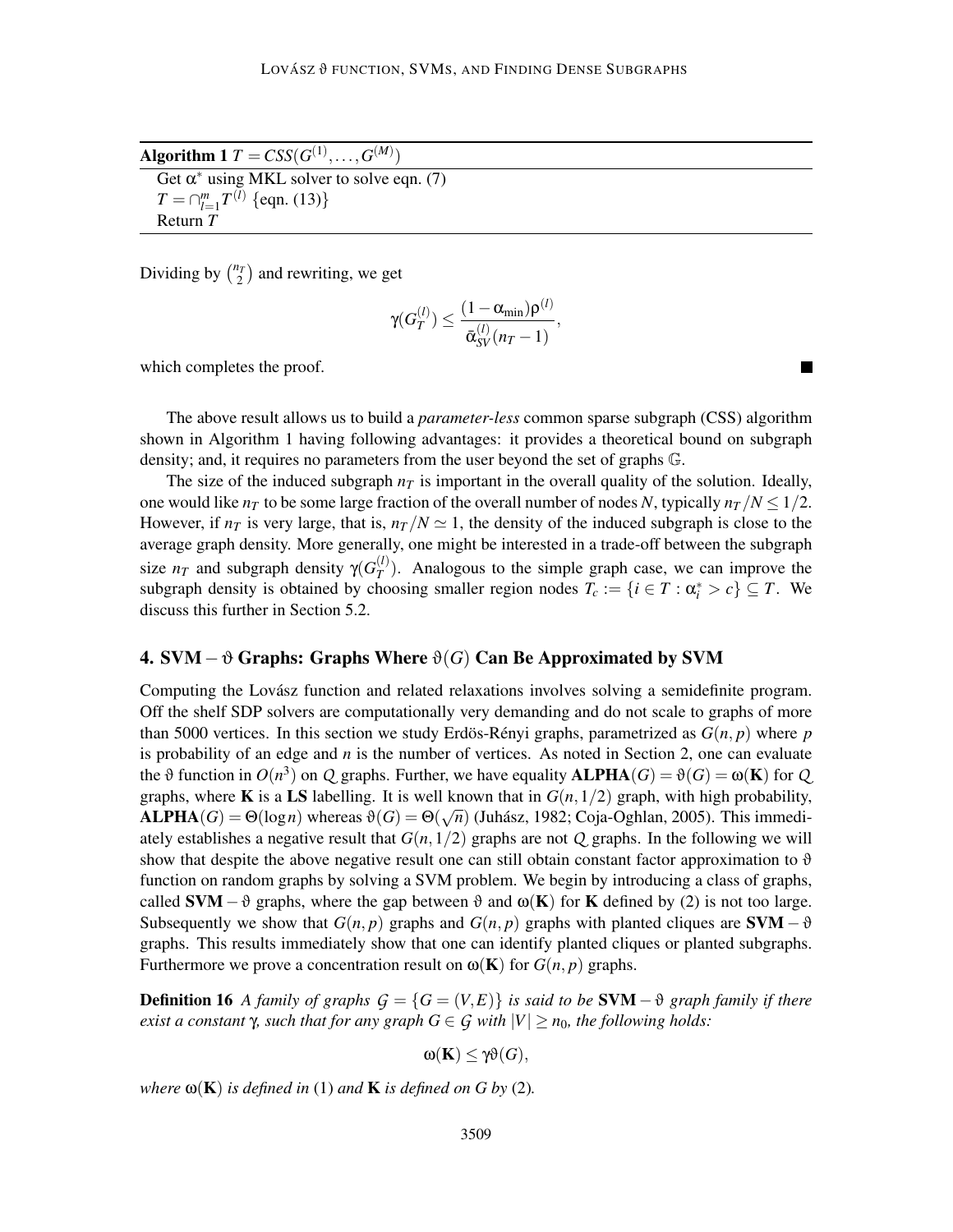**Algorithm 1** $T = CSS(G^{(1)}, \ldots, G^{(M)})$

Get $\alpha^*$ using MKL solver to solve eqn. (7)
$T = \cap_{l=1}^{m} T^{(l)}$ {eqn. (13)}
Return $T$

Dividing by $\binom{n_T}{2}$ and rewriting, we get

$$\gamma(G_T^{(l)}) \leq \frac{(1-\alpha_{\min})\rho^{(l)}}{\bar{\alpha}_{SV}^{(l)}(n_T - 1)},$$

which completes the proof. ■

The above result allows us to build a *parameter-less* common sparse subgraph (CSS) algorithm shown in Algorithm 1 having following advantages: it provides a theoretical bound on subgraph density; and, it requires no parameters from the user beyond the set of graphs $\mathbb{G}$.

The size of the induced subgraph $n_T$ is important in the overall quality of the solution. Ideally, one would like $n_T$ to be some large fraction of the overall number of nodes $N$, typically $n_T/N \leq 1/2$. However, if $n_T$ is very large, that is, $n_T/N \simeq 1$, the density of the induced subgraph is close to the average graph density. More generally, one might be interested in a trade-off between the subgraph size $n_T$ and subgraph density $\gamma(G_T^{(l)})$. Analogous to the simple graph case, we can improve the subgraph density is obtained by choosing smaller region nodes $T_c := \{i \in T : \alpha_i^* > c\} \subseteq T$. We discuss this further in Section 5.2.

## 4. SVM $-\,\vartheta$ Graphs: Graphs Where $\vartheta(G)$ Can Be Approximated by SVM

Computing the Lovász function and related relaxations involves solving a semidefinite program. Off the shelf SDP solvers are computationally very demanding and do not scale to graphs of more than 5000 vertices. In this section we study Erdös-Rényi graphs, parametrized as $G(n, p)$ where $p$ is probability of an edge and $n$ is the number of vertices. As noted in Section 2, one can evaluate the $\vartheta$ function in $O(n^3)$ on $Q$ graphs. Further, we have equality $\mathbf{ALPHA}(G) = \vartheta(G) = \omega(\mathbf{K})$ for $Q$ graphs, where $\mathbf{K}$ is a **LS** labelling. It is well known that in $G(n, 1/2)$ graph, with high probability, $\mathbf{ALPHA}(G) = \Theta(\log n)$ whereas $\vartheta(G) = \Theta(\sqrt{n})$ (Juhász, 1982; Coja-Oghlan, 2005). This immediately establishes a negative result that $G(n, 1/2)$ graphs are not $Q$ graphs. In the following we will show that despite the above negative result one can still obtain constant factor approximation to $\vartheta$ function on random graphs by solving a SVM problem. We begin by introducing a class of graphs, called $\mathbf{SVM}-\vartheta$ graphs, where the gap between $\vartheta$ and $\omega(\mathbf{K})$ for $\mathbf{K}$ defined by (2) is not too large. Subsequently we show that $G(n, p)$ graphs and $G(n, p)$ graphs with planted cliques are $\mathbf{SVM}-\vartheta$ graphs. This results immediately show that one can identify planted cliques or planted subgraphs. Furthermore we prove a concentration result on $\omega(\mathbf{K})$ for $G(n, p)$ graphs.

**Definition 16** *A family of graphs $\mathcal{G} = \{G = (V, E)\}$ is said to be $\mathbf{SVM}-\vartheta$ graph family if there exist a constant $\gamma$, such that for any graph $G \in \mathcal{G}$ with $|V| \geq n_0$, the following holds:*

$$\omega(\mathbf{K}) \leq \gamma\vartheta(G),$$

*where $\omega(\mathbf{K})$ is defined in* (1) *and $\mathbf{K}$ is defined on $G$ by* (2)*.*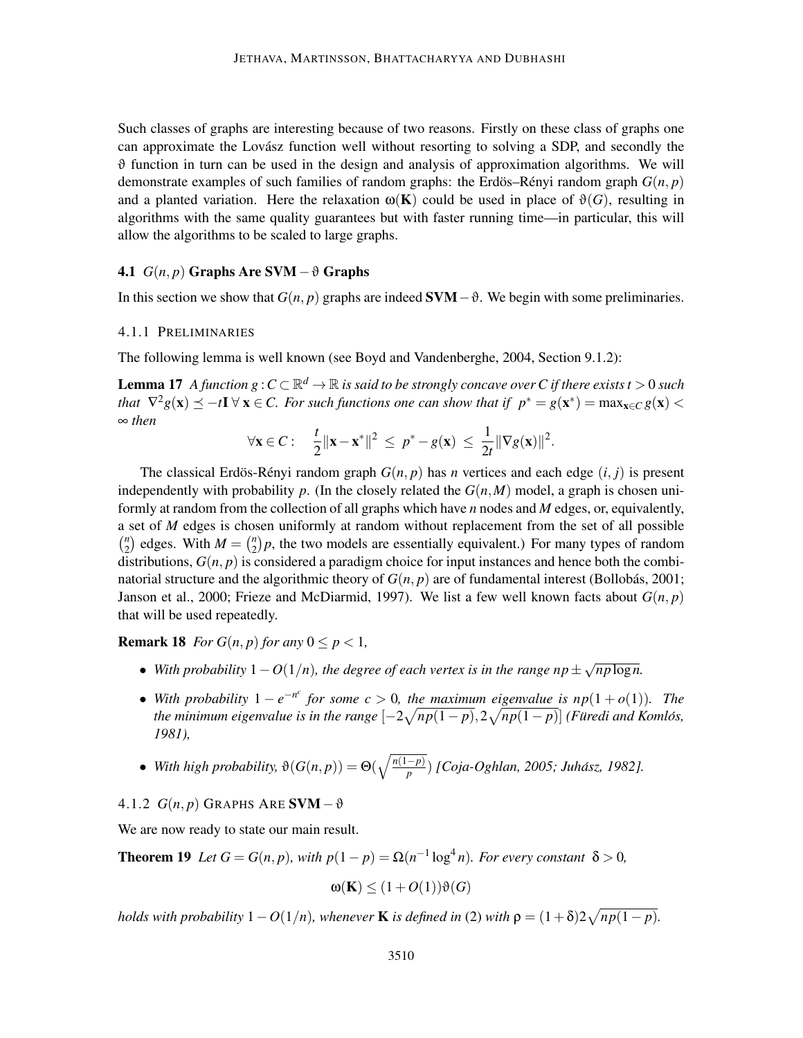Such classes of graphs are interesting because of two reasons. Firstly on these class of graphs one can approximate the Lovász function well without resorting to solving a SDP, and secondly the $\vartheta$ function in turn can be used in the design and analysis of approximation algorithms. We will demonstrate examples of such families of random graphs: the Erdös–Rényi random graph $G(n, p)$ and a planted variation. Here the relaxation $\omega(\mathbf{K})$ could be used in place of $\vartheta(G)$, resulting in algorithms with the same quality guarantees but with faster running time—in particular, this will allow the algorithms to be scaled to large graphs.

### 4.1 $G(n, p)$ Graphs Are $\mathbf{SVM} - \vartheta$ Graphs

In this section we show that $G(n, p)$ graphs are indeed $\mathbf{SVM} - \vartheta$. We begin with some preliminaries.

#### 4.1.1 Preliminaries

The following lemma is well known (see Boyd and Vandenberghe, 2004, Section 9.1.2):

**Lemma 17** *A function $g : C \subset \mathbb{R}^d \to \mathbb{R}$ is said to be strongly concave over $C$ if there exists $t > 0$ such that $\nabla^2 g(\mathbf{x}) \preceq -t\mathbf{I}\ \forall\, \mathbf{x} \in C$. For such functions one can show that if $p^* = g(\mathbf{x}^*) = \max_{\mathbf{x} \in C} g(\mathbf{x}) < \infty$ then*

$$\forall \mathbf{x} \in C: \quad \frac{t}{2}\|\mathbf{x} - \mathbf{x}^*\|^2 \;\leq\; p^* - g(\mathbf{x}) \;\leq\; \frac{1}{2t}\|\nabla g(\mathbf{x})\|^2.$$

The classical Erdös-Rényi random graph $G(n, p)$ has $n$ vertices and each edge $(i, j)$ is present independently with probability $p$. (In the closely related the $G(n, M)$ model, a graph is chosen uniformly at random from the collection of all graphs which have $n$ nodes and $M$ edges, or, equivalently, a set of $M$ edges is chosen uniformly at random without replacement from the set of all possible $\binom{n}{2}$ edges. With $M = \binom{n}{2}p$, the two models are essentially equivalent.) For many types of random distributions, $G(n, p)$ is considered a paradigm choice for input instances and hence both the combinatorial structure and the algorithmic theory of $G(n, p)$ are of fundamental interest (Bollobás, 2001; Janson et al., 2000; Frieze and McDiarmid, 1997). We list a few well known facts about $G(n, p)$ that will be used repeatedly.

**Remark 18** *For $G(n, p)$ for any $0 \leq p < 1$,*

- *With probability $1 - O(1/n)$, the degree of each vertex is in the range $np \pm \sqrt{np \log n}$.*
- *With probability $1 - e^{-n^c}$ for some $c > 0$, the maximum eigenvalue is $np(1 + o(1))$. The the minimum eigenvalue is in the range $[-2\sqrt{np(1-p)}, 2\sqrt{np(1-p)}]$ (Füredi and Komlós, 1981),*
- *With high probability, $\vartheta(G(n, p)) = \Theta(\sqrt{\frac{n(1-p)}{p}})$ [Coja-Oghlan, 2005; Juhász, 1982].*

#### 4.1.2 $G(n, p)$ Graphs Are $\mathbf{SVM} - \vartheta$

We are now ready to state our main result.

**Theorem 19** *Let $G = G(n, p)$, with $p(1 - p) = \Omega(n^{-1} \log^4 n)$. For every constant $\delta > 0$,*

$$\omega(\mathbf{K}) \leq (1 + O(1))\vartheta(G)$$

*holds with probability $1 - O(1/n)$, whenever $\mathbf{K}$ is defined in (2) with $\rho = (1 + \delta)2\sqrt{np(1-p)}$.*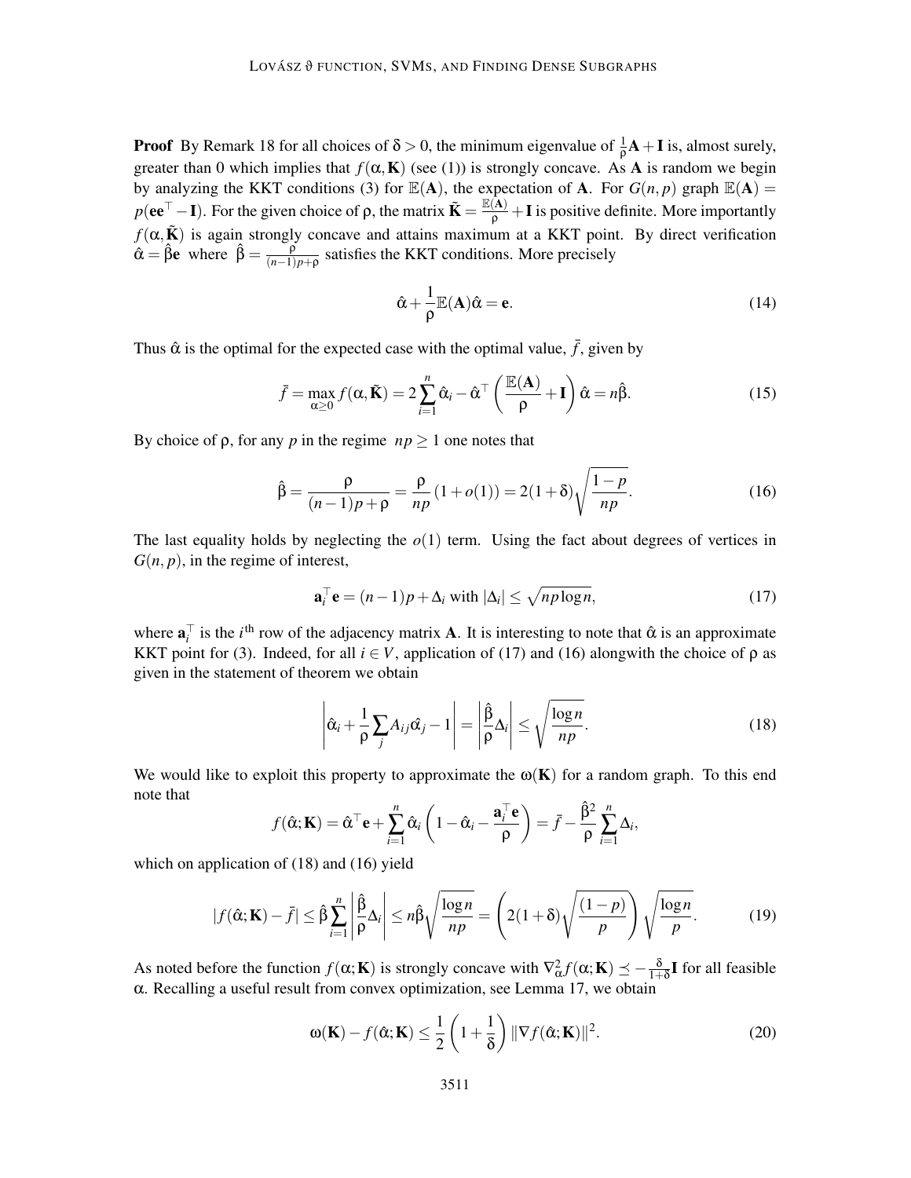**Proof** By Remark 18 for all choices of $\delta > 0$, the minimum eigenvalue of $\frac{1}{\rho}\mathbf{A} + \mathbf{I}$ is, almost surely, greater than 0 which implies that $f(\alpha, \mathbf{K})$ (see (1)) is strongly concave. As $\mathbf{A}$ is random we begin by analyzing the KKT conditions (3) for $\mathbb{E}(\mathbf{A})$, the expectation of $\mathbf{A}$. For $G(n, p)$ graph $\mathbb{E}(\mathbf{A}) = p(\mathbf{e}\mathbf{e}^\top - \mathbf{I})$. For the given choice of $\rho$, the matrix $\tilde{\mathbf{K}} = \frac{\mathbb{E}(\mathbf{A})}{\rho} + \mathbf{I}$ is positive definite. More importantly $f(\alpha, \tilde{\mathbf{K}})$ is again strongly concave and attains maximum at a KKT point. By direct verification $\hat{\alpha} = \hat{\beta}\mathbf{e}$ where $\hat{\beta} = \frac{\rho}{(n-1)p+\rho}$ satisfies the KKT conditions. More precisely

$$\hat{\alpha} + \frac{1}{\rho}\mathbb{E}(\mathbf{A})\hat{\alpha} = \mathbf{e}. \tag{14}$$

Thus $\hat{\alpha}$ is the optimal for the expected case with the optimal value, $\bar{f}$, given by

$$\bar{f} = \max_{\alpha \geq 0} f(\alpha, \tilde{\mathbf{K}}) = 2\sum_{i=1}^{n} \hat{\alpha}_i - \hat{\alpha}^\top \left( \frac{\mathbb{E}(\mathbf{A})}{\rho} + \mathbf{I} \right) \hat{\alpha} = n\hat{\beta}. \tag{15}$$

By choice of $\rho$, for any $p$ in the regime $np \geq 1$ one notes that

$$\hat{\beta} = \frac{\rho}{(n-1)p + \rho} = \frac{\rho}{np}(1 + o(1)) = 2(1+\delta)\sqrt{\frac{1-p}{np}}. \tag{16}$$

The last equality holds by neglecting the $o(1)$ term. Using the fact about degrees of vertices in $G(n, p)$, in the regime of interest,

$$\mathbf{a}_i^\top \mathbf{e} = (n-1)p + \Delta_i \text{ with } |\Delta_i| \leq \sqrt{np\log n}, \tag{17}$$

where $\mathbf{a}_i^\top$ is the $i^{\text{th}}$ row of the adjacency matrix $\mathbf{A}$. It is interesting to note that $\hat{\alpha}$ is an approximate KKT point for (3). Indeed, for all $i \in V$, application of (17) and (16) alongwith the choice of $\rho$ as given in the statement of theorem we obtain

$$\left| \hat{\alpha}_i + \frac{1}{\rho}\sum_j A_{ij}\hat{\alpha}_j - 1 \right| = \left| \frac{\hat{\beta}}{\rho}\Delta_i \right| \leq \sqrt{\frac{\log n}{np}}. \tag{18}$$

We would like to exploit this property to approximate the $\omega(\mathbf{K})$ for a random graph. To this end note that

$$f(\hat{\alpha}; \mathbf{K}) = \hat{\alpha}^\top \mathbf{e} + \sum_{i=1}^{n} \hat{\alpha}_i \left( 1 - \hat{\alpha}_i - \frac{\mathbf{a}_i^\top \mathbf{e}}{\rho} \right) = \bar{f} - \frac{\hat{\beta}^2}{\rho}\sum_{i=1}^{n} \Delta_i,$$

which on application of (18) and (16) yield

$$|f(\hat{\alpha}; \mathbf{K}) - \bar{f}| \leq \hat{\beta}\sum_{i=1}^{n} \left| \frac{\hat{\beta}}{\rho}\Delta_i \right| \leq n\hat{\beta}\sqrt{\frac{\log n}{np}} = \left( 2(1+\delta)\sqrt{\frac{(1-p)}{p}} \right)\sqrt{\frac{\log n}{p}}. \tag{19}$$

As noted before the function $f(\alpha; \mathbf{K})$ is strongly concave with $\nabla_\alpha^2 f(\alpha; \mathbf{K}) \preceq -\frac{\delta}{1+\delta}\mathbf{I}$ for all feasible $\alpha$. Recalling a useful result from convex optimization, see Lemma 17, we obtain

$$\omega(\mathbf{K}) - f(\hat{\alpha}; \mathbf{K}) \leq \frac{1}{2}\left( 1 + \frac{1}{\delta} \right) \|\nabla f(\hat{\alpha}; \mathbf{K})\|^2. \tag{20}$$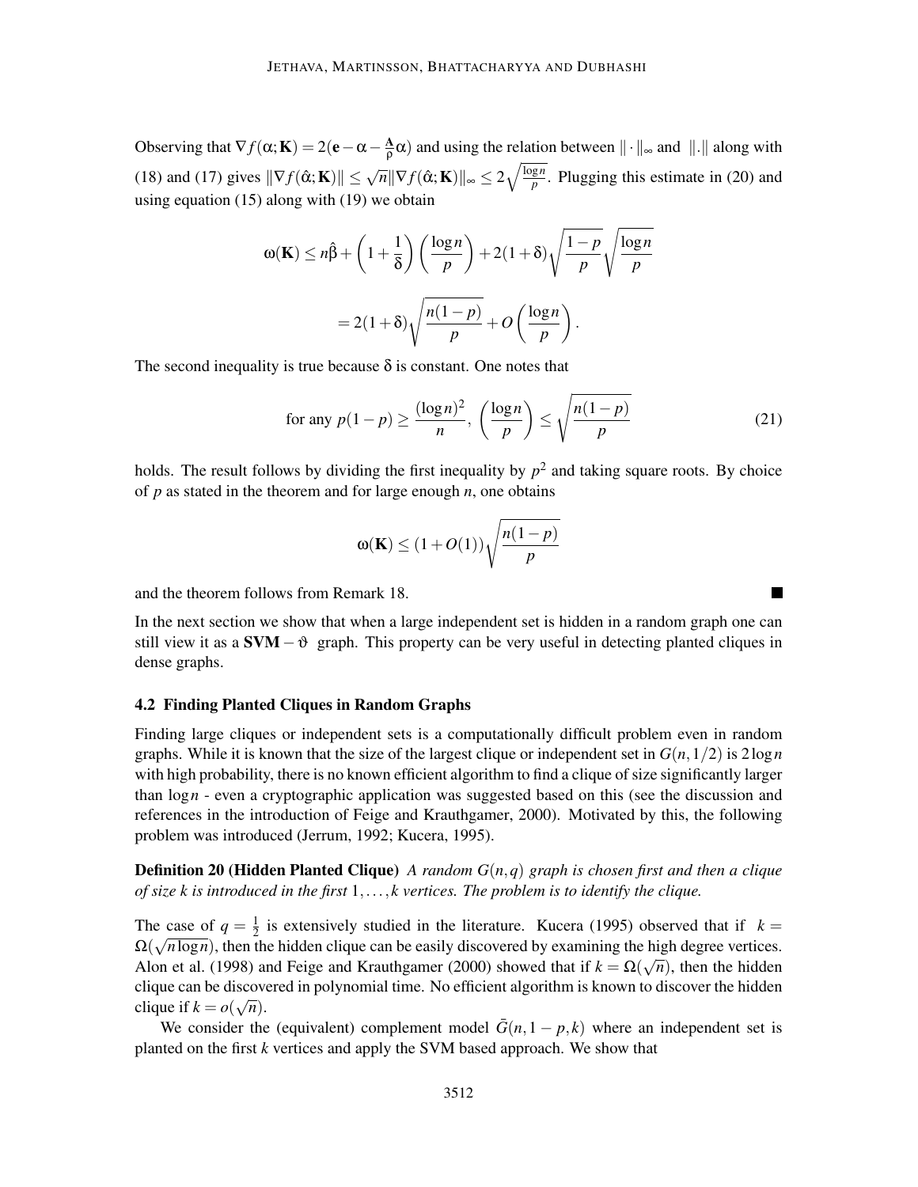Observing that $\nabla f(\alpha; \mathbf{K}) = 2(\mathbf{e} - \alpha - \frac{\mathbf{A}}{\rho}\alpha)$ and using the relation between $\|\cdot\|_\infty$ and $\|.\|$ along with (18) and (17) gives $\|\nabla f(\hat{\alpha}; \mathbf{K})\| \le \sqrt{n}\|\nabla f(\hat{\alpha}; \mathbf{K})\|_\infty \le 2\sqrt{\frac{\log n}{p}}$. Plugging this estimate in (20) and using equation (15) along with (19) we obtain

$$\omega(\mathbf{K}) \le n\hat{\beta} + \left(1 + \frac{1}{\delta}\right)\left(\frac{\log n}{p}\right) + 2(1+\delta)\sqrt{\frac{1-p}{p}}\sqrt{\frac{\log n}{p}}$$

$$= 2(1+\delta)\sqrt{\frac{n(1-p)}{p}} + O\left(\frac{\log n}{p}\right).$$

The second inequality is true because $\delta$ is constant. One notes that

$$\text{for any } p(1-p) \ge \frac{(\log n)^2}{n}, \ \left(\frac{\log n}{p}\right) \le \sqrt{\frac{n(1-p)}{p}} \tag{21}$$

holds. The result follows by dividing the first inequality by $p^2$ and taking square roots. By choice of $p$ as stated in the theorem and for large enough $n$, one obtains

$$\omega(\mathbf{K}) \le (1 + O(1))\sqrt{\frac{n(1-p)}{p}}$$

and the theorem follows from Remark 18. ∎

In the next section we show that when a large independent set is hidden in a random graph one can still view it as a $\mathbf{SVM}-\vartheta$ graph. This property can be very useful in detecting planted cliques in dense graphs.

### 4.2 Finding Planted Cliques in Random Graphs

Finding large cliques or independent sets is a computationally difficult problem even in random graphs. While it is known that the size of the largest clique or independent set in $G(n, 1/2)$ is $2\log n$ with high probability, there is no known efficient algorithm to find a clique of size significantly larger than $\log n$ - even a cryptographic application was suggested based on this (see the discussion and references in the introduction of Feige and Krauthgamer, 2000). Motivated by this, the following problem was introduced (Jerrum, 1992; Kucera, 1995).

**Definition 20 (Hidden Planted Clique)** *A random $G(n,q)$ graph is chosen first and then a clique of size $k$ is introduced in the first $1,\ldots,k$ vertices. The problem is to identify the clique.*

The case of $q = \frac{1}{2}$ is extensively studied in the literature. Kucera (1995) observed that if $k = \Omega(\sqrt{n\log n})$, then the hidden clique can be easily discovered by examining the high degree vertices. Alon et al. (1998) and Feige and Krauthgamer (2000) showed that if $k = \Omega(\sqrt{n})$, then the hidden clique can be discovered in polynomial time. No efficient algorithm is known to discover the hidden clique if $k = o(\sqrt{n})$.

We consider the (equivalent) complement model $\bar{G}(n, 1-p, k)$ where an independent set is planted on the first $k$ vertices and apply the SVM based approach. We show that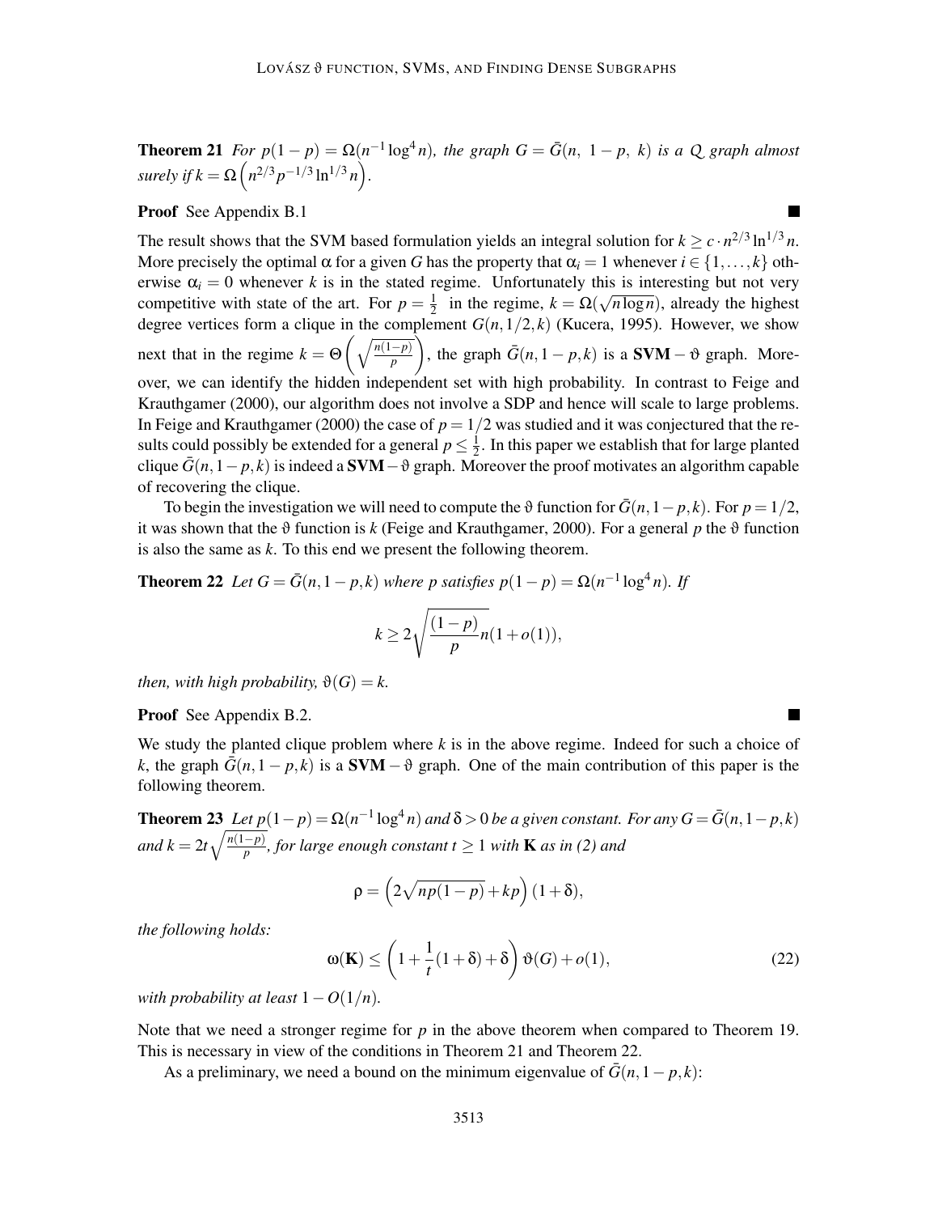**Theorem 21** *For $p(1-p) = \Omega(n^{-1}\log^4 n)$, the graph $G = \bar{G}(n,\ 1-p,\ k)$ is a Q graph almost surely if $k = \Omega\left(n^{2/3}p^{-1/3}\ln^{1/3} n\right)$.*

**Proof** See Appendix B.1 ■

The result shows that the SVM based formulation yields an integral solution for $k \geq c \cdot n^{2/3}\ln^{1/3} n$. More precisely the optimal $\alpha$ for a given $G$ has the property that $\alpha_i = 1$ whenever $i \in \{1,\dots,k\}$ otherwise $\alpha_i = 0$ whenever $k$ is in the stated regime. Unfortunately this is interesting but not very competitive with state of the art. For $p = \frac{1}{2}$ in the regime, $k = \Omega(\sqrt{n\log n})$, already the highest degree vertices form a clique in the complement $G(n,1/2,k)$ (Kucera, 1995). However, we show next that in the regime $k = \Theta\left(\sqrt{\frac{n(1-p)}{p}}\right)$, the graph $\bar{G}(n,1-p,k)$ is a $\mathbf{SVM}-\vartheta$ graph. Moreover, we can identify the hidden independent set with high probability. In contrast to Feige and Krauthgamer (2000), our algorithm does not involve a SDP and hence will scale to large problems. In Feige and Krauthgamer (2000) the case of $p = 1/2$ was studied and it was conjectured that the results could possibly be extended for a general $p \leq \frac{1}{2}$. In this paper we establish that for large planted clique $\bar{G}(n,1-p,k)$ is indeed a $\mathbf{SVM}-\vartheta$ graph. Moreover the proof motivates an algorithm capable of recovering the clique.

To begin the investigation we will need to compute the $\vartheta$ function for $\bar{G}(n,1-p,k)$. For $p = 1/2$, it was shown that the $\vartheta$ function is $k$ (Feige and Krauthgamer, 2000). For a general $p$ the $\vartheta$ function is also the same as $k$. To this end we present the following theorem.

**Theorem 22** *Let $G = \bar{G}(n,1-p,k)$ where $p$ satisfies $p(1-p) = \Omega(n^{-1}\log^4 n)$. If*

$$k \geq 2\sqrt{\frac{(1-p)}{p}n}(1+o(1)),$$

*then, with high probability, $\vartheta(G) = k$.*

**Proof** See Appendix B.2. ■

We study the planted clique problem where $k$ is in the above regime. Indeed for such a choice of $k$, the graph $\bar{G}(n,1-p,k)$ is a $\mathbf{SVM}-\vartheta$ graph. One of the main contribution of this paper is the following theorem.

**Theorem 23** *Let $p(1-p) = \Omega(n^{-1}\log^4 n)$ and $\delta > 0$ be a given constant. For any $G = \bar{G}(n,1-p,k)$ and $k = 2t\sqrt{\frac{n(1-p)}{p}}$, for large enough constant $t \geq 1$ with $\mathbf{K}$ as in (2) and*

$$\rho = \left(2\sqrt{np(1-p)} + kp\right)(1+\delta),$$

*the following holds:*

$$\omega(\mathbf{K}) \leq \left(1 + \frac{1}{t}(1+\delta) + \delta\right)\vartheta(G) + o(1), \tag{22}$$

*with probability at least $1 - O(1/n)$.*

Note that we need a stronger regime for $p$ in the above theorem when compared to Theorem 19. This is necessary in view of the conditions in Theorem 21 and Theorem 22.

As a preliminary, we need a bound on the minimum eigenvalue of $\bar{G}(n,1-p,k)$: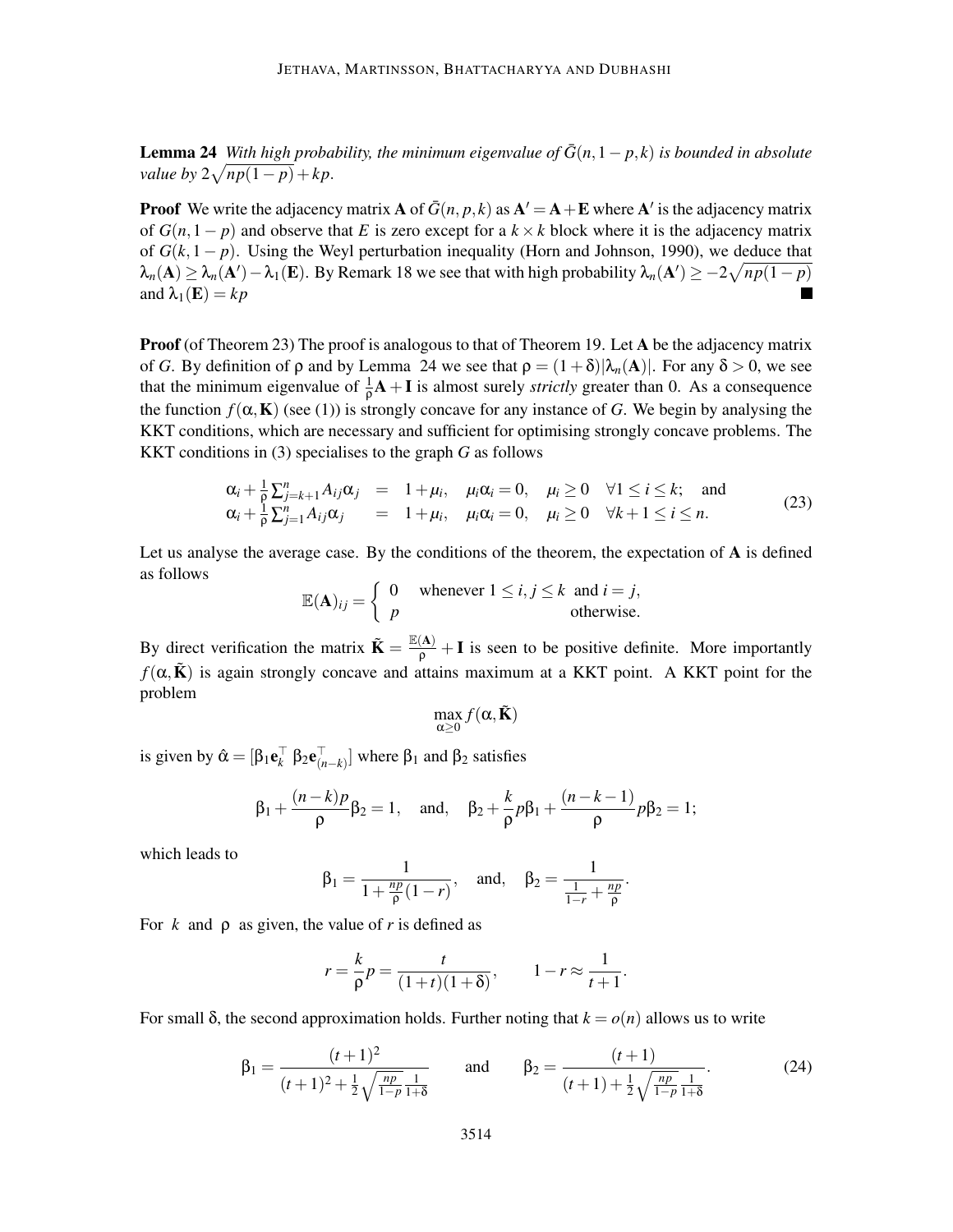**Lemma 24** *With high probability, the minimum eigenvalue of $\bar{G}(n, 1-p, k)$ is bounded in absolute value by $2\sqrt{np(1-p)} + kp$.*

**Proof** We write the adjacency matrix $\mathbf{A}$ of $\bar{G}(n, p, k)$ as $\mathbf{A}' = \mathbf{A} + \mathbf{E}$ where $\mathbf{A}'$ is the adjacency matrix of $G(n, 1-p)$ and observe that $E$ is zero except for a $k \times k$ block where it is the adjacency matrix of $G(k, 1-p)$. Using the Weyl perturbation inequality (Horn and Johnson, 1990), we deduce that $\lambda_n(\mathbf{A}) \geq \lambda_n(\mathbf{A}') - \lambda_1(\mathbf{E})$. By Remark 18 we see that with high probability $\lambda_n(\mathbf{A}') \geq -2\sqrt{np(1-p)}$ and $\lambda_1(\mathbf{E}) = kp$ ■

**Proof** (of Theorem 23) The proof is analogous to that of Theorem 19. Let $\mathbf{A}$ be the adjacency matrix of $G$. By definition of $\rho$ and by Lemma 24 we see that $\rho = (1+\delta)|\lambda_n(\mathbf{A})|$. For any $\delta > 0$, we see that the minimum eigenvalue of $\frac{1}{\rho}\mathbf{A} + \mathbf{I}$ is almost surely *strictly* greater than 0. As a consequence the function $f(\alpha, \mathbf{K})$ (see (1)) is strongly concave for any instance of $G$. We begin by analysing the KKT conditions, which are necessary and sufficient for optimising strongly concave problems. The KKT conditions in (3) specialises to the graph $G$ as follows

$$
\begin{array}{rclll}
\alpha_i + \frac{1}{\rho}\sum_{j=k+1}^{n} A_{ij}\alpha_j & = & 1 + \mu_i, \quad \mu_i\alpha_i = 0, \quad \mu_i \geq 0 & \forall 1 \leq i \leq k; & \text{and} \\
\alpha_i + \frac{1}{\rho}\sum_{j=1}^{n} A_{ij}\alpha_j & = & 1 + \mu_i, \quad \mu_i\alpha_i = 0, \quad \mu_i \geq 0 & \forall k+1 \leq i \leq n. &
\end{array}
\tag{23}
$$

Let us analyse the average case. By the conditions of the theorem, the expectation of $\mathbf{A}$ is defined as follows

$$
\mathbb{E}(\mathbf{A})_{ij} = \begin{cases} 0 & \text{whenever } 1 \leq i, j \leq k \text{ and } i = j, \\ p & \text{otherwise.} \end{cases}
$$

By direct verification the matrix $\tilde{\mathbf{K}} = \frac{\mathbb{E}(\mathbf{A})}{\rho} + \mathbf{I}$ is seen to be positive definite. More importantly $f(\alpha, \tilde{\mathbf{K}})$ is again strongly concave and attains maximum at a KKT point. A KKT point for the problem

$$
\max_{\alpha \geq 0} f(\alpha, \tilde{\mathbf{K}})
$$

is given by $\hat{\alpha} = [\beta_1 \mathbf{e}_k^\top \; \beta_2 \mathbf{e}_{(n-k)}^\top]$ where $\beta_1$ and $\beta_2$ satisfies

$$
\beta_1 + \frac{(n-k)p}{\rho}\beta_2 = 1, \quad \text{and,} \quad \beta_2 + \frac{k}{\rho}p\beta_1 + \frac{(n-k-1)}{\rho}p\beta_2 = 1;
$$

which leads to

$$
\beta_1 = \frac{1}{1 + \frac{np}{\rho}(1-r)}, \quad \text{and,} \quad \beta_2 = \frac{1}{\frac{1}{1-r} + \frac{np}{\rho}}.
$$

For $k$ and $\rho$ as given, the value of $r$ is defined as

$$
r = \frac{k}{\rho}p = \frac{t}{(1+t)(1+\delta)}, \qquad 1 - r \approx \frac{1}{t+1}.
$$

For small $\delta$, the second approximation holds. Further noting that $k = o(n)$ allows us to write

$$
\beta_1 = \frac{(t+1)^2}{(t+1)^2 + \frac{1}{2}\sqrt{\frac{np}{1-p}\frac{1}{1+\delta}}} \qquad \text{and} \qquad \beta_2 = \frac{(t+1)}{(t+1) + \frac{1}{2}\sqrt{\frac{np}{1-p}\frac{1}{1+\delta}}}.
\tag{24}
$$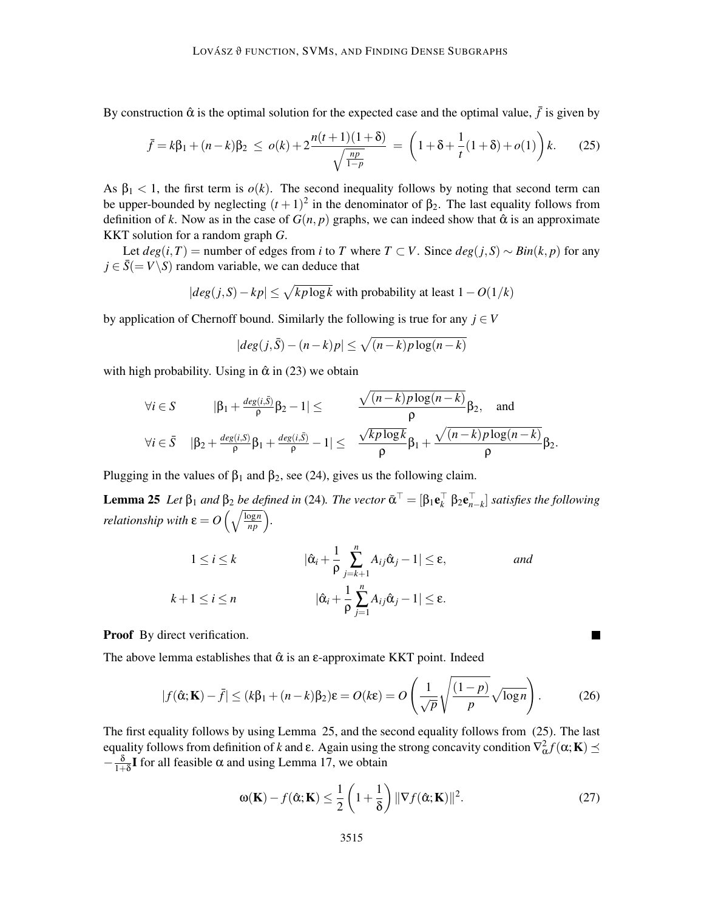By construction $\hat{\alpha}$ is the optimal solution for the expected case and the optimal value, $\bar{f}$ is given by

$$\bar{f} = k\beta_1 + (n-k)\beta_2 \;\leq\; o(k) + 2\frac{n(t+1)(1+\delta)}{\sqrt{\frac{np}{1-p}}} \;=\; \left(1 + \delta + \frac{1}{t}(1+\delta) + o(1)\right)k. \tag{25}$$

As $\beta_1 < 1$, the first term is $o(k)$. The second inequality follows by noting that second term can be upper-bounded by neglecting $(t+1)^2$ in the denominator of $\beta_2$. The last equality follows from definition of $k$. Now as in the case of $G(n,p)$ graphs, we can indeed show that $\hat{\alpha}$ is an approximate KKT solution for a random graph $G$.

Let $deg(i,T)$ = number of edges from $i$ to $T$ where $T \subset V$. Since $deg(j,S) \sim Bin(k,p)$ for any $j \in \bar{S}(= V\backslash S)$ random variable, we can deduce that

$$|deg(j,S) - kp| \leq \sqrt{kp\log k} \text{ with probability at least } 1 - O(1/k)$$

by application of Chernoff bound. Similarly the following is true for any $j \in V$

$$|deg(j,\bar{S}) - (n-k)p| \leq \sqrt{(n-k)p\log(n-k)}$$

with high probability. Using in $\hat{\alpha}$ in (23) we obtain

$$\begin{aligned}
\forall i \in S \qquad & |\beta_1 + \tfrac{deg(i,\bar{S})}{\rho}\beta_2 - 1| \leq & \frac{\sqrt{(n-k)p\log(n-k)}}{\rho}\beta_2, \quad \text{and} \\
\forall i \in \bar{S} \quad & |\beta_2 + \tfrac{deg(i,S)}{\rho}\beta_1 + \tfrac{deg(i,\bar{S})}{\rho} - 1| \leq & \frac{\sqrt{kp\log k}}{\rho}\beta_1 + \frac{\sqrt{(n-k)p\log(n-k)}}{\rho}\beta_2.
\end{aligned}$$

Plugging in the values of $\beta_1$ and $\beta_2$, see (24), gives us the following claim.

**Lemma 25** *Let $\beta_1$ and $\beta_2$ be defined in (24). The vector $\bar{\alpha}^\top = [\beta_1\mathbf{e}_k^\top \; \beta_2\mathbf{e}_{n-k}^\top]$ satisfies the following relationship with $\varepsilon = O\left(\sqrt{\frac{\log n}{np}}\right)$.*

$$\begin{aligned}
1 \leq i \leq k \qquad & |\hat{\alpha}_i + \frac{1}{\rho}\sum_{j=k+1}^{n} A_{ij}\hat{\alpha}_j - 1| \leq \varepsilon, \qquad \textit{and} \\
k+1 \leq i \leq n \qquad & |\hat{\alpha}_i + \frac{1}{\rho}\sum_{j=1}^{n} A_{ij}\hat{\alpha}_j - 1| \leq \varepsilon.
\end{aligned}$$

**Proof** By direct verification. ∎

The above lemma establishes that $\hat{\alpha}$ is an $\varepsilon$-approximate KKT point. Indeed

$$|f(\hat{\alpha};\mathbf{K}) - \bar{f}| \leq (k\beta_1 + (n-k)\beta_2)\varepsilon = O(k\varepsilon) = O\left(\frac{1}{\sqrt{p}}\sqrt{\frac{(1-p)}{p}}\sqrt{\log n}\right). \tag{26}$$

The first equality follows by using Lemma 25, and the second equality follows from (25). The last equality follows from definition of $k$ and $\varepsilon$. Again using the strong concavity condition $\nabla^2_\alpha f(\alpha;\mathbf{K}) \preceq -\frac{\delta}{1+\delta}\mathbf{I}$ for all feasible $\alpha$ and using Lemma 17, we obtain

$$\omega(\mathbf{K}) - f(\hat{\alpha};\mathbf{K}) \leq \frac{1}{2}\left(1 + \frac{1}{\delta}\right)\|\nabla f(\hat{\alpha};\mathbf{K})\|^2. \tag{27}$$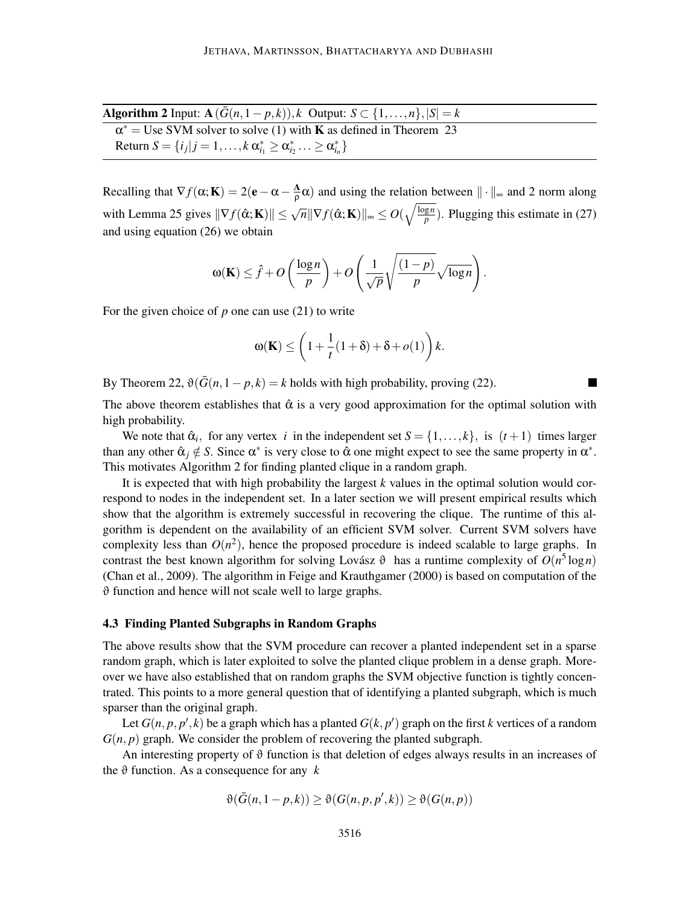**Algorithm 2** Input: $\mathbf{A}\,(\bar{G}(n,1-p,k)), k$ Output: $S \subset \{1,\ldots,n\}, |S| = k$

$\alpha^* =$ Use SVM solver to solve (1) with $\mathbf{K}$ as defined in Theorem 23
Return $S = \{i_j | j = 1,\ldots,k\; \alpha^*_{i_1} \geq \alpha^*_{i_2} \ldots \geq \alpha^*_{i_n}\}$

Recalling that $\nabla f(\alpha;\mathbf{K}) = 2(\mathbf{e} - \alpha - \frac{\mathbf{A}}{\rho}\alpha)$ and using the relation between $\|\cdot\|_\infty$ and 2 norm along with Lemma 25 gives $\|\nabla f(\hat{\alpha};\mathbf{K})\| \leq \sqrt{n}\|\nabla f(\hat{\alpha};\mathbf{K})\|_\infty \leq O(\sqrt{\frac{\log n}{p}})$. Plugging this estimate in (27) and using equation (26) we obtain

$$\omega(\mathbf{K}) \leq \hat{f} + O\left(\frac{\log n}{p}\right) + O\left(\frac{1}{\sqrt{p}}\sqrt{\frac{(1-p)}{p}}\sqrt{\log n}\right).$$

For the given choice of $p$ one can use (21) to write

$$\omega(\mathbf{K}) \leq \left(1 + \frac{1}{t}(1+\delta) + \delta + o(1)\right)k.$$

By Theorem 22, $\vartheta(\bar{G}(n,1-p,k) = k$ holds with high probability, proving (22). ■

The above theorem establishes that $\hat{\alpha}$ is a very good approximation for the optimal solution with high probability.

We note that $\hat{\alpha}_i$, for any vertex $i$ in the independent set $S = \{1,\ldots,k\}$, is $(t+1)$ times larger than any other $\hat{\alpha}_j \notin S$. Since $\alpha^*$ is very close to $\hat{\alpha}$ one might expect to see the same property in $\alpha^*$. This motivates Algorithm 2 for finding planted clique in a random graph.

It is expected that with high probability the largest $k$ values in the optimal solution would correspond to nodes in the independent set. In a later section we will present empirical results which show that the algorithm is extremely successful in recovering the clique. The runtime of this algorithm is dependent on the availability of an efficient SVM solver. Current SVM solvers have complexity less than $O(n^2)$, hence the proposed procedure is indeed scalable to large graphs. In contrast the best known algorithm for solving Lovász $\vartheta$ has a runtime complexity of $O(n^5 \log n)$ (Chan et al., 2009). The algorithm in Feige and Krauthgamer (2000) is based on computation of the $\vartheta$ function and hence will not scale well to large graphs.

### 4.3 Finding Planted Subgraphs in Random Graphs

The above results show that the SVM procedure can recover a planted independent set in a sparse random graph, which is later exploited to solve the planted clique problem in a dense graph. Moreover we have also established that on random graphs the SVM objective function is tightly concentrated. This points to a more general question that of identifying a planted subgraph, which is much sparser than the original graph.

Let $G(n,p,p',k)$ be a graph which has a planted $G(k,p')$ graph on the first $k$ vertices of a random $G(n,p)$ graph. We consider the problem of recovering the planted subgraph.

An interesting property of $\vartheta$ function is that deletion of edges always results in an increases of the $\vartheta$ function. As a consequence for any $k$

$$\vartheta(\bar{G}(n,1-p,k)) \geq \vartheta(G(n,p,p',k)) \geq \vartheta(G(n,p))$$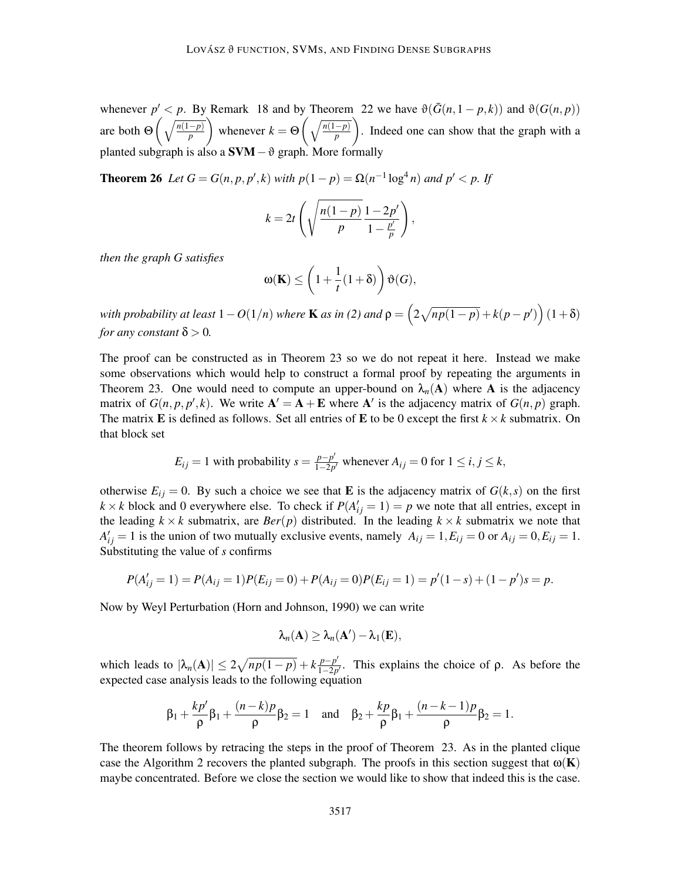whenever $p' < p$. By Remark 18 and by Theorem 22 we have $\vartheta(\bar{G}(n, 1-p, k))$ and $\vartheta(G(n,p))$ are both $\Theta\left(\sqrt{\frac{n(1-p)}{p}}\right)$ whenever $k = \Theta\left(\sqrt{\frac{n(1-p)}{p}}\right)$. Indeed one can show that the graph with a planted subgraph is also a $\mathbf{SVM}-\vartheta$ graph. More formally

**Theorem 26** *Let $G = G(n, p, p', k)$ with $p(1-p) = \Omega(n^{-1}\log^4 n)$ and $p' < p$. If*

$$k = 2t\left(\sqrt{\frac{n(1-p)}{p}}\frac{1-2p'}{1-\frac{p'}{p}}\right),$$

*then the graph $G$ satisfies*

$$\omega(\mathbf{K}) \leq \left(1 + \frac{1}{t}(1+\delta)\right)\vartheta(G),$$

*with probability at least $1 - O(1/n)$ where $\mathbf{K}$ as in (2) and $\rho = \left(2\sqrt{np(1-p)} + k(p-p')\right)(1+\delta)$ for any constant $\delta > 0$.*

The proof can be constructed as in Theorem 23 so we do not repeat it here. Instead we make some observations which would help to construct a formal proof by repeating the arguments in Theorem 23. One would need to compute an upper-bound on $\lambda_n(\mathbf{A})$ where $\mathbf{A}$ is the adjacency matrix of $G(n, p, p', k)$. We write $\mathbf{A}' = \mathbf{A} + \mathbf{E}$ where $\mathbf{A}'$ is the adjacency matrix of $G(n,p)$ graph. The matrix $\mathbf{E}$ is defined as follows. Set all entries of $\mathbf{E}$ to be 0 except the first $k \times k$ submatrix. On that block set

$$E_{ij} = 1 \text{ with probability } s = \tfrac{p-p'}{1-2p'} \text{ whenever } A_{ij} = 0 \text{ for } 1 \leq i, j \leq k,$$

otherwise $E_{ij} = 0$. By such a choice we see that $\mathbf{E}$ is the adjacency matrix of $G(k,s)$ on the first $k \times k$ block and 0 everywhere else. To check if $P(A'_{ij} = 1) = p$ we note that all entries, except in the leading $k \times k$ submatrix, are $Ber(p)$ distributed. In the leading $k \times k$ submatrix we note that $A'_{ij} = 1$ is the union of two mutually exclusive events, namely $A_{ij} = 1, E_{ij} = 0$ or $A_{ij} = 0, E_{ij} = 1$. Substituting the value of $s$ confirms

$$P(A'_{ij} = 1) = P(A_{ij} = 1)P(E_{ij} = 0) + P(A_{ij} = 0)P(E_{ij} = 1) = p'(1-s) + (1-p')s = p.$$

Now by Weyl Perturbation (Horn and Johnson, 1990) we can write

$$\lambda_n(\mathbf{A}) \geq \lambda_n(\mathbf{A}') - \lambda_1(\mathbf{E}),$$

which leads to $|\lambda_n(\mathbf{A})| \leq 2\sqrt{np(1-p)} + k\frac{p-p'}{1-2p'}$. This explains the choice of $\rho$. As before the expected case analysis leads to the following equation

$$\beta_1 + \frac{kp'}{\rho}\beta_1 + \frac{(n-k)p}{\rho}\beta_2 = 1 \quad \text{and} \quad \beta_2 + \frac{kp}{\rho}\beta_1 + \frac{(n-k-1)p}{\rho}\beta_2 = 1.$$

The theorem follows by retracing the steps in the proof of Theorem 23. As in the planted clique case the Algorithm 2 recovers the planted subgraph. The proofs in this section suggest that $\omega(\mathbf{K})$ maybe concentrated. Before we close the section we would like to show that indeed this is the case.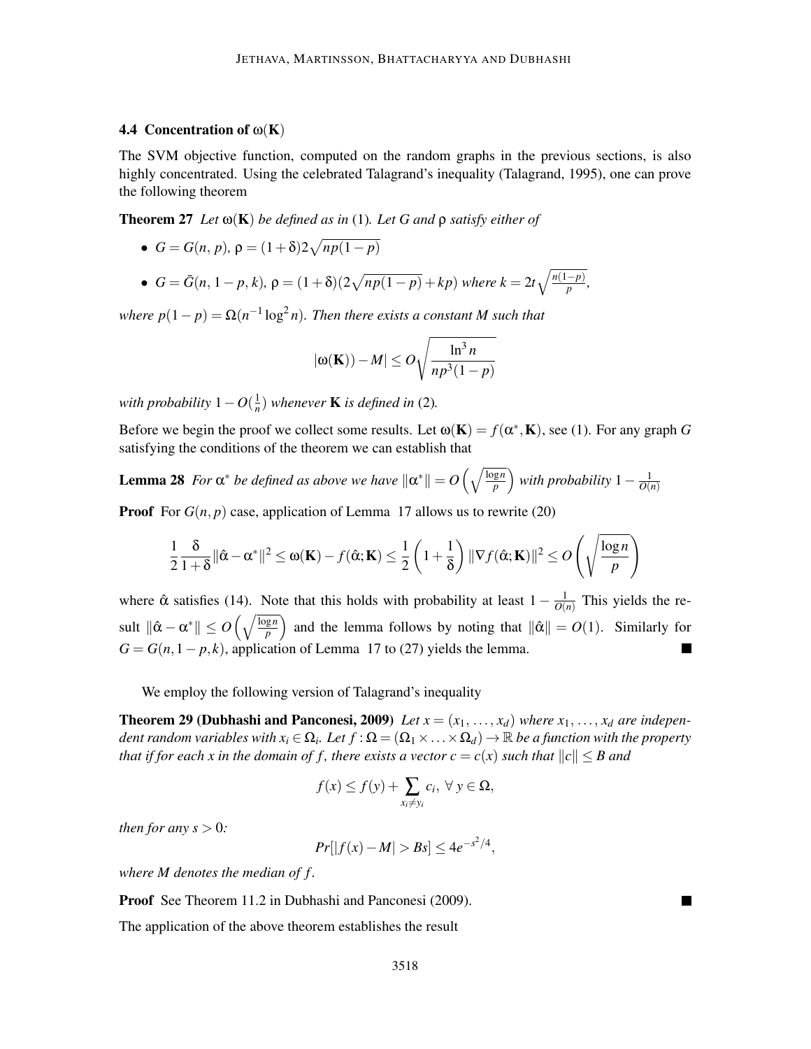### 4.4 Concentration of $\omega(\mathbf{K})$

The SVM objective function, computed on the random graphs in the previous sections, is also highly concentrated. Using the celebrated Talagrand's inequality (Talagrand, 1995), one can prove the following theorem

**Theorem 27** *Let $\omega(\mathbf{K})$ be defined as in* (1)*. Let $G$ and $\rho$ satisfy either of*

- $G = G(n, p)$*,* $\rho = (1+\delta)2\sqrt{np(1-p)}$
- $G = \bar{G}(n, 1-p, k)$*,* $\rho = (1+\delta)(2\sqrt{np(1-p)} + kp)$ *where* $k = 2t\sqrt{\frac{n(1-p)}{p}}$*,*

*where $p(1-p) = \Omega(n^{-1}\log^2 n)$. Then there exists a constant $M$ such that*

$$|\omega(\mathbf{K})) - M| \leq O\sqrt{\frac{\ln^3 n}{np^3(1-p)}}$$

*with probability $1 - O(\frac{1}{n})$ whenever $\mathbf{K}$ is defined in* (2)*.*

Before we begin the proof we collect some results. Let $\omega(\mathbf{K}) = f(\alpha^*, \mathbf{K})$, see (1). For any graph $G$ satisfying the conditions of the theorem we can establish that

**Lemma 28** *For $\alpha^*$ be defined as above we have $\|\alpha^*\| = O\left(\sqrt{\frac{\log n}{p}}\right)$ with probability $1 - \frac{1}{O(n)}$*

**Proof** For $G(n, p)$ case, application of Lemma 17 allows us to rewrite (20)

$$\frac{1}{2}\frac{\delta}{1+\delta}\|\hat{\alpha} - \alpha^*\|^2 \leq \omega(\mathbf{K}) - f(\hat{\alpha}; \mathbf{K}) \leq \frac{1}{2}\left(1 + \frac{1}{\delta}\right)\|\nabla f(\hat{\alpha}; \mathbf{K})\|^2 \leq O\left(\sqrt{\frac{\log n}{p}}\right)$$

where $\hat{\alpha}$ satisfies (14). Note that this holds with probability at least $1 - \frac{1}{O(n)}$ This yields the result $\|\hat{\alpha} - \alpha^*\| \leq O\left(\sqrt{\frac{\log n}{p}}\right)$ and the lemma follows by noting that $\|\hat{\alpha}\| = O(1)$. Similarly for $G = G(n, 1-p, k)$, application of Lemma 17 to (27) yields the lemma. ■

We employ the following version of Talagrand's inequality

**Theorem 29 (Dubhashi and Panconesi, 2009)** *Let $x = (x_1, \ldots, x_d)$ where $x_1, \ldots, x_d$ are independent random variables with $x_i \in \Omega_i$. Let $f : \Omega = (\Omega_1 \times \ldots \times \Omega_d) \to \mathbb{R}$ be a function with the property that if for each $x$ in the domain of $f$, there exists a vector $c = c(x)$ such that $\|c\| \leq B$ and*

$$f(x) \leq f(y) + \sum_{x_i \neq y_i} c_i, \ \forall\, y \in \Omega,$$

*then for any $s > 0$:*

$$Pr[|f(x) - M| > Bs] \leq 4e^{-s^2/4},$$

*where $M$ denotes the median of $f$.*

**Proof** See Theorem 11.2 in Dubhashi and Panconesi (2009). ■

The application of the above theorem establishes the result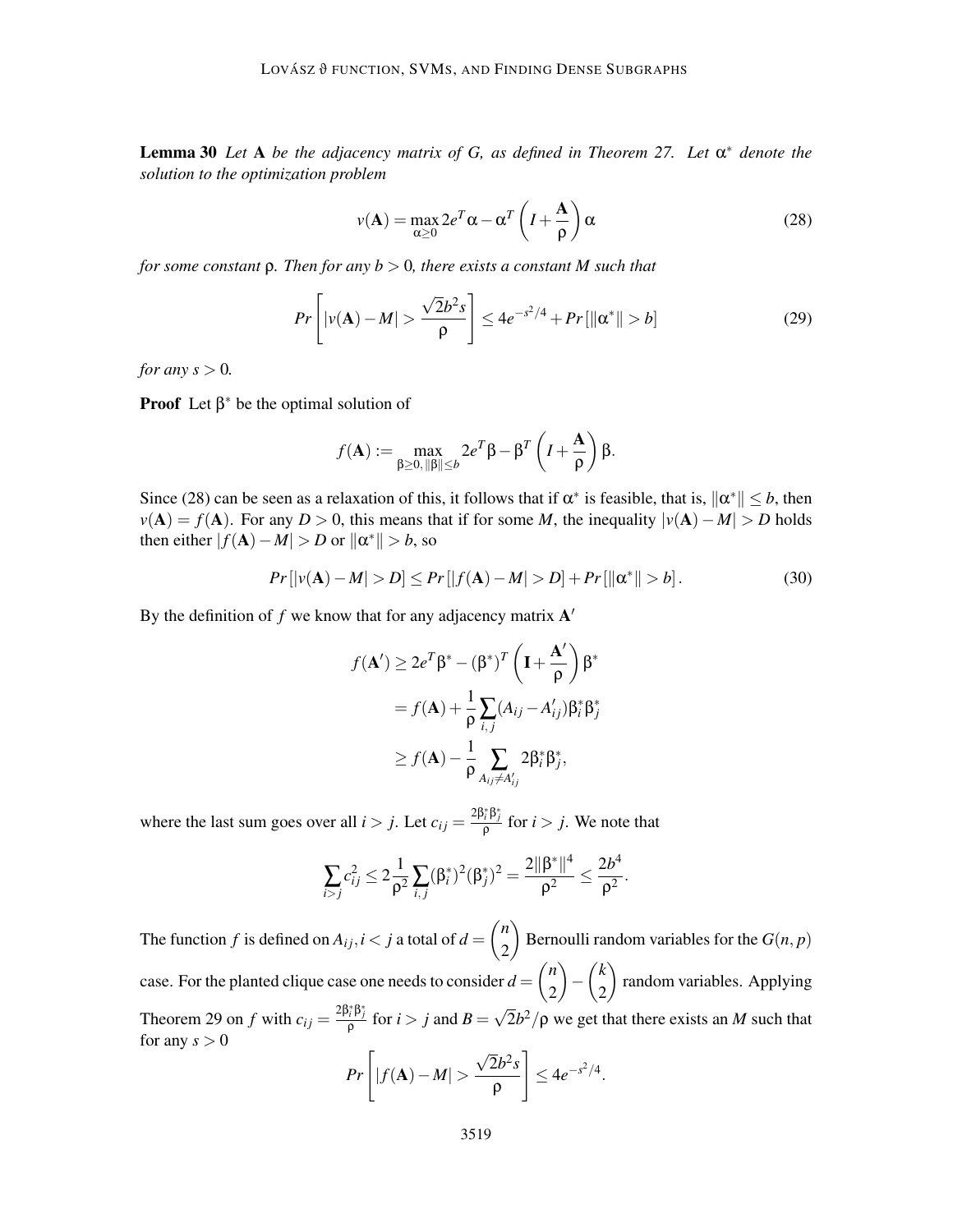**Lemma 30** *Let* $\mathbf{A}$ *be the adjacency matrix of G, as defined in Theorem 27. Let* $\alpha^*$ *denote the solution to the optimization problem*

$$v(\mathbf{A}) = \max_{\alpha \geq 0} 2e^T\alpha - \alpha^T\left(I + \frac{\mathbf{A}}{\rho}\right)\alpha \tag{28}$$

*for some constant* $\rho$*. Then for any* $b > 0$*, there exists a constant* $M$ *such that*

$$Pr\left[|v(\mathbf{A}) - M| > \frac{\sqrt{2}b^2 s}{\rho}\right] \leq 4e^{-s^2/4} + Pr\left[\|\alpha^*\| > b\right] \tag{29}$$

*for any* $s > 0$*.*

**Proof** Let $\beta^*$ be the optimal solution of

$$f(\mathbf{A}) := \max_{\beta \geq 0, \|\beta\| \leq b} 2e^T\beta - \beta^T\left(I + \frac{\mathbf{A}}{\rho}\right)\beta.$$

Since (28) can be seen as a relaxation of this, it follows that if $\alpha^*$ is feasible, that is, $\|\alpha^*\| \leq b$, then $v(\mathbf{A}) = f(\mathbf{A})$. For any $D > 0$, this means that if for some $M$, the inequality $|v(\mathbf{A}) - M| > D$ holds then either $|f(\mathbf{A}) - M| > D$ or $\|\alpha^*\| > b$, so

$$Pr\left[|v(\mathbf{A}) - M| > D\right] \leq Pr\left[|f(\mathbf{A}) - M| > D\right] + Pr\left[\|\alpha^*\| > b\right]. \tag{30}$$

By the definition of $f$ we know that for any adjacency matrix $\mathbf{A}'$

$$\begin{aligned}
f(\mathbf{A}') &\geq 2e^T\beta^* - (\beta^*)^T\left(\mathbf{I} + \frac{\mathbf{A}'}{\rho}\right)\beta^* \\
&= f(\mathbf{A}) + \frac{1}{\rho}\sum_{i,j}(A_{ij} - A'_{ij})\beta_i^*\beta_j^* \\
&\geq f(\mathbf{A}) - \frac{1}{\rho}\sum_{A_{ij} \neq A'_{ij}} 2\beta_i^*\beta_j^*,
\end{aligned}$$

where the last sum goes over all $i > j$. Let $c_{ij} = \frac{2\beta_i^*\beta_j^*}{\rho}$ for $i > j$. We note that

$$\sum_{i>j} c_{ij}^2 \leq 2\frac{1}{\rho^2}\sum_{i,j}(\beta_i^*)^2(\beta_j^*)^2 = \frac{2\|\beta^*\|^4}{\rho^2} \leq \frac{2b^4}{\rho^2}.$$

The function $f$ is defined on $A_{ij}, i < j$ a total of $d = \binom{n}{2}$ Bernoulli random variables for the $G(n,p)$ case. For the planted clique case one needs to consider $d = \binom{n}{2} - \binom{k}{2}$ random variables. Applying Theorem 29 on $f$ with $c_{ij} = \frac{2\beta_i^*\beta_j^*}{\rho}$ for $i > j$ and $B = \sqrt{2}b^2/\rho$ we get that there exists an $M$ such that for any $s > 0$

$$Pr\left[|f(\mathbf{A}) - M| > \frac{\sqrt{2}b^2 s}{\rho}\right] \leq 4e^{-s^2/4}.$$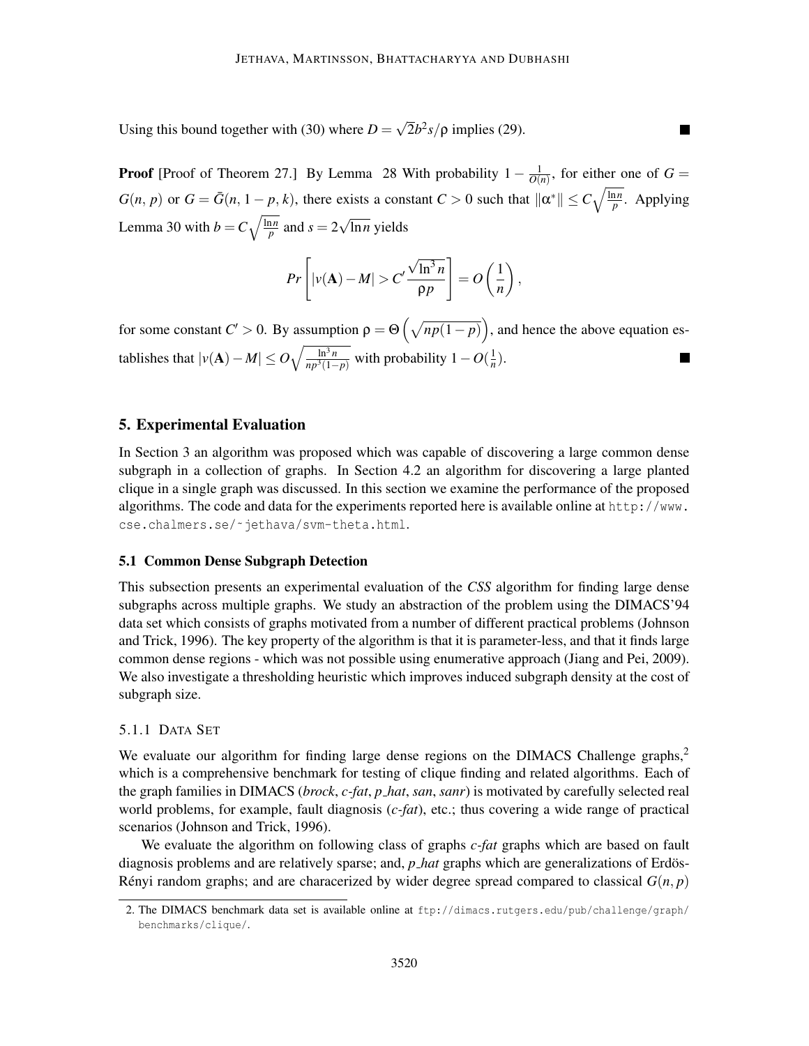Using this bound together with (30) where $D = \sqrt{2}b^2 s/\rho$ implies (29). ∎

**Proof** [Proof of Theorem 27.] By Lemma 28 With probability $1 - \frac{1}{O(n)}$, for either one of $G = G(n, p)$ or $G = \bar{G}(n, 1-p, k)$, there exists a constant $C > 0$ such that $\|\alpha^*\| \leq C\sqrt{\frac{\ln n}{p}}$. Applying Lemma 30 with $b = C\sqrt{\frac{\ln n}{p}}$ and $s = 2\sqrt{\ln n}$ yields

$$Pr\left[|v(\mathbf{A}) - M| > C' \frac{\sqrt{\ln^3 n}}{\rho p}\right] = O\left(\frac{1}{n}\right),$$

for some constant $C' > 0$. By assumption $\rho = \Theta\left(\sqrt{np(1-p)}\right)$, and hence the above equation establishes that $|v(\mathbf{A}) - M| \leq O\sqrt{\frac{\ln^3 n}{np^3(1-p)}}$ with probability $1 - O(\frac{1}{n})$. ∎

## 5. Experimental Evaluation

In Section 3 an algorithm was proposed which was capable of discovering a large common dense subgraph in a collection of graphs. In Section 4.2 an algorithm for discovering a large planted clique in a single graph was discussed. In this section we examine the performance of the proposed algorithms. The code and data for the experiments reported here is available online at http://www.cse.chalmers.se/~jethava/svm-theta.html.

### 5.1 Common Dense Subgraph Detection

This subsection presents an experimental evaluation of the *CSS* algorithm for finding large dense subgraphs across multiple graphs. We study an abstraction of the problem using the DIMACS'94 data set which consists of graphs motivated from a number of different practical problems (Johnson and Trick, 1996). The key property of the algorithm is that it is parameter-less, and that it finds large common dense regions - which was not possible using enumerative approach (Jiang and Pei, 2009). We also investigate a thresholding heuristic which improves induced subgraph density at the cost of subgraph size.

#### 5.1.1 Data Set

We evaluate our algorithm for finding large dense regions on the DIMACS Challenge graphs,[2] which is a comprehensive benchmark for testing of clique finding and related algorithms. Each of the graph families in DIMACS (*brock*, *c-fat*, *p_hat*, *san*, *sanr*) is motivated by carefully selected real world problems, for example, fault diagnosis (*c-fat*), etc.; thus covering a wide range of practical scenarios (Johnson and Trick, 1996).

We evaluate the algorithm on following class of graphs *c-fat* graphs which are based on fault diagnosis problems and are relatively sparse; and, *p_hat* graphs which are generalizations of Erdös-Rényi random graphs; and are characerized by wider degree spread compared to classical $G(n, p)$

2. The DIMACS benchmark data set is available online at ftp://dimacs.rutgers.edu/pub/challenge/graph/benchmarks/clique/.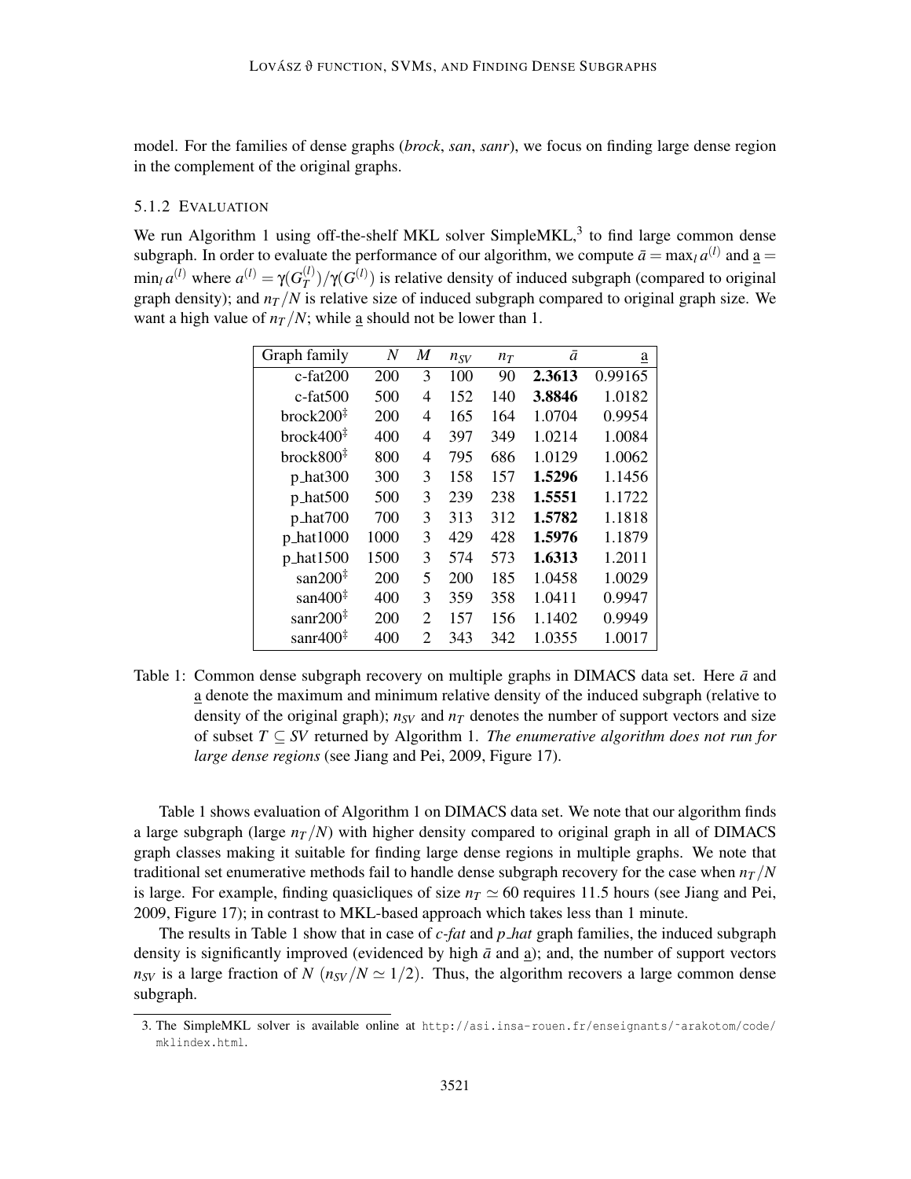model. For the families of dense graphs (*brock*, *san*, *sanr*), we focus on finding large dense region in the complement of the original graphs.

### 5.1.2 Evaluation

We run Algorithm 1 using off-the-shelf MKL solver SimpleMKL,[3] to find large common dense subgraph. In order to evaluate the performance of our algorithm, we compute $\bar{a} = \max_l a^{(l)}$ and $\underline{a} = \min_l a^{(l)}$ where $a^{(l)} = \gamma(G_T^{(l)})/\gamma(G^{(l)})$ is relative density of induced subgraph (compared to original graph density); and $n_T/N$ is relative size of induced subgraph compared to original graph size. We want a high value of $n_T/N$; while $\underline{a}$ should not be lower than 1.

| Graph family | $N$ | $M$ | $n_{SV}$ | $n_T$ | $\bar{a}$ | $\underline{a}$ |
|---|---|---|---|---|---|---|
| c-fat200 | 200 | 3 | 100 | 90 | **2.3613** | 0.99165 |
| c-fat500 | 500 | 4 | 152 | 140 | **3.8846** | 1.0182 |
| brock200$^\ddagger$ | 200 | 4 | 165 | 164 | 1.0704 | 0.9954 |
| brock400$^\ddagger$ | 400 | 4 | 397 | 349 | 1.0214 | 1.0084 |
| brock800$^\ddagger$ | 800 | 4 | 795 | 686 | 1.0129 | 1.0062 |
| p_hat300 | 300 | 3 | 158 | 157 | **1.5296** | 1.1456 |
| p_hat500 | 500 | 3 | 239 | 238 | **1.5551** | 1.1722 |
| p_hat700 | 700 | 3 | 313 | 312 | **1.5782** | 1.1818 |
| p_hat1000 | 1000 | 3 | 429 | 428 | **1.5976** | 1.1879 |
| p_hat1500 | 1500 | 3 | 574 | 573 | **1.6313** | 1.2011 |
| san200$^\ddagger$ | 200 | 5 | 200 | 185 | 1.0458 | 1.0029 |
| san400$^\ddagger$ | 400 | 3 | 359 | 358 | 1.0411 | 0.9947 |
| sanr200$^\ddagger$ | 200 | 2 | 157 | 156 | 1.1402 | 0.9949 |
| sanr400$^\ddagger$ | 400 | 2 | 343 | 342 | 1.0355 | 1.0017 |

Table 1: Common dense subgraph recovery on multiple graphs in DIMACS data set. Here $\bar{a}$ and $\underline{a}$ denote the maximum and minimum relative density of the induced subgraph (relative to density of the original graph); $n_{SV}$ and $n_T$ denotes the number of support vectors and size of subset $T \subseteq SV$ returned by Algorithm 1. *The enumerative algorithm does not run for large dense regions* (see Jiang and Pei, 2009, Figure 17).

Table 1 shows evaluation of Algorithm 1 on DIMACS data set. We note that our algorithm finds a large subgraph (large $n_T/N$) with higher density compared to original graph in all of DIMACS graph classes making it suitable for finding large dense regions in multiple graphs. We note that traditional set enumerative methods fail to handle dense subgraph recovery for the case when $n_T/N$ is large. For example, finding quasicliques of size $n_T \simeq 60$ requires 11.5 hours (see Jiang and Pei, 2009, Figure 17); in contrast to MKL-based approach which takes less than 1 minute.

The results in Table 1 show that in case of *c-fat* and *p_hat* graph families, the induced subgraph density is significantly improved (evidenced by high $\bar{a}$ and $\underline{a}$); and, the number of support vectors $n_{SV}$ is a large fraction of $N$ ($n_{SV}/N \simeq 1/2$). Thus, the algorithm recovers a large common dense subgraph.

3. The SimpleMKL solver is available online at http://asi.insa-rouen.fr/enseignants/~arakotom/code/mklindex.html.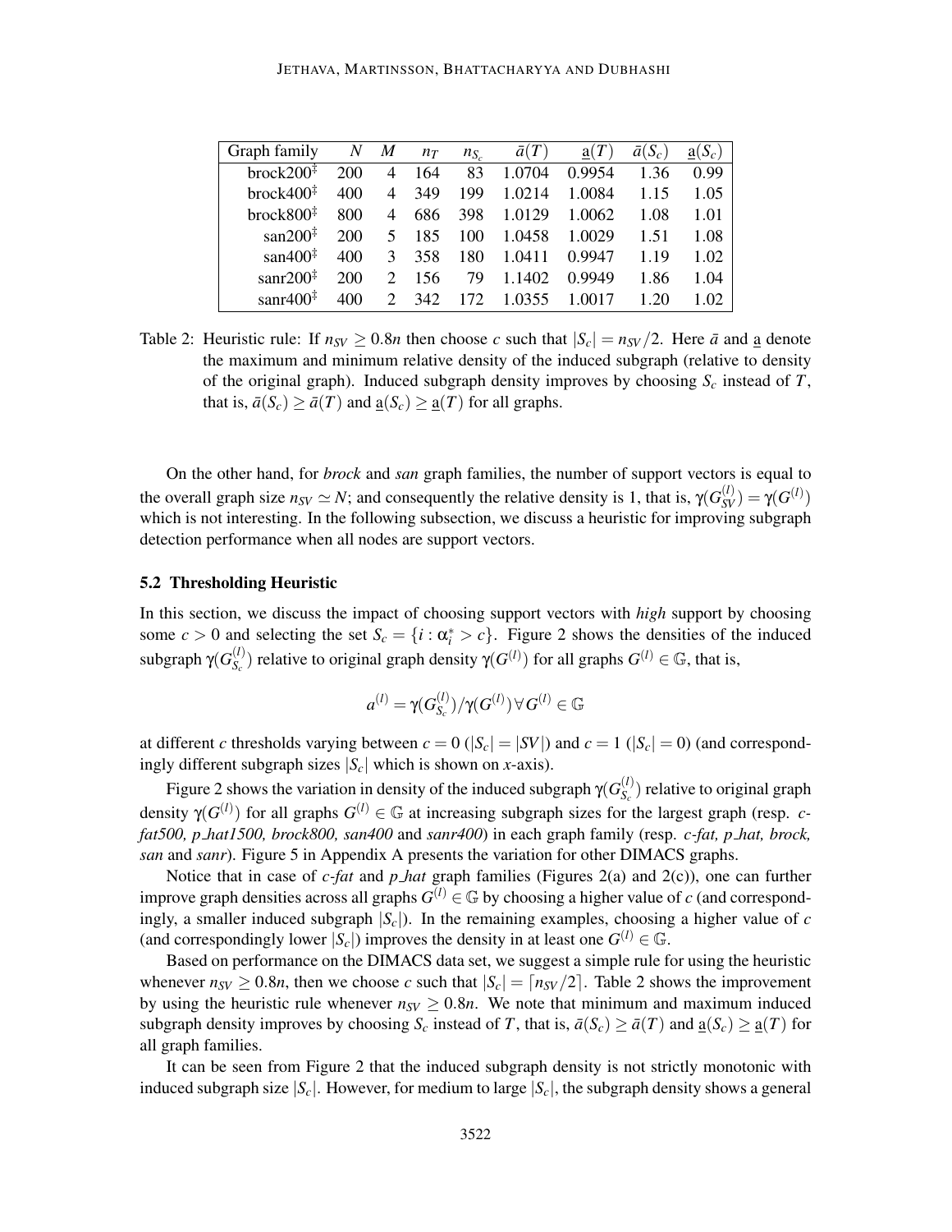| Graph family | $N$ | $M$ | $n_T$ | $n_{S_c}$ | $\bar{a}(T)$ | $\underline{a}(T)$ | $\bar{a}(S_c)$ | $\underline{a}(S_c)$ |
|---|---|---|---|---|---|---|---|---|
| brock200$^{\ddagger}$ | 200 | 4 | 164 | 83 | 1.0704 | 0.9954 | 1.36 | 0.99 |
| brock400$^{\ddagger}$ | 400 | 4 | 349 | 199 | 1.0214 | 1.0084 | 1.15 | 1.05 |
| brock800$^{\ddagger}$ | 800 | 4 | 686 | 398 | 1.0129 | 1.0062 | 1.08 | 1.01 |
| san200$^{\ddagger}$ | 200 | 5 | 185 | 100 | 1.0458 | 1.0029 | 1.51 | 1.08 |
| san400$^{\ddagger}$ | 400 | 3 | 358 | 180 | 1.0411 | 0.9947 | 1.19 | 1.02 |
| sanr200$^{\ddagger}$ | 200 | 2 | 156 | 79 | 1.1402 | 0.9949 | 1.86 | 1.04 |
| sanr400$^{\ddagger}$ | 400 | 2 | 342 | 172 | 1.0355 | 1.0017 | 1.20 | 1.02 |

Table 2: Heuristic rule: If $n_{SV} \geq 0.8n$ then choose $c$ such that $|S_c| = n_{SV}/2$. Here $\bar{a}$ and $\underline{a}$ denote the maximum and minimum relative density of the induced subgraph (relative to density of the original graph). Induced subgraph density improves by choosing $S_c$ instead of $T$, that is, $\bar{a}(S_c) \geq \bar{a}(T)$ and $\underline{a}(S_c) \geq \underline{a}(T)$ for all graphs.

On the other hand, for *brock* and *san* graph families, the number of support vectors is equal to the overall graph size $n_{SV} \simeq N$; and consequently the relative density is 1, that is, $\gamma(G^{(l)}_{SV}) = \gamma(G^{(l)})$ which is not interesting. In the following subsection, we discuss a heuristic for improving subgraph detection performance when all nodes are support vectors.

### 5.2 Thresholding Heuristic

In this section, we discuss the impact of choosing support vectors with *high* support by choosing some $c > 0$ and selecting the set $S_c = \{i : \alpha^*_i > c\}$. Figure 2 shows the densities of the induced subgraph $\gamma(G^{(l)}_{S_c})$ relative to original graph density $\gamma(G^{(l)})$ for all graphs $G^{(l)} \in \mathbb{G}$, that is,

$$a^{(l)} = \gamma(G^{(l)}_{S_c})/\gamma(G^{(l)}) \, \forall \, G^{(l)} \in \mathbb{G}$$

at different $c$ thresholds varying between $c = 0$ ($|S_c| = |SV|$) and $c = 1$ ($|S_c| = 0$) (and correspondingly different subgraph sizes $|S_c|$ which is shown on $x$-axis).

Figure 2 shows the variation in density of the induced subgraph $\gamma(G^{(l)}_{S_c})$ relative to original graph density $\gamma(G^{(l)})$ for all graphs $G^{(l)} \in \mathbb{G}$ at increasing subgraph sizes for the largest graph (resp. *c-fat500, p_hat1500, brock800, san400* and *sanr400*) in each graph family (resp. *c-fat, p_hat, brock, san* and *sanr*). Figure 5 in Appendix A presents the variation for other DIMACS graphs.

Notice that in case of *c-fat* and *p_hat* graph families (Figures 2(a) and 2(c)), one can further improve graph densities across all graphs $G^{(l)} \in \mathbb{G}$ by choosing a higher value of $c$ (and correspondingly, a smaller induced subgraph $|S_c|$). In the remaining examples, choosing a higher value of $c$ (and correspondingly lower $|S_c|$) improves the density in at least one $G^{(l)} \in \mathbb{G}$.

Based on performance on the DIMACS data set, we suggest a simple rule for using the heuristic whenever $n_{SV} \geq 0.8n$, then we choose $c$ such that $|S_c| = \lceil n_{SV}/2 \rceil$. Table 2 shows the improvement by using the heuristic rule whenever $n_{SV} \geq 0.8n$. We note that minimum and maximum induced subgraph density improves by choosing $S_c$ instead of $T$, that is, $\bar{a}(S_c) \geq \bar{a}(T)$ and $\underline{a}(S_c) \geq \underline{a}(T)$ for all graph families.

It can be seen from Figure 2 that the induced subgraph density is not strictly monotonic with induced subgraph size $|S_c|$. However, for medium to large $|S_c|$, the subgraph density shows a general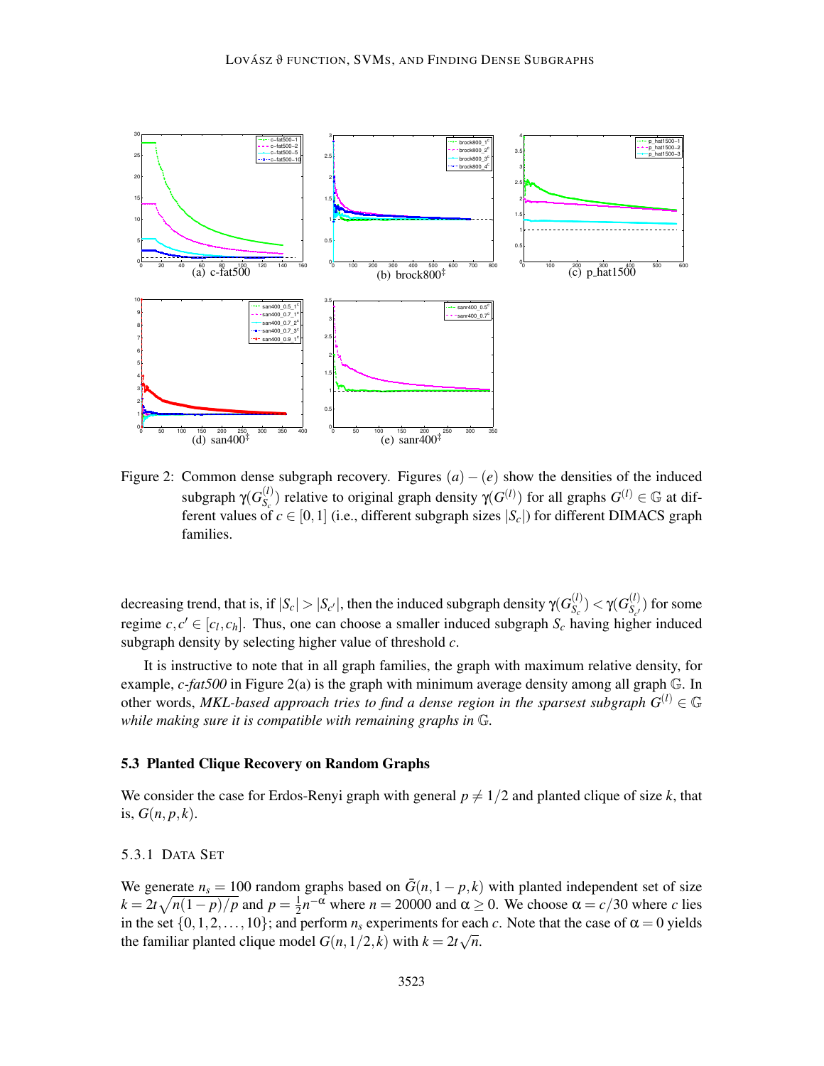Figure 2: Common dense subgraph recovery. Figures $(a)-(e)$ show the densities of the induced subgraph $\gamma(G^{(l)}_{S_c})$ relative to original graph density $\gamma(G^{(l)})$ for all graphs $G^{(l)} \in \mathbb{G}$ at different values of $c \in [0,1]$ (i.e., different subgraph sizes $|S_c|$) for different DIMACS graph families.

decreasing trend, that is, if $|S_c| > |S_{c'}|$, then the induced subgraph density $\gamma(G^{(l)}_{S_c}) < \gamma(G^{(l)}_{S_{c'}})$ for some regime $c, c' \in [c_l, c_h]$. Thus, one can choose a smaller induced subgraph $S_c$ having higher induced subgraph density by selecting higher value of threshold $c$.

It is instructive to note that in all graph families, the graph with maximum relative density, for example, *c-fat500* in Figure 2(a) is the graph with minimum average density among all graph $\mathbb{G}$. In other words, *MKL-based approach tries to find a dense region in the sparsest subgraph $G^{(l)} \in \mathbb{G}$ while making sure it is compatible with remaining graphs in $\mathbb{G}$.*

### 5.3 Planted Clique Recovery on Random Graphs

We consider the case for Erdos-Renyi graph with general $p \neq 1/2$ and planted clique of size $k$, that is, $G(n, p, k)$.

#### 5.3.1 Data Set

We generate $n_s = 100$ random graphs based on $\bar{G}(n, 1-p, k)$ with planted independent set of size $k = 2t\sqrt{n(1-p)/p}$ and $p = \frac{1}{2}n^{-\alpha}$ where $n = 20000$ and $\alpha \geq 0$. We choose $\alpha = c/30$ where $c$ lies in the set $\{0, 1, 2, \ldots, 10\}$; and perform $n_s$ experiments for each $c$. Note that the case of $\alpha = 0$ yields the familiar planted clique model $G(n, 1/2, k)$ with $k = 2t\sqrt{n}$.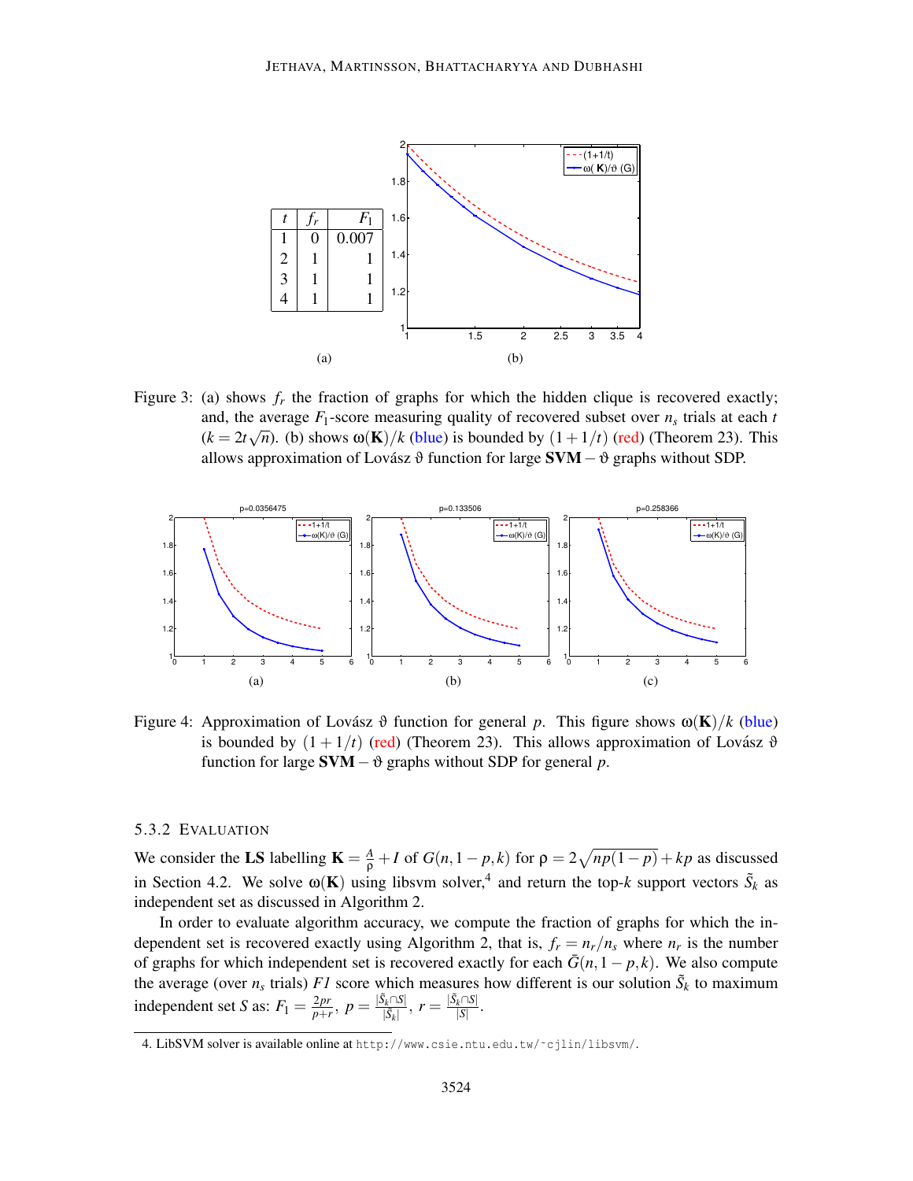| $t$ | $f_r$ | $F_1$ |
|---|---|---|
| 1 | 0 | 0.007 |
| 2 | 1 | 1 |
| 3 | 1 | 1 |
| 4 | 1 | 1 |

(a) (b)

Figure 3: (a) shows $f_r$ the fraction of graphs for which the hidden clique is recovered exactly; and, the average $F_1$-score measuring quality of recovered subset over $n_s$ trials at each $t$ ($k = 2t\sqrt{n}$). (b) shows $\omega(\mathbf{K})/k$ (blue) is bounded by $(1+1/t)$ (red) (Theorem 23). This allows approximation of Lovász $\vartheta$ function for large $\mathbf{SVM} - \vartheta$ graphs without SDP.

(a) (b) (c)

Figure 4: Approximation of Lovász $\vartheta$ function for general $p$. This figure shows $\omega(\mathbf{K})/k$ (blue) is bounded by $(1+1/t)$ (red) (Theorem 23). This allows approximation of Lovász $\vartheta$ function for large $\mathbf{SVM} - \vartheta$ graphs without SDP for general $p$.

### 5.3.2 Evaluation

We consider the **LS** labelling $\mathbf{K} = \frac{A}{\rho} + I$ of $G(n, 1-p, k)$ for $\rho = 2\sqrt{np(1-p)} + kp$ as discussed in Section 4.2. We solve $\omega(\mathbf{K})$ using libsvm solver,[4] and return the top-$k$ support vectors $\tilde{S}_k$ as independent set as discussed in Algorithm 2.

In order to evaluate algorithm accuracy, we compute the fraction of graphs for which the independent set is recovered exactly using Algorithm 2, that is, $f_r = n_r/n_s$ where $n_r$ is the number of graphs for which independent set is recovered exactly for each $\bar{G}(n, 1-p, k)$. We also compute the average (over $n_s$ trials) *F1* score which measures how different is our solution $\tilde{S}_k$ to maximum independent set $S$ as: $F_1 = \frac{2pr}{p+r}$, $p = \frac{|\tilde{S}_k \cap S|}{|\tilde{S}_k|}$, $r = \frac{|\tilde{S}_k \cap S|}{|S|}$.

4. LibSVM solver is available online at `http://www.csie.ntu.edu.tw/~cjlin/libsvm/`.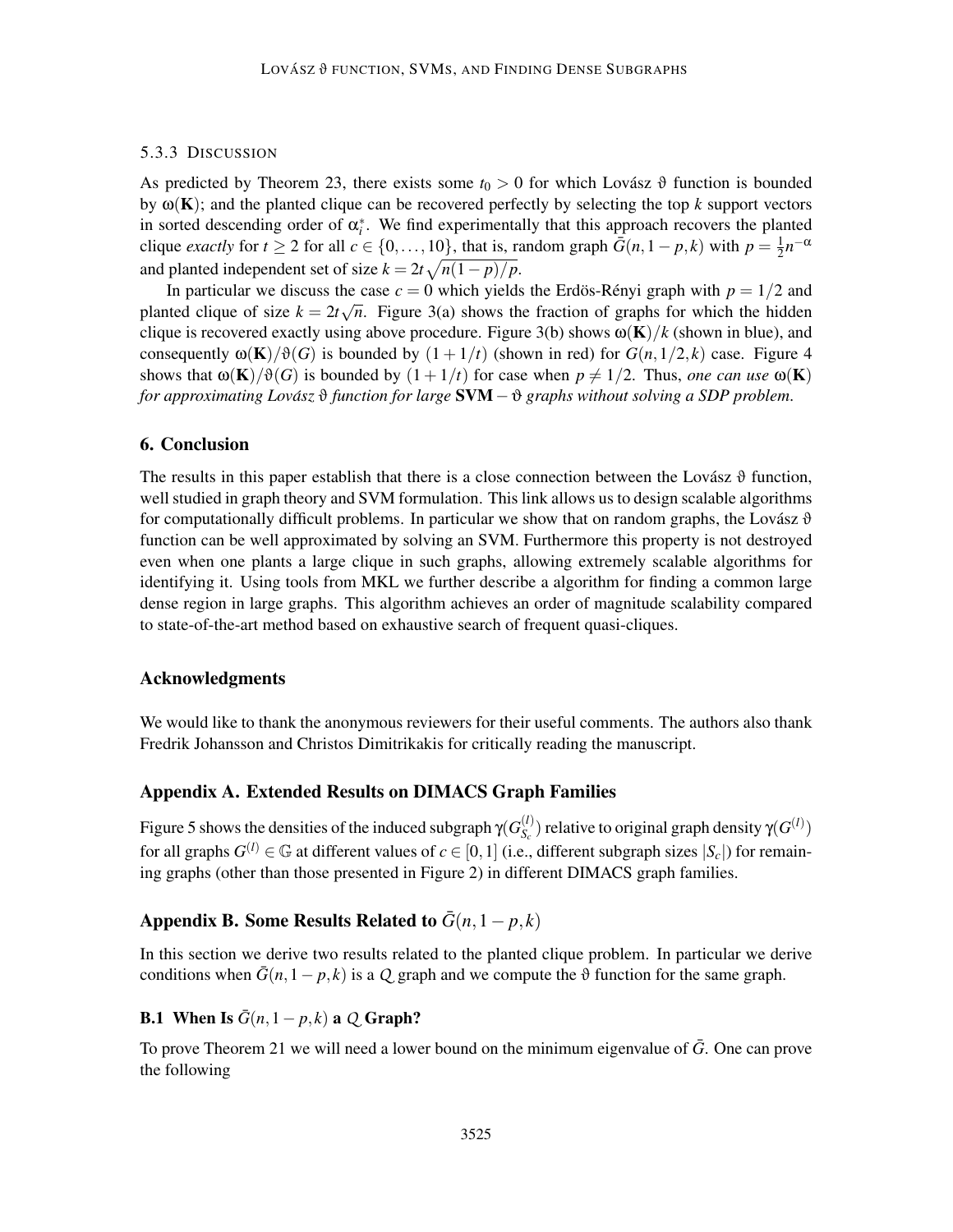#### 5.3.3 Discussion

As predicted by Theorem 23, there exists some $t_0 > 0$ for which Lovász $\vartheta$ function is bounded by $\omega(\mathbf{K})$; and the planted clique can be recovered perfectly by selecting the top $k$ support vectors in sorted descending order of $\alpha_i^*$. We find experimentally that this approach recovers the planted clique *exactly* for $t \geq 2$ for all $c \in \{0, \ldots, 10\}$, that is, random graph $\bar{G}(n, 1-p, k)$ with $p = \frac{1}{2}n^{-\alpha}$ and planted independent set of size $k = 2t\sqrt{n(1-p)/p}$.

In particular we discuss the case $c = 0$ which yields the Erdös-Rényi graph with $p = 1/2$ and planted clique of size $k = 2t\sqrt{n}$. Figure 3(a) shows the fraction of graphs for which the hidden clique is recovered exactly using above procedure. Figure 3(b) shows $\omega(\mathbf{K})/k$ (shown in blue), and consequently $\omega(\mathbf{K})/\vartheta(G)$ is bounded by $(1 + 1/t)$ (shown in red) for $G(n, 1/2, k)$ case. Figure 4 shows that $\omega(\mathbf{K})/\vartheta(G)$ is bounded by $(1 + 1/t)$ for case when $p \neq 1/2$. Thus, *one can use* $\omega(\mathbf{K})$ *for approximating Lovász* $\vartheta$ *function for large* $\mathbf{SVM} - \vartheta$ *graphs without solving a SDP problem.*

## 6. Conclusion

The results in this paper establish that there is a close connection between the Lovász $\vartheta$ function, well studied in graph theory and SVM formulation. This link allows us to design scalable algorithms for computationally difficult problems. In particular we show that on random graphs, the Lovász $\vartheta$ function can be well approximated by solving an SVM. Furthermore this property is not destroyed even when one plants a large clique in such graphs, allowing extremely scalable algorithms for identifying it. Using tools from MKL we further describe a algorithm for finding a common large dense region in large graphs. This algorithm achieves an order of magnitude scalability compared to state-of-the-art method based on exhaustive search of frequent quasi-cliques.

## Acknowledgments

We would like to thank the anonymous reviewers for their useful comments. The authors also thank Fredrik Johansson and Christos Dimitrikakis for critically reading the manuscript.

## Appendix A. Extended Results on DIMACS Graph Families

Figure 5 shows the densities of the induced subgraph $\gamma(G_{S_c}^{(l)})$ relative to original graph density $\gamma(G^{(l)})$ for all graphs $G^{(l)} \in \mathbb{G}$ at different values of $c \in [0, 1]$ (i.e., different subgraph sizes $|S_c|$) for remaining graphs (other than those presented in Figure 2) in different DIMACS graph families.

## Appendix B. Some Results Related to $\bar{G}(n, 1-p, k)$

In this section we derive two results related to the planted clique problem. In particular we derive conditions when $\bar{G}(n, 1-p, k)$ is a $\mathcal{Q}$ graph and we compute the $\vartheta$ function for the same graph.

### B.1 When Is $\bar{G}(n, 1-p, k)$ a $\mathcal{Q}$ Graph?

To prove Theorem 21 we will need a lower bound on the minimum eigenvalue of $\bar{G}$. One can prove the following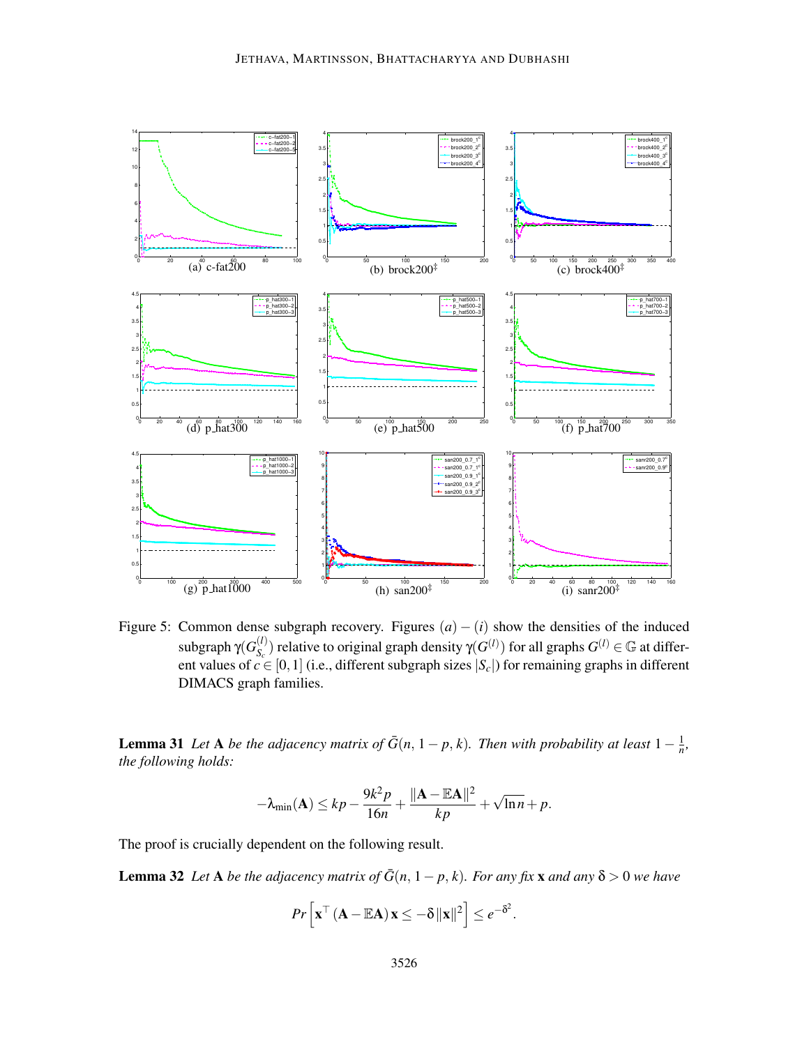(a) c-fat200

(b) brock200[‡]

(c) brock400[‡]

(d) p_hat300

(e) p_hat500

(f) p_hat700

(g) p_hat1000

(h) san200[‡]

(i) sanr200[‡]

Figure 5: Common dense subgraph recovery. Figures $(a)-(i)$ show the densities of the induced subgraph $\gamma(G^{(l)}_{S_c})$ relative to original graph density $\gamma(G^{(l)})$ for all graphs $G^{(l)} \in \mathbb{G}$ at different values of $c \in [0,1]$ (i.e., different subgraph sizes $|S_c|$) for remaining graphs in different DIMACS graph families.

**Lemma 31** *Let* $\mathbf{A}$ *be the adjacency matrix of* $\bar{G}(n, 1-p, k)$*. Then with probability at least* $1 - \frac{1}{n}$*, the following holds:*

$$-\lambda_{\min}(\mathbf{A}) \leq kp - \frac{9k^2 p}{16n} + \frac{\|\mathbf{A} - \mathbb{E}\mathbf{A}\|^2}{kp} + \sqrt{\ln n} + p.$$

The proof is crucially dependent on the following result.

**Lemma 32** *Let* $\mathbf{A}$ *be the adjacency matrix of* $\bar{G}(n, 1-p, k)$*. For any fix* $\mathbf{x}$ *and any* $\delta > 0$ *we have*

$$Pr\left[\mathbf{x}^\top (\mathbf{A} - \mathbb{E}\mathbf{A})\mathbf{x} \leq -\delta \|\mathbf{x}\|^2\right] \leq e^{-\delta^2}.$$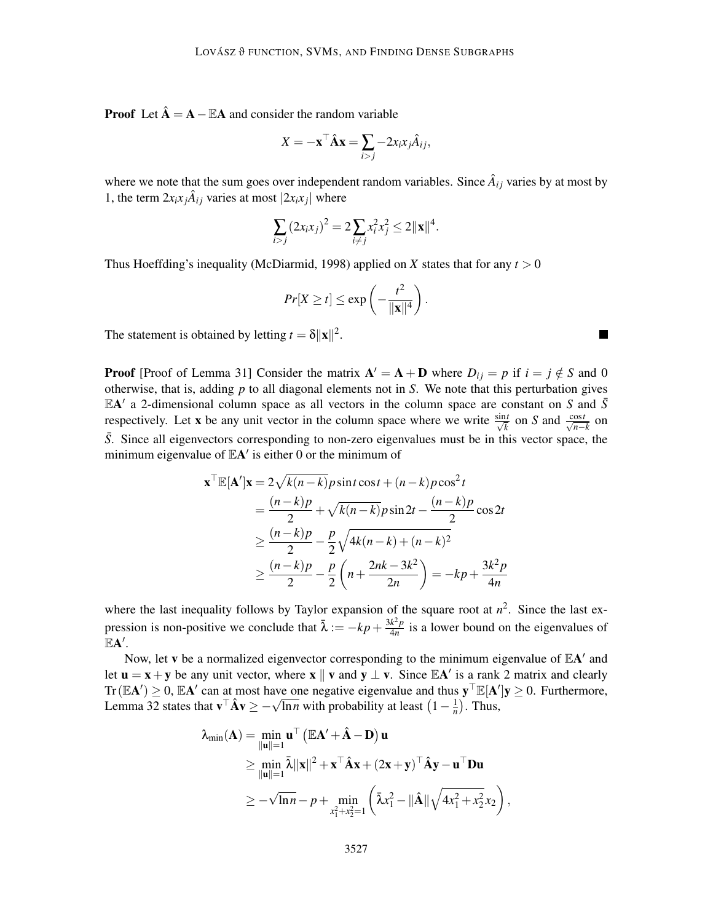**Proof** Let $\hat{\mathbf{A}} = \mathbf{A} - \mathbb{E}\mathbf{A}$ and consider the random variable

$$X = -\mathbf{x}^\top \hat{\mathbf{A}} \mathbf{x} = \sum_{i>j} -2x_i x_j \hat{A}_{ij},$$

where we note that the sum goes over independent random variables. Since $\hat{A}_{ij}$ varies by at most by 1, the term $2x_i x_j \hat{A}_{ij}$ varies at most $|2x_i x_j|$ where

$$\sum_{i>j} (2x_i x_j)^2 = 2\sum_{i \neq j} x_i^2 x_j^2 \leq 2\|\mathbf{x}\|^4.$$

Thus Hoeffding's inequality (McDiarmid, 1998) applied on $X$ states that for any $t > 0$

$$Pr[X \geq t] \leq \exp\left(-\frac{t^2}{\|\mathbf{x}\|^4}\right).$$

The statement is obtained by letting $t = \delta\|\mathbf{x}\|^2$. ∎

**Proof** [Proof of Lemma 31] Consider the matrix $\mathbf{A}' = \mathbf{A} + \mathbf{D}$ where $D_{ij} = p$ if $i = j \notin S$ and 0 otherwise, that is, adding $p$ to all diagonal elements not in $S$. We note that this perturbation gives $\mathbb{E}\mathbf{A}'$ a 2-dimensional column space as all vectors in the column space are constant on $S$ and $\bar{S}$ respectively. Let $\mathbf{x}$ be any unit vector in the column space where we write $\frac{\sin t}{\sqrt{k}}$ on $S$ and $\frac{\cos t}{\sqrt{n-k}}$ on $\bar{S}$. Since all eigenvectors corresponding to non-zero eigenvalues must be in this vector space, the minimum eigenvalue of $\mathbb{E}\mathbf{A}'$ is either 0 or the minimum of

$$\begin{aligned}
\mathbf{x}^\top \mathbb{E}[\mathbf{A}']\mathbf{x} &= 2\sqrt{k(n-k)}p\sin t\cos t + (n-k)p\cos^2 t \\
&= \frac{(n-k)p}{2} + \sqrt{k(n-k)}p\sin 2t - \frac{(n-k)p}{2}\cos 2t \\
&\geq \frac{(n-k)p}{2} - \frac{p}{2}\sqrt{4k(n-k) + (n-k)^2} \\
&\geq \frac{(n-k)p}{2} - \frac{p}{2}\left(n + \frac{2nk - 3k^2}{2n}\right) = -kp + \frac{3k^2 p}{4n}
\end{aligned}$$

where the last inequality follows by Taylor expansion of the square root at $n^2$. Since the last expression is non-positive we conclude that $\bar{\lambda} := -kp + \frac{3k^2 p}{4n}$ is a lower bound on the eigenvalues of $\mathbb{E}\mathbf{A}'$.

Now, let $\mathbf{v}$ be a normalized eigenvector corresponding to the minimum eigenvalue of $\mathbb{E}\mathbf{A}'$ and let $\mathbf{u} = \mathbf{x} + \mathbf{y}$ be any unit vector, where $\mathbf{x} \parallel \mathbf{v}$ and $\mathbf{y} \perp \mathbf{v}$. Since $\mathbb{E}\mathbf{A}'$ is a rank 2 matrix and clearly $\mathrm{Tr}(\mathbb{E}\mathbf{A}') \geq 0$, $\mathbb{E}\mathbf{A}'$ can at most have one negative eigenvalue and thus $\mathbf{y}^\top \mathbb{E}[\mathbf{A}']\mathbf{y} \geq 0$. Furthermore, Lemma 32 states that $\mathbf{v}^\top \hat{\mathbf{A}} \mathbf{v} \geq -\sqrt{\ln n}$ with probability at least $\left(1 - \frac{1}{n}\right)$. Thus,

$$\begin{aligned}
\lambda_{\min}(\mathbf{A}) &= \min_{\|\mathbf{u}\|=1} \mathbf{u}^\top \left(\mathbb{E}\mathbf{A}' + \hat{\mathbf{A}} - \mathbf{D}\right)\mathbf{u} \\
&\geq \min_{\|\mathbf{u}\|=1} \bar{\lambda}\|\mathbf{x}\|^2 + \mathbf{x}^\top \hat{\mathbf{A}} \mathbf{x} + (2\mathbf{x} + \mathbf{y})^\top \hat{\mathbf{A}} \mathbf{y} - \mathbf{u}^\top \mathbf{D} \mathbf{u} \\
&\geq -\sqrt{\ln n} - p + \min_{x_1^2 + x_2^2 = 1} \left(\bar{\lambda} x_1^2 - \|\hat{\mathbf{A}}\|\sqrt{4x_1^2 + x_2^2}\, x_2\right),
\end{aligned}$$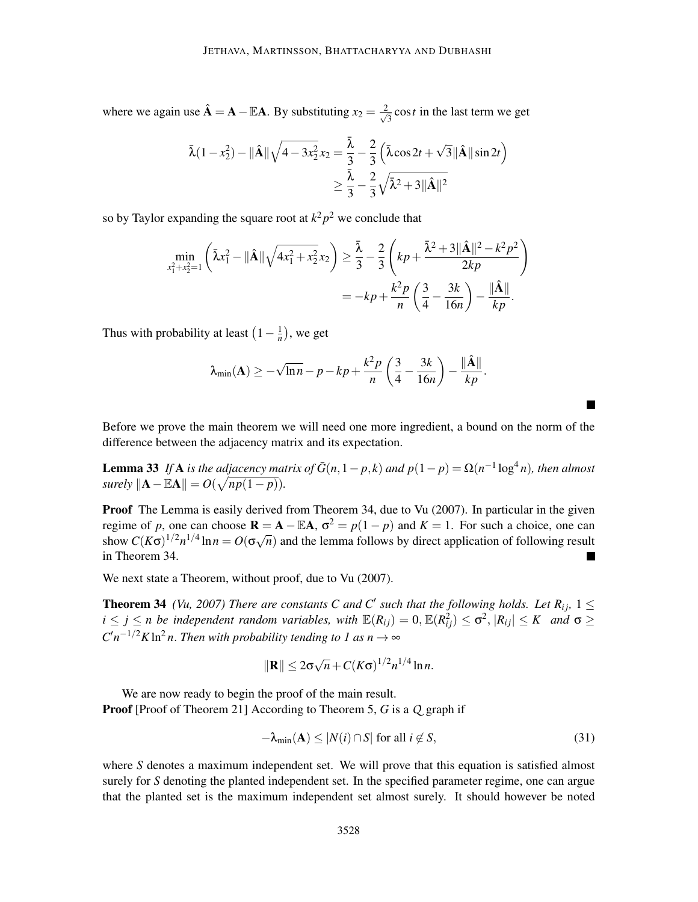where we again use $\hat{\mathbf{A}} = \mathbf{A} - \mathbb{E}\mathbf{A}$. By substituting $x_2 = \frac{2}{\sqrt{3}}\cos t$ in the last term we get

$$
\begin{aligned}
\bar{\lambda}(1 - x_2^2) - \|\hat{\mathbf{A}}\|\sqrt{4 - 3x_2^2}\,x_2 &= \frac{\bar{\lambda}}{3} - \frac{2}{3}\left(\bar{\lambda}\cos 2t + \sqrt{3}\|\hat{\mathbf{A}}\|\sin 2t\right) \\
&\geq \frac{\bar{\lambda}}{3} - \frac{2}{3}\sqrt{\bar{\lambda}^2 + 3\|\hat{\mathbf{A}}\|^2}
\end{aligned}
$$

so by Taylor expanding the square root at $k^2p^2$ we conclude that

$$
\begin{aligned}
\min_{x_1^2 + x_2^2 = 1}\left(\bar{\lambda}x_1^2 - \|\hat{\mathbf{A}}\|\sqrt{4x_1^2 + x_2^2}\,x_2\right) &\geq \frac{\bar{\lambda}}{3} - \frac{2}{3}\left(kp + \frac{\bar{\lambda}^2 + 3\|\hat{\mathbf{A}}\|^2 - k^2p^2}{2kp}\right) \\
&= -kp + \frac{k^2p}{n}\left(\frac{3}{4} - \frac{3k}{16n}\right) - \frac{\|\hat{\mathbf{A}}\|}{kp}.
\end{aligned}
$$

Thus with probability at least $\left(1 - \frac{1}{n}\right)$, we get

$$
\lambda_{\min}(\mathbf{A}) \geq -\sqrt{\ln n} - p - kp + \frac{k^2p}{n}\left(\frac{3}{4} - \frac{3k}{16n}\right) - \frac{\|\hat{\mathbf{A}}\|}{kp}.
$$

■

Before we prove the main theorem we will need one more ingredient, a bound on the norm of the difference between the adjacency matrix and its expectation.

**Lemma 33** *If* $\mathbf{A}$ *is the adjacency matrix of* $\bar{G}(n, 1-p, k)$ *and* $p(1-p) = \Omega(n^{-1}\log^4 n)$*, then almost surely* $\|\mathbf{A} - \mathbb{E}\mathbf{A}\| = O(\sqrt{np(1-p)})$.

**Proof** The Lemma is easily derived from Theorem 34, due to Vu (2007). In particular in the given regime of $p$, one can choose $\mathbf{R} = \mathbf{A} - \mathbb{E}\mathbf{A}$, $\sigma^2 = p(1-p)$ and $K = 1$. For such a choice, one can show $C(K\sigma)^{1/2}n^{1/4}\ln n = O(\sigma\sqrt{n})$ and the lemma follows by direct application of following result in Theorem 34. ■

We next state a Theorem, without proof, due to Vu (2007).

**Theorem 34** *(Vu, 2007) There are constants* $C$ *and* $C'$ *such that the following holds. Let* $R_{ij}$*,* $1 \leq i \leq j \leq n$ *be independent random variables, with* $\mathbb{E}(R_{ij}) = 0$*,* $\mathbb{E}(R_{ij}^2) \leq \sigma^2$*,* $|R_{ij}| \leq K$ *and* $\sigma \geq C'n^{-1/2}K\ln^2 n$*. Then with probability tending to 1 as* $n \to \infty$

$$
\|\mathbf{R}\| \leq 2\sigma\sqrt{n} + C(K\sigma)^{1/2}n^{1/4}\ln n.
$$

We are now ready to begin the proof of the main result.

**Proof** [Proof of Theorem 21] According to Theorem 5, $G$ is a $\mathcal{Q}$ graph if

$$
-\lambda_{\min}(\mathbf{A}) \leq |N(i) \cap S| \text{ for all } i \notin S, \tag{31}
$$

where $S$ denotes a maximum independent set. We will prove that this equation is satisfied almost surely for $S$ denoting the planted independent set. In the specified parameter regime, one can argue that the planted set is the maximum independent set almost surely. It should however be noted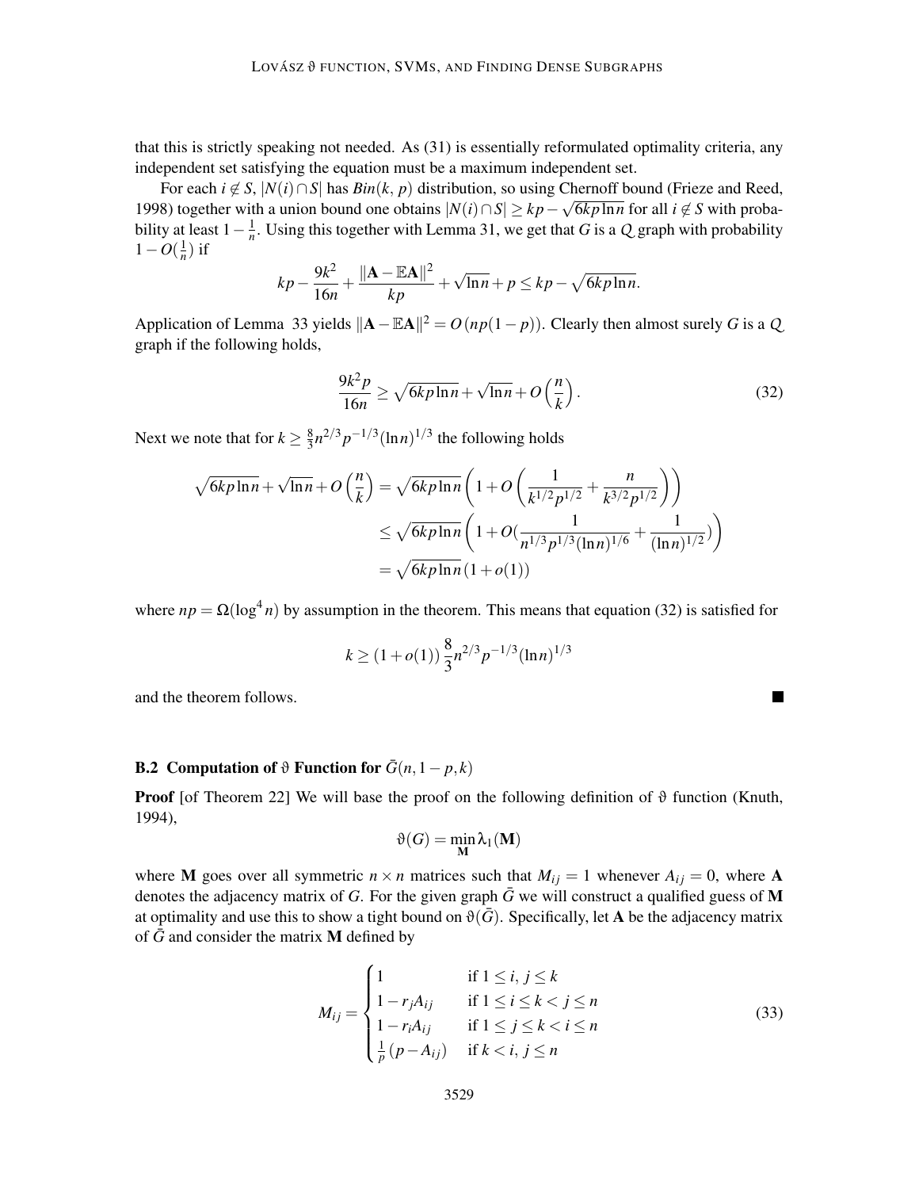that this is strictly speaking not needed. As (31) is essentially reformulated optimality criteria, any independent set satisfying the equation must be a maximum independent set.

For each $i \notin S$, $|N(i) \cap S|$ has $Bin(k, p)$ distribution, so using Chernoff bound (Frieze and Reed, 1998) together with a union bound one obtains $|N(i) \cap S| \geq kp - \sqrt{6kp\ln n}$ for all $i \notin S$ with probability at least $1 - \frac{1}{n}$. Using this together with Lemma 31, we get that $G$ is a $Q$ graph with probability $1 - O(\frac{1}{n})$ if

$$kp - \frac{9k^2}{16n} + \frac{\|\mathbf{A} - \mathbb{E}\mathbf{A}\|^2}{kp} + \sqrt{\ln n} + p \leq kp - \sqrt{6kp\ln n}.$$

Application of Lemma 33 yields $\|\mathbf{A} - \mathbb{E}\mathbf{A}\|^2 = O(np(1-p))$. Clearly then almost surely $G$ is a $Q$ graph if the following holds,

$$\frac{9k^2p}{16n} \geq \sqrt{6kp\ln n} + \sqrt{\ln n} + O\left(\frac{n}{k}\right). \tag{32}$$

Next we note that for $k \geq \frac{8}{3}n^{2/3}p^{-1/3}(\ln n)^{1/3}$ the following holds

$$\begin{aligned}
\sqrt{6kp\ln n} + \sqrt{\ln n} + O\left(\frac{n}{k}\right) &= \sqrt{6kp\ln n}\left(1 + O\left(\frac{1}{k^{1/2}p^{1/2}} + \frac{n}{k^{3/2}p^{1/2}}\right)\right) \\
&\leq \sqrt{6kp\ln n}\left(1 + O\left(\frac{1}{n^{1/3}p^{1/3}(\ln n)^{1/6}} + \frac{1}{(\ln n)^{1/2}}\right)\right) \\
&= \sqrt{6kp\ln n}\,(1 + o(1))
\end{aligned}$$

where $np = \Omega(\log^4 n)$ by assumption in the theorem. This means that equation (32) is satisfied for

$$k \geq (1 + o(1))\,\frac{8}{3}n^{2/3}p^{-1/3}(\ln n)^{1/3}$$

and the theorem follows. ∎

### B.2 Computation of $\vartheta$ Function for $\bar{G}(n, 1-p, k)$

**Proof** [of Theorem 22] We will base the proof on the following definition of $\vartheta$ function (Knuth, 1994),

$$\vartheta(G) = \min_{\mathbf{M}} \lambda_1(\mathbf{M})$$

where $\mathbf{M}$ goes over all symmetric $n \times n$ matrices such that $M_{ij} = 1$ whenever $A_{ij} = 0$, where $\mathbf{A}$ denotes the adjacency matrix of $G$. For the given graph $\bar{G}$ we will construct a qualified guess of $\mathbf{M}$ at optimality and use this to show a tight bound on $\vartheta(\bar{G})$. Specifically, let $\mathbf{A}$ be the adjacency matrix of $\bar{G}$ and consider the matrix $\mathbf{M}$ defined by

$$M_{ij} = \begin{cases} 1 & \text{if } 1 \leq i, j \leq k \\ 1 - r_j A_{ij} & \text{if } 1 \leq i \leq k < j \leq n \\ 1 - r_i A_{ij} & \text{if } 1 \leq j \leq k < i \leq n \\ \frac{1}{p}(p - A_{ij}) & \text{if } k < i, j \leq n \end{cases} \tag{33}$$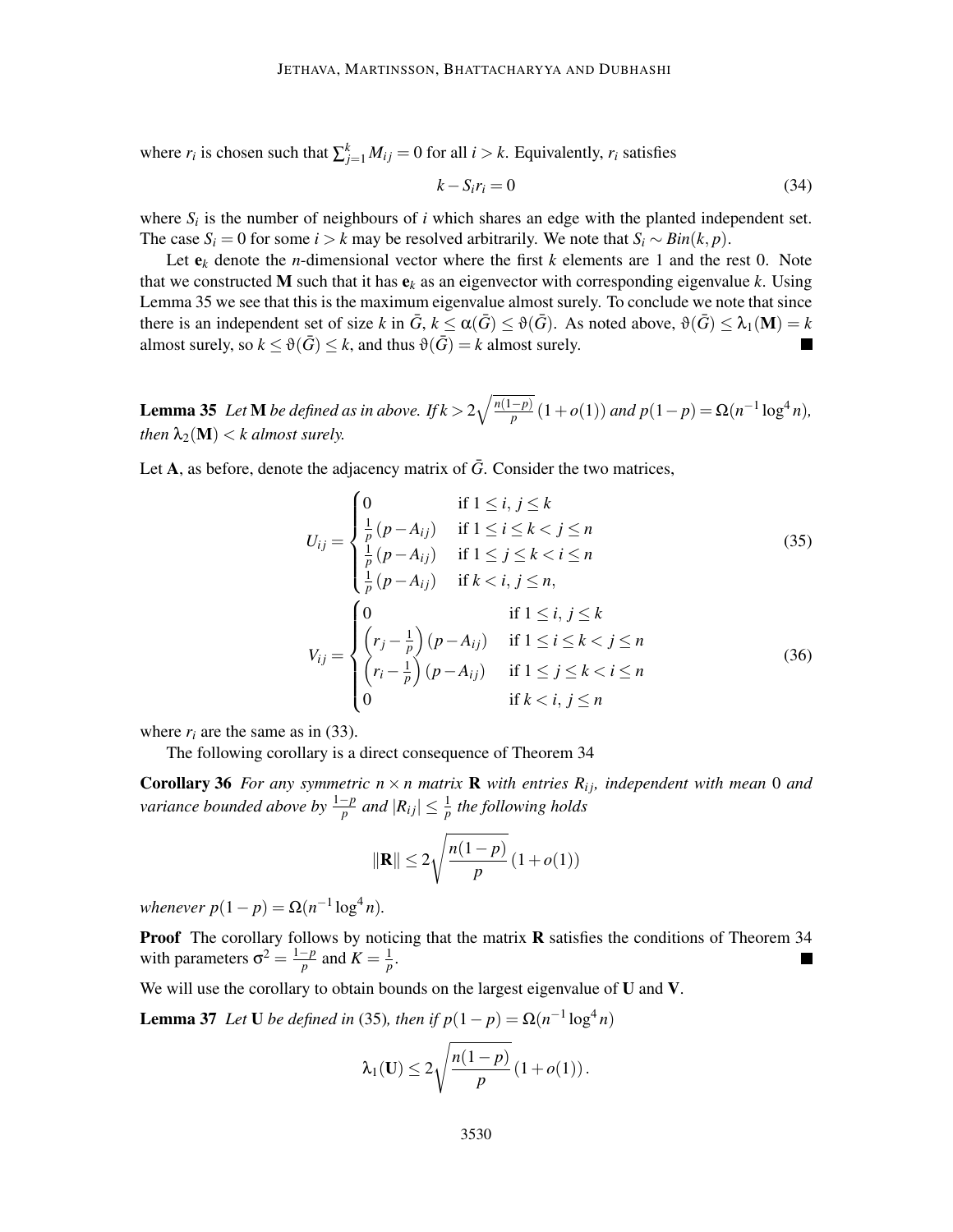where $r_i$ is chosen such that $\sum_{j=1}^{k} M_{ij} = 0$ for all $i > k$. Equivalently, $r_i$ satisfies

$$k - S_i r_i = 0 \tag{34}$$

where $S_i$ is the number of neighbours of $i$ which shares an edge with the planted independent set. The case $S_i = 0$ for some $i > k$ may be resolved arbitrarily. We note that $S_i \sim Bin(k, p)$.

Let $\mathbf{e}_k$ denote the $n$-dimensional vector where the first $k$ elements are 1 and the rest 0. Note that we constructed $\mathbf{M}$ such that it has $\mathbf{e}_k$ as an eigenvector with corresponding eigenvalue $k$. Using Lemma 35 we see that this is the maximum eigenvalue almost surely. To conclude we note that since there is an independent set of size $k$ in $\bar{G}$, $k \leq \alpha(\bar{G}) \leq \vartheta(\bar{G})$. As noted above, $\vartheta(\bar{G}) \leq \lambda_1(\mathbf{M}) = k$ almost surely, so $k \leq \vartheta(\bar{G}) \leq k$, and thus $\vartheta(\bar{G}) = k$ almost surely. ■

**Lemma 35** *Let* $\mathbf{M}$ *be defined as in above. If* $k > 2\sqrt{\frac{n(1-p)}{p}}\,(1+o(1))$ *and* $p(1-p) = \Omega(n^{-1}\log^4 n)$*, then* $\lambda_2(\mathbf{M}) < k$ *almost surely.*

Let $\mathbf{A}$, as before, denote the adjacency matrix of $\bar{G}$. Consider the two matrices,

$$U_{ij} = \begin{cases} 0 & \text{if } 1 \leq i,\, j \leq k \\ \frac{1}{p}\,(p - A_{ij}) & \text{if } 1 \leq i \leq k < j \leq n \\ \frac{1}{p}\,(p - A_{ij}) & \text{if } 1 \leq j \leq k < i \leq n \\ \frac{1}{p}\,(p - A_{ij}) & \text{if } k < i,\, j \leq n, \end{cases} \tag{35}$$

$$V_{ij} = \begin{cases} 0 & \text{if } 1 \leq i,\, j \leq k \\ \left(r_j - \frac{1}{p}\right)(p - A_{ij}) & \text{if } 1 \leq i \leq k < j \leq n \\ \left(r_i - \frac{1}{p}\right)(p - A_{ij}) & \text{if } 1 \leq j \leq k < i \leq n \\ 0 & \text{if } k < i,\, j \leq n \end{cases} \tag{36}$$

where $r_i$ are the same as in (33).

The following corollary is a direct consequence of Theorem 34

**Corollary 36** *For any symmetric* $n \times n$ *matrix* $\mathbf{R}$ *with entries* $R_{ij}$*, independent with mean* 0 *and variance bounded above by* $\frac{1-p}{p}$ *and* $|R_{ij}| \leq \frac{1}{p}$ *the following holds*

$$\|\mathbf{R}\| \leq 2\sqrt{\frac{n(1-p)}{p}}\,(1+o(1))$$

*whenever* $p(1-p) = \Omega(n^{-1}\log^4 n)$.

**Proof** The corollary follows by noticing that the matrix $\mathbf{R}$ satisfies the conditions of Theorem 34 with parameters $\sigma^2 = \frac{1-p}{p}$ and $K = \frac{1}{p}$. ■

We will use the corollary to obtain bounds on the largest eigenvalue of $\mathbf{U}$ and $\mathbf{V}$.

**Lemma 37** *Let* $\mathbf{U}$ *be defined in* (35)*, then if* $p(1-p) = \Omega(n^{-1}\log^4 n)$

$$\lambda_1(\mathbf{U}) \leq 2\sqrt{\frac{n(1-p)}{p}}\,(1+o(1))\,.$$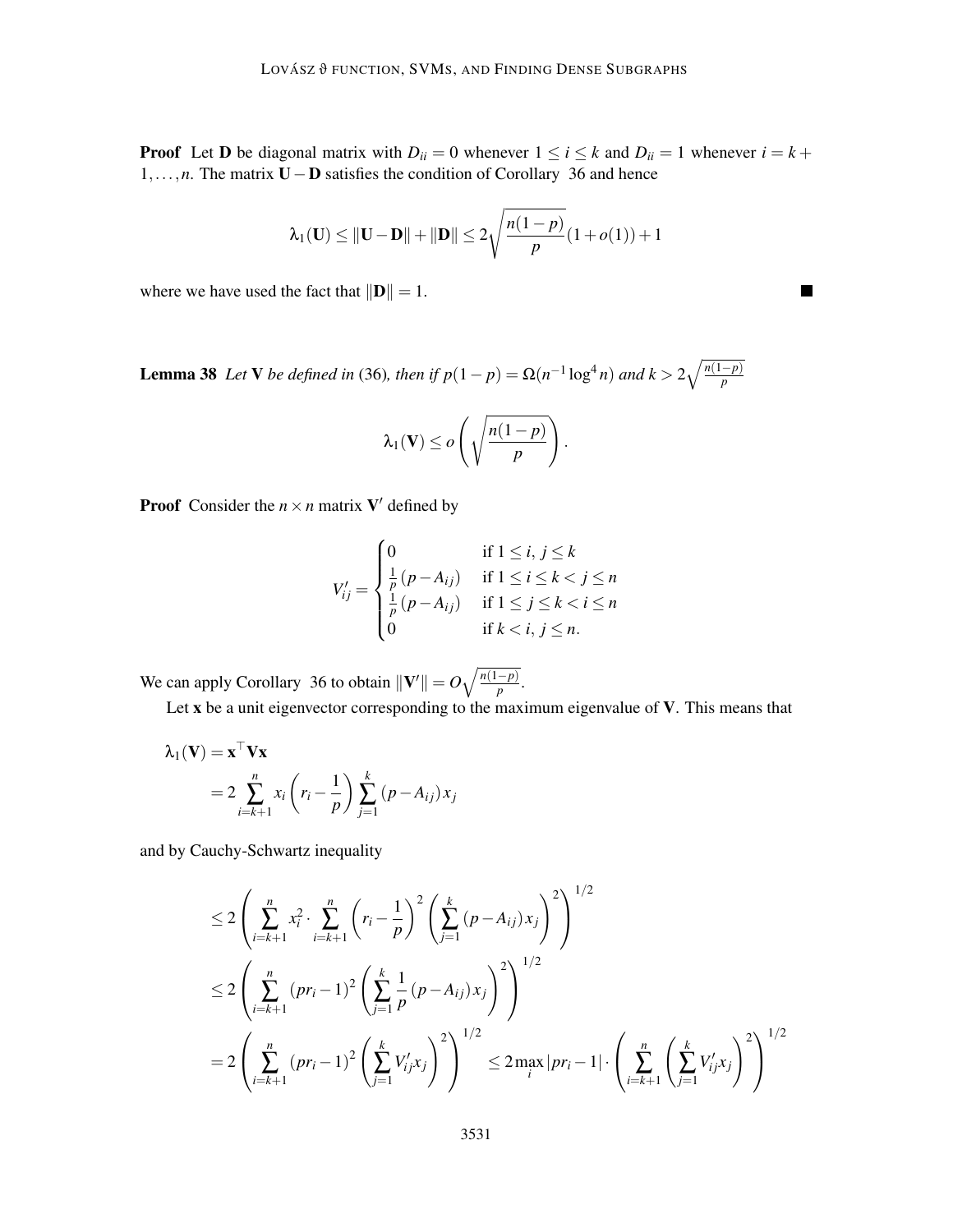**Proof** Let $\mathbf{D}$ be diagonal matrix with $D_{ii} = 0$ whenever $1 \leq i \leq k$ and $D_{ii} = 1$ whenever $i = k + 1, \ldots, n$. The matrix $\mathbf{U} - \mathbf{D}$ satisfies the condition of Corollary 36 and hence

$$\lambda_1(\mathbf{U}) \leq \|\mathbf{U} - \mathbf{D}\| + \|\mathbf{D}\| \leq 2\sqrt{\frac{n(1-p)}{p}}(1 + o(1)) + 1$$

where we have used the fact that $\|\mathbf{D}\| = 1$. ■

**Lemma 38** *Let* $\mathbf{V}$ *be defined in* (36)*, then if* $p(1-p) = \Omega(n^{-1}\log^4 n)$ *and* $k > 2\sqrt{\frac{n(1-p)}{p}}$

$$\lambda_1(\mathbf{V}) \leq o\left(\sqrt{\frac{n(1-p)}{p}}\right).$$

**Proof** Consider the $n \times n$ matrix $\mathbf{V}'$ defined by

$$V'_{ij} = \begin{cases} 0 & \text{if } 1 \leq i, j \leq k \\ \frac{1}{p}(p - A_{ij}) & \text{if } 1 \leq i \leq k < j \leq n \\ \frac{1}{p}(p - A_{ij}) & \text{if } 1 \leq j \leq k < i \leq n \\ 0 & \text{if } k < i, j \leq n. \end{cases}$$

We can apply Corollary 36 to obtain $\|\mathbf{V}'\| = O\sqrt{\frac{n(1-p)}{p}}$.

Let $\mathbf{x}$ be a unit eigenvector corresponding to the maximum eigenvalue of $\mathbf{V}$. This means that

$$\begin{aligned}
\lambda_1(\mathbf{V}) &= \mathbf{x}^\top \mathbf{V} \mathbf{x} \\
&= 2\sum_{i=k+1}^{n} x_i \left(r_i - \frac{1}{p}\right) \sum_{j=1}^{k} (p - A_{ij}) x_j
\end{aligned}$$

and by Cauchy-Schwartz inequality

$$\begin{aligned}
&\leq 2\left(\sum_{i=k+1}^{n} x_i^2 \cdot \sum_{i=k+1}^{n} \left(r_i - \frac{1}{p}\right)^2 \left(\sum_{j=1}^{k} (p - A_{ij}) x_j\right)^2\right)^{1/2} \\
&\leq 2\left(\sum_{i=k+1}^{n} (pr_i - 1)^2 \left(\sum_{j=1}^{k} \frac{1}{p}(p - A_{ij}) x_j\right)^2\right)^{1/2} \\
&= 2\left(\sum_{i=k+1}^{n} (pr_i - 1)^2 \left(\sum_{j=1}^{k} V'_{ij} x_j\right)^2\right)^{1/2} \leq 2\max_i |pr_i - 1| \cdot \left(\sum_{i=k+1}^{n} \left(\sum_{j=1}^{k} V'_{ij} x_j\right)^2\right)^{1/2}
\end{aligned}$$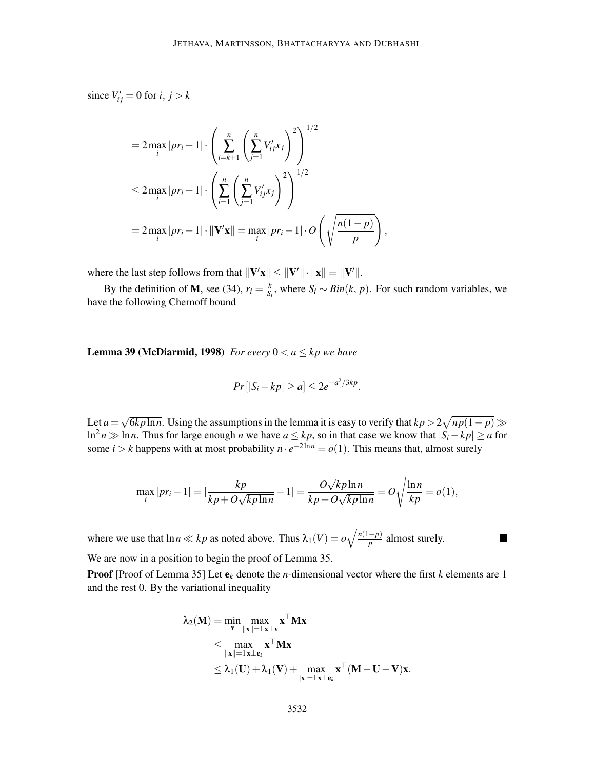since $V'_{ij} = 0$ for $i,\, j > k$

$$
\begin{aligned}
&= 2\max_i |pr_i - 1| \cdot \left( \sum_{i=k+1}^{n} \left( \sum_{j=1}^{n} V'_{ij} x_j \right)^2 \right)^{1/2} \\
&\leq 2\max_i |pr_i - 1| \cdot \left( \sum_{i=1}^{n} \left( \sum_{j=1}^{n} V'_{ij} x_j \right)^2 \right)^{1/2} \\
&= 2\max_i |pr_i - 1| \cdot \|\mathbf{V}'\mathbf{x}\| = \max_i |pr_i - 1| \cdot O\left( \sqrt{\frac{n(1-p)}{p}} \right),
\end{aligned}
$$

where the last step follows from that $\|\mathbf{V}'\mathbf{x}\| \leq \|\mathbf{V}'\| \cdot \|\mathbf{x}\| = \|\mathbf{V}'\|$.

By the definition of $\mathbf{M}$, see (34), $r_i = \frac{k}{S_i}$, where $S_i \sim Bin(k, p)$. For such random variables, we have the following Chernoff bound

**Lemma 39 (McDiarmid, 1998)** *For every $0 < a \leq kp$ we have*

$$
Pr\left[|S_i - kp| \geq a\right] \leq 2e^{-a^2/3kp}.
$$

Let $a = \sqrt{6kp\ln n}$. Using the assumptions in the lemma it is easy to verify that $kp > 2\sqrt{np(1-p)} \gg \ln^2 n \gg \ln n$. Thus for large enough $n$ we have $a \leq kp$, so in that case we know that $|S_i - kp| \geq a$ for some $i > k$ happens with at most probability $n \cdot e^{-2\ln n} = o(1)$. This means that, almost surely

$$
\max_i |pr_i - 1| = \left|\frac{kp}{kp + O\sqrt{kp\ln n}} - 1\right| = \frac{O\sqrt{kp\ln n}}{kp + O\sqrt{kp\ln n}} = O\sqrt{\frac{\ln n}{kp}} = o(1),
$$

where we use that $\ln n \ll kp$ as noted above. Thus $\lambda_1(V) = o\sqrt{\frac{n(1-p)}{p}}$ almost surely. ■

We are now in a position to begin the proof of Lemma 35.

**Proof** [Proof of Lemma 35] Let $\mathbf{e}_k$ denote the $n$-dimensional vector where the first $k$ elements are 1 and the rest 0. By the variational inequality

$$
\begin{aligned}
\lambda_2(\mathbf{M}) &= \min_{\mathbf{v}} \max_{\|\mathbf{x}\|=1\, \mathbf{x}\perp\mathbf{v}} \mathbf{x}^\top \mathbf{M}\mathbf{x} \\
&\leq \max_{\|\mathbf{x}\|=1\, \mathbf{x}\perp\mathbf{e}_k} \mathbf{x}^\top \mathbf{M}\mathbf{x} \\
&\leq \lambda_1(\mathbf{U}) + \lambda_1(\mathbf{V}) + \max_{|\mathbf{x}|=1\, \mathbf{x}\perp\mathbf{e}_k} \mathbf{x}^\top (\mathbf{M} - \mathbf{U} - \mathbf{V})\mathbf{x}.
\end{aligned}
$$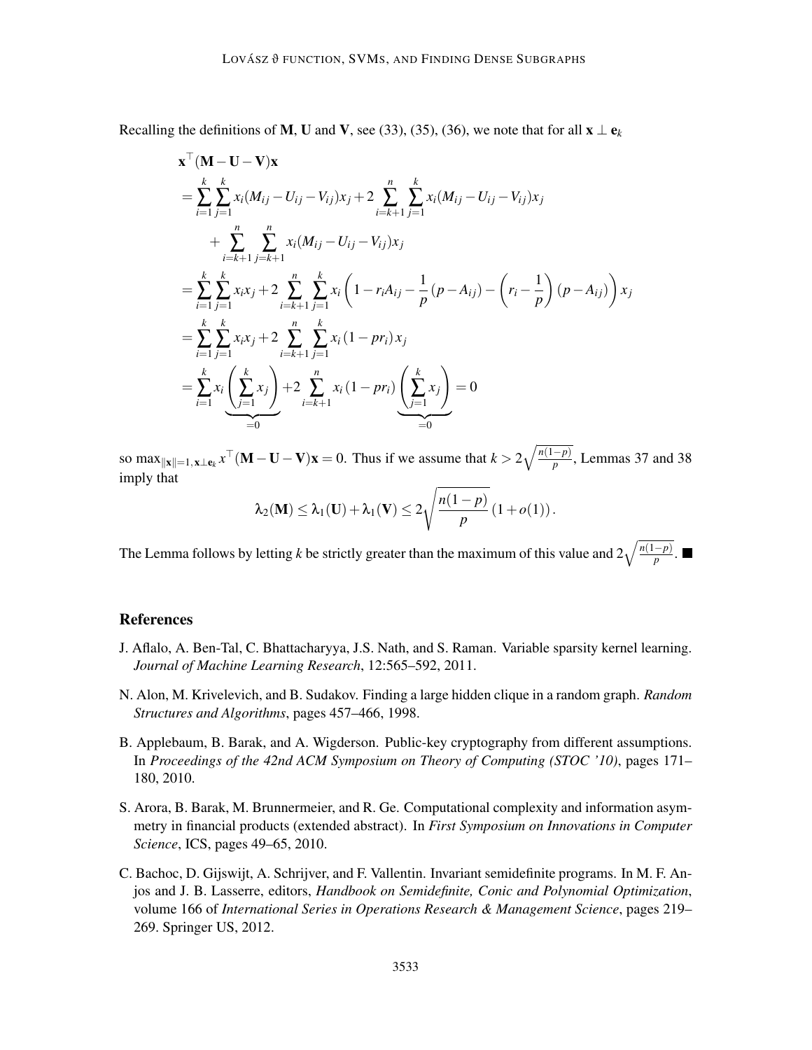Recalling the definitions of $\mathbf{M}$, $\mathbf{U}$ and $\mathbf{V}$, see (33), (35), (36), we note that for all $\mathbf{x} \perp \mathbf{e}_k$

$$
\begin{aligned}
&\mathbf{x}^\top(\mathbf{M}-\mathbf{U}-\mathbf{V})\mathbf{x} \\
&= \sum_{i=1}^{k}\sum_{j=1}^{k} x_i(M_{ij}-U_{ij}-V_{ij})x_j + 2\sum_{i=k+1}^{n}\sum_{j=1}^{k} x_i(M_{ij}-U_{ij}-V_{ij})x_j \\
&\quad + \sum_{i=k+1}^{n}\sum_{j=k+1}^{n} x_i(M_{ij}-U_{ij}-V_{ij})x_j \\
&= \sum_{i=1}^{k}\sum_{j=1}^{k} x_i x_j + 2\sum_{i=k+1}^{n}\sum_{j=1}^{k} x_i\left(1 - r_i A_{ij} - \frac{1}{p}(p-A_{ij}) - \left(r_i - \frac{1}{p}\right)(p-A_{ij})\right)x_j \\
&= \sum_{i=1}^{k}\sum_{j=1}^{k} x_i x_j + 2\sum_{i=k+1}^{n}\sum_{j=1}^{k} x_i(1-pr_i)x_j \\
&= \sum_{i=1}^{k} x_i \underbrace{\left(\sum_{j=1}^{k} x_j\right)}_{=0} + 2\sum_{i=k+1}^{n} x_i(1-pr_i)\underbrace{\left(\sum_{j=1}^{k} x_j\right)}_{=0} = 0
\end{aligned}
$$

so $\max_{\|\mathbf{x}\|=1,\mathbf{x}\perp\mathbf{e}_k} x^\top(\mathbf{M}-\mathbf{U}-\mathbf{V})\mathbf{x} = 0$. Thus if we assume that $k > 2\sqrt{\frac{n(1-p)}{p}}$, Lemmas 37 and 38 imply that

$$
\lambda_2(\mathbf{M}) \leq \lambda_1(\mathbf{U}) + \lambda_1(\mathbf{V}) \leq 2\sqrt{\frac{n(1-p)}{p}}\,(1+o(1)).
$$

The Lemma follows by letting $k$ be strictly greater than the maximum of this value and $2\sqrt{\frac{n(1-p)}{p}}$. ■

## References

J. Aflalo, A. Ben-Tal, C. Bhattacharyya, J.S. Nath, and S. Raman. Variable sparsity kernel learning. *Journal of Machine Learning Research*, 12:565–592, 2011.

N. Alon, M. Krivelevich, and B. Sudakov. Finding a large hidden clique in a random graph. *Random Structures and Algorithms*, pages 457–466, 1998.

B. Applebaum, B. Barak, and A. Wigderson. Public-key cryptography from different assumptions. In *Proceedings of the 42nd ACM Symposium on Theory of Computing (STOC '10)*, pages 171–180, 2010.

S. Arora, B. Barak, M. Brunnermeier, and R. Ge. Computational complexity and information asymmetry in financial products (extended abstract). In *First Symposium on Innovations in Computer Science*, ICS, pages 49–65, 2010.

C. Bachoc, D. Gijswijt, A. Schrijver, and F. Vallentin. Invariant semidefinite programs. In M. F. Anjos and J. B. Lasserre, editors, *Handbook on Semidefinite, Conic and Polynomial Optimization*, volume 166 of *International Series in Operations Research & Management Science*, pages 219–269. Springer US, 2012.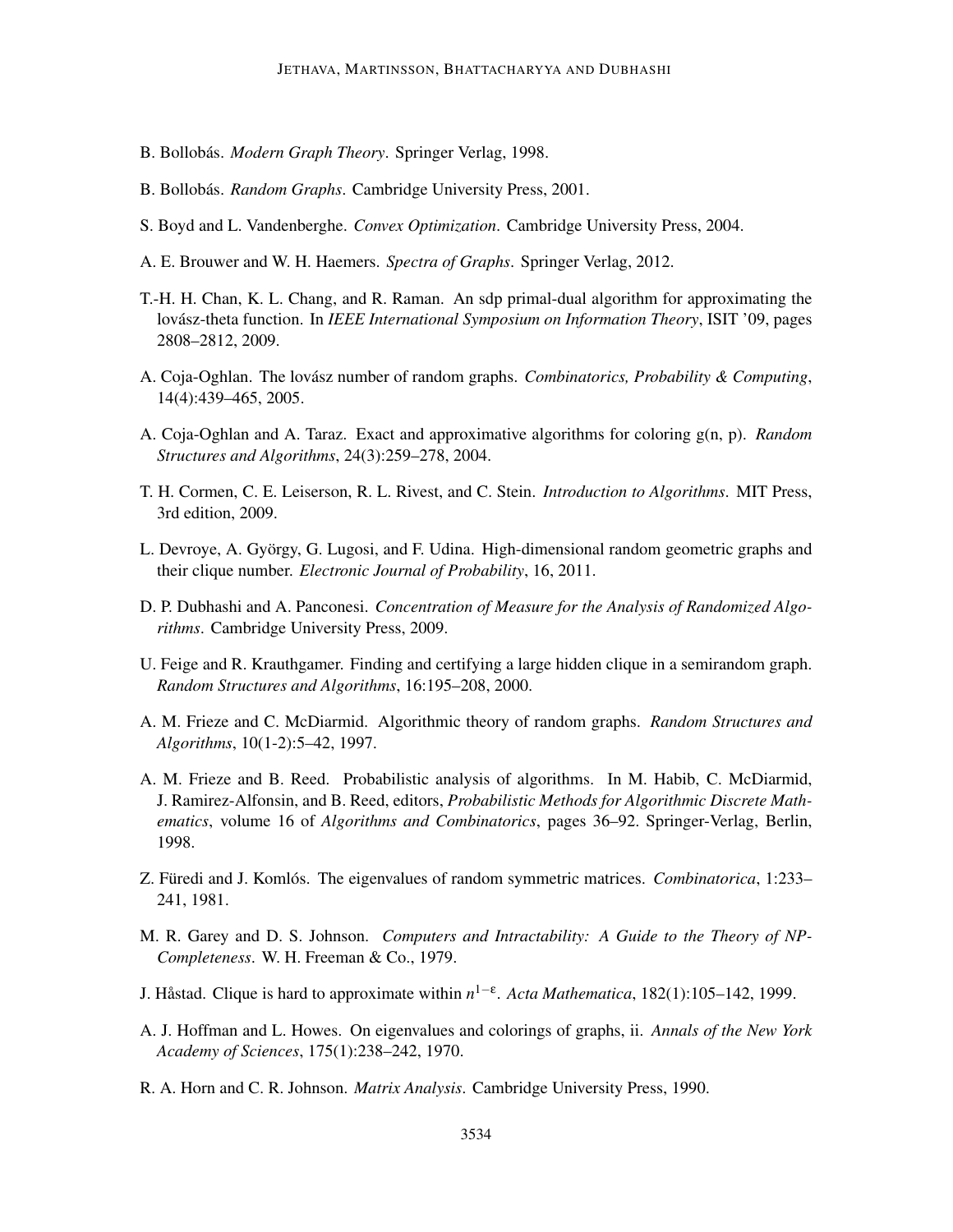B. Bollobás. *Modern Graph Theory*. Springer Verlag, 1998.

B. Bollobás. *Random Graphs*. Cambridge University Press, 2001.

S. Boyd and L. Vandenberghe. *Convex Optimization*. Cambridge University Press, 2004.

A. E. Brouwer and W. H. Haemers. *Spectra of Graphs*. Springer Verlag, 2012.

T.-H. H. Chan, K. L. Chang, and R. Raman. An sdp primal-dual algorithm for approximating the lovász-theta function. In *IEEE International Symposium on Information Theory*, ISIT '09, pages 2808–2812, 2009.

A. Coja-Oghlan. The lovász number of random graphs. *Combinatorics, Probability & Computing*, 14(4):439–465, 2005.

A. Coja-Oghlan and A. Taraz. Exact and approximative algorithms for coloring g(n, p). *Random Structures and Algorithms*, 24(3):259–278, 2004.

T. H. Cormen, C. E. Leiserson, R. L. Rivest, and C. Stein. *Introduction to Algorithms*. MIT Press, 3rd edition, 2009.

L. Devroye, A. György, G. Lugosi, and F. Udina. High-dimensional random geometric graphs and their clique number. *Electronic Journal of Probability*, 16, 2011.

D. P. Dubhashi and A. Panconesi. *Concentration of Measure for the Analysis of Randomized Algorithms*. Cambridge University Press, 2009.

U. Feige and R. Krauthgamer. Finding and certifying a large hidden clique in a semirandom graph. *Random Structures and Algorithms*, 16:195–208, 2000.

A. M. Frieze and C. McDiarmid. Algorithmic theory of random graphs. *Random Structures and Algorithms*, 10(1-2):5–42, 1997.

A. M. Frieze and B. Reed. Probabilistic analysis of algorithms. In M. Habib, C. McDiarmid, J. Ramirez-Alfonsin, and B. Reed, editors, *Probabilistic Methods for Algorithmic Discrete Mathematics*, volume 16 of *Algorithms and Combinatorics*, pages 36–92. Springer-Verlag, Berlin, 1998.

Z. Füredi and J. Komlós. The eigenvalues of random symmetric matrices. *Combinatorica*, 1:233–241, 1981.

M. R. Garey and D. S. Johnson. *Computers and Intractability: A Guide to the Theory of NP-Completeness*. W. H. Freeman & Co., 1979.

J. Håstad. Clique is hard to approximate within $n^{1-\varepsilon}$. *Acta Mathematica*, 182(1):105–142, 1999.

A. J. Hoffman and L. Howes. On eigenvalues and colorings of graphs, ii. *Annals of the New York Academy of Sciences*, 175(1):238–242, 1970.

R. A. Horn and C. R. Johnson. *Matrix Analysis*. Cambridge University Press, 1990.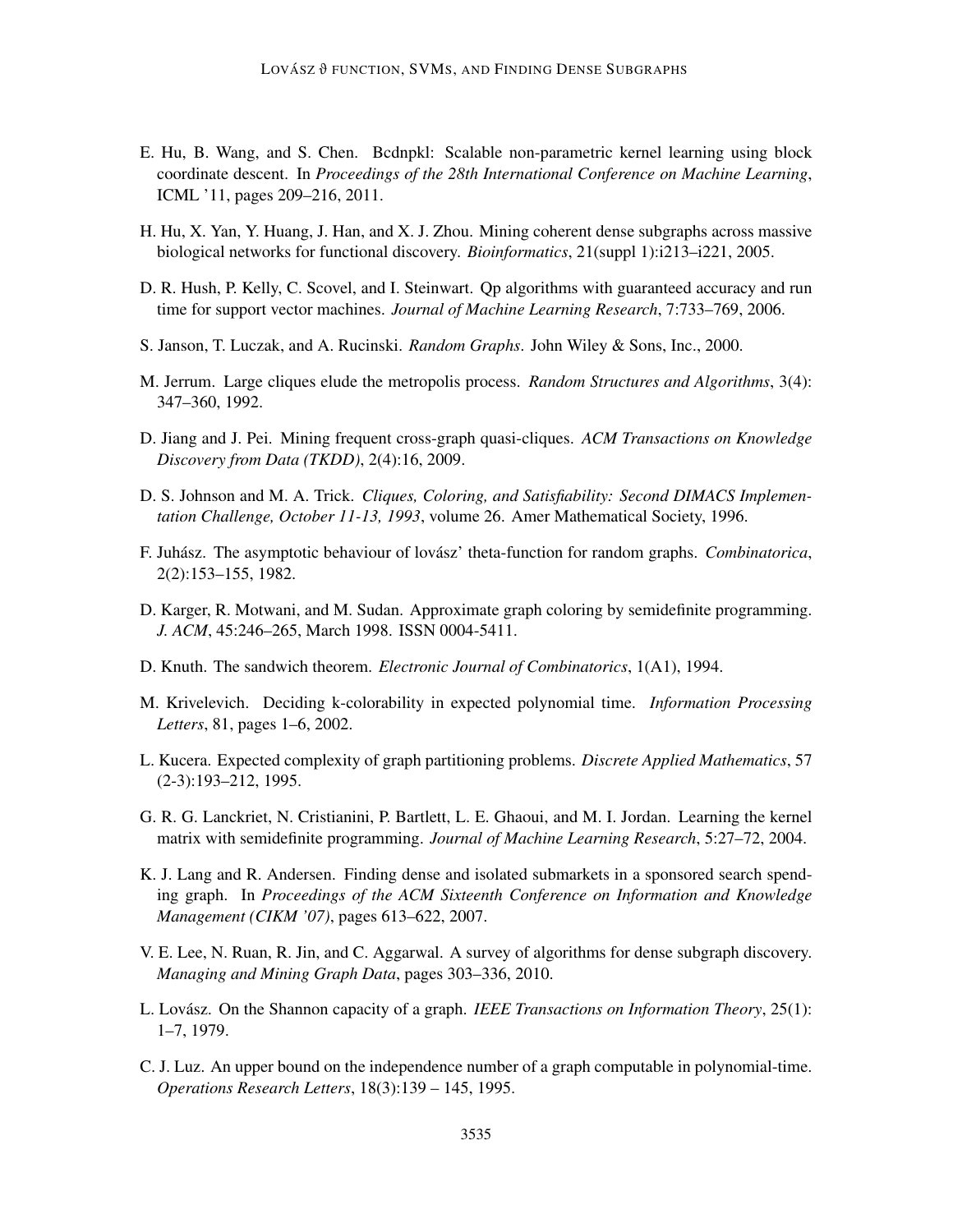E. Hu, B. Wang, and S. Chen. Bcdnpkl: Scalable non-parametric kernel learning using block coordinate descent. In *Proceedings of the 28th International Conference on Machine Learning*, ICML '11, pages 209–216, 2011.

H. Hu, X. Yan, Y. Huang, J. Han, and X. J. Zhou. Mining coherent dense subgraphs across massive biological networks for functional discovery. *Bioinformatics*, 21(suppl 1):i213–i221, 2005.

D. R. Hush, P. Kelly, C. Scovel, and I. Steinwart. Qp algorithms with guaranteed accuracy and run time for support vector machines. *Journal of Machine Learning Research*, 7:733–769, 2006.

S. Janson, T. Luczak, and A. Rucinski. *Random Graphs*. John Wiley & Sons, Inc., 2000.

M. Jerrum. Large cliques elude the metropolis process. *Random Structures and Algorithms*, 3(4): 347–360, 1992.

D. Jiang and J. Pei. Mining frequent cross-graph quasi-cliques. *ACM Transactions on Knowledge Discovery from Data (TKDD)*, 2(4):16, 2009.

D. S. Johnson and M. A. Trick. *Cliques, Coloring, and Satisfiability: Second DIMACS Implementation Challenge, October 11-13, 1993*, volume 26. Amer Mathematical Society, 1996.

F. Juhász. The asymptotic behaviour of lovász' theta-function for random graphs. *Combinatorica*, 2(2):153–155, 1982.

D. Karger, R. Motwani, and M. Sudan. Approximate graph coloring by semidefinite programming. *J. ACM*, 45:246–265, March 1998. ISSN 0004-5411.

D. Knuth. The sandwich theorem. *Electronic Journal of Combinatorics*, 1(A1), 1994.

M. Krivelevich. Deciding k-colorability in expected polynomial time. *Information Processing Letters*, 81, pages 1–6, 2002.

L. Kucera. Expected complexity of graph partitioning problems. *Discrete Applied Mathematics*, 57 (2-3):193–212, 1995.

G. R. G. Lanckriet, N. Cristianini, P. Bartlett, L. E. Ghaoui, and M. I. Jordan. Learning the kernel matrix with semidefinite programming. *Journal of Machine Learning Research*, 5:27–72, 2004.

K. J. Lang and R. Andersen. Finding dense and isolated submarkets in a sponsored search spending graph. In *Proceedings of the ACM Sixteenth Conference on Information and Knowledge Management (CIKM '07)*, pages 613–622, 2007.

V. E. Lee, N. Ruan, R. Jin, and C. Aggarwal. A survey of algorithms for dense subgraph discovery. *Managing and Mining Graph Data*, pages 303–336, 2010.

L. Lovász. On the Shannon capacity of a graph. *IEEE Transactions on Information Theory*, 25(1): 1–7, 1979.

C. J. Luz. An upper bound on the independence number of a graph computable in polynomial-time. *Operations Research Letters*, 18(3):139 – 145, 1995.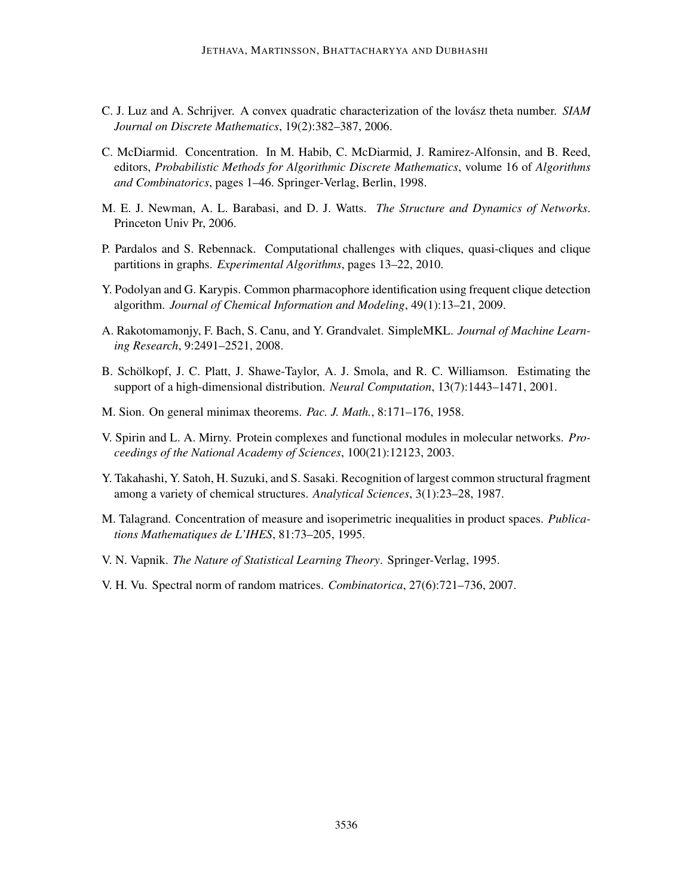C. J. Luz and A. Schrijver. A convex quadratic characterization of the lovász theta number. *SIAM Journal on Discrete Mathematics*, 19(2):382–387, 2006.

C. McDiarmid. Concentration. In M. Habib, C. McDiarmid, J. Ramirez-Alfonsin, and B. Reed, editors, *Probabilistic Methods for Algorithmic Discrete Mathematics*, volume 16 of *Algorithms and Combinatorics*, pages 1–46. Springer-Verlag, Berlin, 1998.

M. E. J. Newman, A. L. Barabasi, and D. J. Watts. *The Structure and Dynamics of Networks*. Princeton Univ Pr, 2006.

P. Pardalos and S. Rebennack. Computational challenges with cliques, quasi-cliques and clique partitions in graphs. *Experimental Algorithms*, pages 13–22, 2010.

Y. Podolyan and G. Karypis. Common pharmacophore identification using frequent clique detection algorithm. *Journal of Chemical Information and Modeling*, 49(1):13–21, 2009.

A. Rakotomamonjy, F. Bach, S. Canu, and Y. Grandvalet. SimpleMKL. *Journal of Machine Learning Research*, 9:2491–2521, 2008.

B. Schölkopf, J. C. Platt, J. Shawe-Taylor, A. J. Smola, and R. C. Williamson. Estimating the support of a high-dimensional distribution. *Neural Computation*, 13(7):1443–1471, 2001.

M. Sion. On general minimax theorems. *Pac. J. Math.*, 8:171–176, 1958.

V. Spirin and L. A. Mirny. Protein complexes and functional modules in molecular networks. *Proceedings of the National Academy of Sciences*, 100(21):12123, 2003.

Y. Takahashi, Y. Satoh, H. Suzuki, and S. Sasaki. Recognition of largest common structural fragment among a variety of chemical structures. *Analytical Sciences*, 3(1):23–28, 1987.

M. Talagrand. Concentration of measure and isoperimetric inequalities in product spaces. *Publications Mathematiques de L'IHES*, 81:73–205, 1995.

V. N. Vapnik. *The Nature of Statistical Learning Theory*. Springer-Verlag, 1995.

V. H. Vu. Spectral norm of random matrices. *Combinatorica*, 27(6):721–736, 2007.